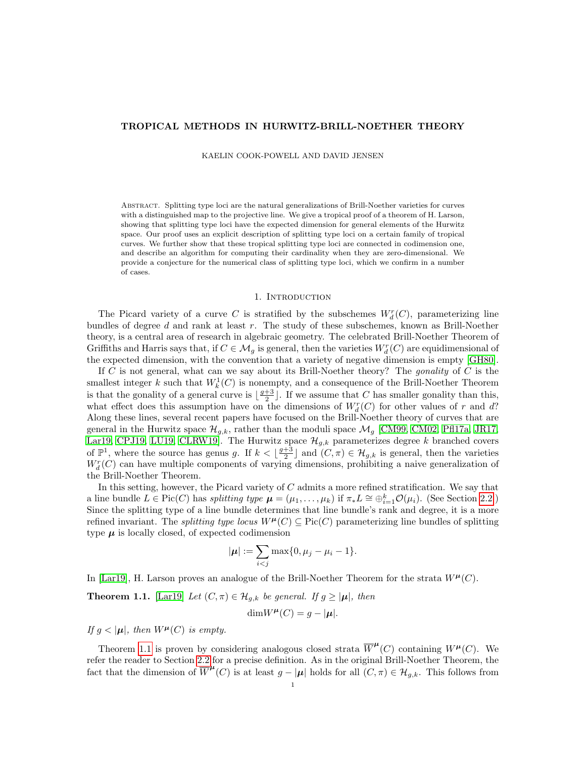# TROPICAL METHODS IN HURWITZ-BRILL-NOETHER THEORY

KAELIN COOK-POWELL AND DAVID JENSEN

Abstract. Splitting type loci are the natural generalizations of Brill-Noether varieties for curves with a distinguished map to the projective line. We give a tropical proof of a theorem of H. Larson, showing that splitting type loci have the expected dimension for general elements of the Hurwitz space. Our proof uses an explicit description of splitting type loci on a certain family of tropical curves. We further show that these tropical splitting type loci are connected in codimension one, and describe an algorithm for computing their cardinality when they are zero-dimensional. We provide a conjecture for the numerical class of splitting type loci, which we confirm in a number of cases.

## 1. Introduction

The Picard variety of a curve $C$ is stratified by the subschemes $W^r_d(C)$, parameterizing line bundles of degree $d$ and rank at least $r$. The study of these subschemes, known as Brill-Noether theory, is a central area of research in algebraic geometry. The celebrated Brill-Noether Theorem of Griffiths and Harris says that, if $C \in \mathcal{M}_g$ is general, then the varieties $W^r_d(C)$ are equidimensional of the expected dimension, with the convention that a variety of negative dimension is empty [GH80].

If $C$ is not general, what can we say about its Brill-Noether theory? The *gonality* of $C$ is the smallest integer $k$ such that $W^1_k(C)$ is nonempty, and a consequence of the Brill-Noether Theorem is that the gonality of a general curve is $\lfloor \frac{g+3}{2} \rfloor$. If we assume that $C$ has smaller gonality than this, what effect does this assumption have on the dimensions of $W^r_d(C)$ for other values of $r$ and $d$? Along these lines, several recent papers have focused on the Brill-Noether theory of curves that are general in the Hurwitz space $\mathcal{H}_{g,k}$, rather than the moduli space $\mathcal{M}_g$ [CM99, CM02, Pfl17a, JR17, Lar19, CPJ19, LU19, CLRW19]. The Hurwitz space $\mathcal{H}_{g,k}$ parameterizes degree $k$ branched covers of $\mathbb{P}^1$, where the source has genus $g$. If $k < \lfloor \frac{g+3}{2} \rfloor$ and $(C, \pi) \in \mathcal{H}_{g,k}$ is general, then the varieties $W^r_d(C)$ can have multiple components of varying dimensions, prohibiting a naive generalization of the Brill-Noether Theorem.

In this setting, however, the Picard variety of $C$ admits a more refined stratification. We say that a line bundle $L \in \mathrm{Pic}(C)$ has *splitting type* $\boldsymbol{\mu} = (\mu_1, \ldots, \mu_k)$ if $\pi_* L \cong \oplus_{i=1}^k \mathcal{O}(\mu_i)$. (See Section 2.2.) Since the splitting type of a line bundle determines that line bundle's rank and degree, it is a more refined invariant. The *splitting type locus* $W^{\boldsymbol{\mu}}(C) \subseteq \mathrm{Pic}(C)$ parameterizing line bundles of splitting type $\boldsymbol{\mu}$ is locally closed, of expected codimension

$$|\boldsymbol{\mu}| := \sum_{i<j} \max\{0, \mu_j - \mu_i - 1\}.$$

In [Lar19], H. Larson proves an analogue of the Brill-Noether Theorem for the strata $W^{\boldsymbol{\mu}}(C)$.

**Theorem 1.1.** [Lar19] *Let $(C, \pi) \in \mathcal{H}_{g,k}$ be general. If $g \geq |\boldsymbol{\mu}|$, then*

$$\dim W^{\boldsymbol{\mu}}(C) = g - |\boldsymbol{\mu}|.$$

*If $g < |\boldsymbol{\mu}|$, then $W^{\boldsymbol{\mu}}(C)$ is empty.*

Theorem 1.1 is proven by considering analogous closed strata $\overline{W}^{\boldsymbol{\mu}}(C)$ containing $W^{\boldsymbol{\mu}}(C)$. We refer the reader to Section 2.2 for a precise definition. As in the original Brill-Noether Theorem, the fact that the dimension of $\overline{W}^{\boldsymbol{\mu}}(C)$ is at least $g - |\boldsymbol{\mu}|$ holds for all $(C, \pi) \in \mathcal{H}_{g,k}$. This follows from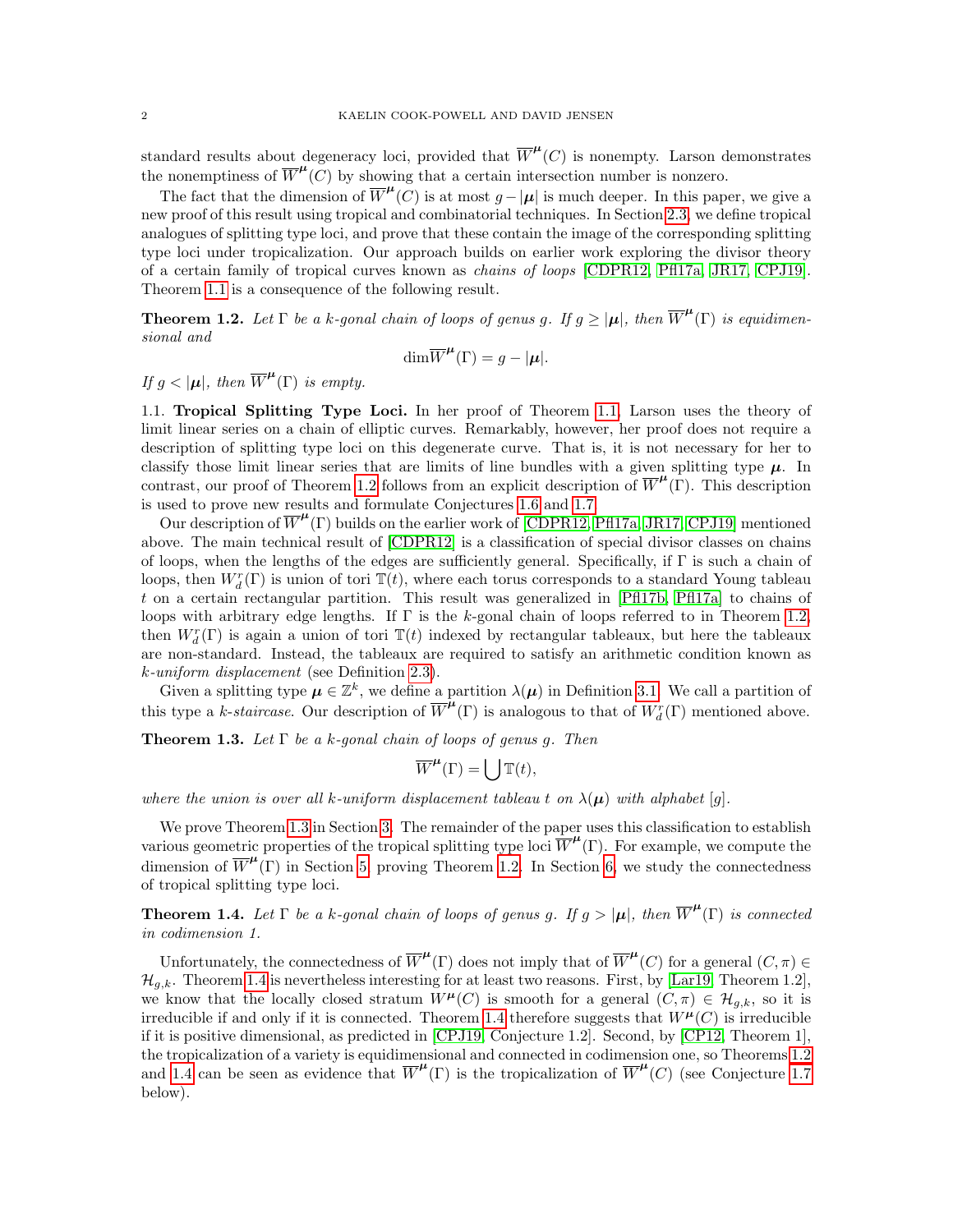standard results about degeneracy loci, provided that $\overline{W}^{\boldsymbol{\mu}}(C)$ is nonempty. Larson demonstrates the nonemptiness of $\overline{W}^{\boldsymbol{\mu}}(C)$ by showing that a certain intersection number is nonzero.

The fact that the dimension of $\overline{W}^{\boldsymbol{\mu}}(C)$ is at most $g - |\boldsymbol{\mu}|$ is much deeper. In this paper, we give a new proof of this result using tropical and combinatorial techniques. In Section 2.3, we define tropical analogues of splitting type loci, and prove that these contain the image of the corresponding splitting type loci under tropicalization. Our approach builds on earlier work exploring the divisor theory of a certain family of tropical curves known as *chains of loops* [CDPR12, Pfl17a, JR17, CPJ19]. Theorem 1.1 is a consequence of the following result.

**Theorem 1.2.** *Let $\Gamma$ be a $k$-gonal chain of loops of genus $g$. If $g \geq |\boldsymbol{\mu}|$, then $\overline{W}^{\boldsymbol{\mu}}(\Gamma)$ is equidimensional and*

$$\dim \overline{W}^{\boldsymbol{\mu}}(\Gamma) = g - |\boldsymbol{\mu}|.$$

*If $g < |\boldsymbol{\mu}|$, then $\overline{W}^{\boldsymbol{\mu}}(\Gamma)$ is empty.*

1.1. **Tropical Splitting Type Loci.** In her proof of Theorem 1.1, Larson uses the theory of limit linear series on a chain of elliptic curves. Remarkably, however, her proof does not require a description of splitting type loci on this degenerate curve. That is, it is not necessary for her to classify those limit linear series that are limits of line bundles with a given splitting type $\boldsymbol{\mu}$. In contrast, our proof of Theorem 1.2 follows from an explicit description of $\overline{W}^{\boldsymbol{\mu}}(\Gamma)$. This description is used to prove new results and formulate Conjectures 1.6 and 1.7.

Our description of $\overline{W}^{\boldsymbol{\mu}}(\Gamma)$ builds on the earlier work of [CDPR12, Pfl17a, JR17, CPJ19] mentioned above. The main technical result of [CDPR12] is a classification of special divisor classes on chains of loops, when the lengths of the edges are sufficiently general. Specifically, if $\Gamma$ is such a chain of loops, then $W^r_d(\Gamma)$ is union of tori $\mathbb{T}(t)$, where each torus corresponds to a standard Young tableau $t$ on a certain rectangular partition. This result was generalized in [Pfl17b, Pfl17a] to chains of loops with arbitrary edge lengths. If $\Gamma$ is the $k$-gonal chain of loops referred to in Theorem 1.2, then $W^r_d(\Gamma)$ is again a union of tori $\mathbb{T}(t)$ indexed by rectangular tableaux, but here the tableaux are non-standard. Instead, the tableaux are required to satisfy an arithmetic condition known as *$k$-uniform displacement* (see Definition 2.3).

Given a splitting type $\boldsymbol{\mu} \in \mathbb{Z}^k$, we define a partition $\lambda(\boldsymbol{\mu})$ in Definition 3.1. We call a partition of this type a *$k$-staircase*. Our description of $\overline{W}^{\boldsymbol{\mu}}(\Gamma)$ is analogous to that of $W^r_d(\Gamma)$ mentioned above.

**Theorem 1.3.** *Let $\Gamma$ be a $k$-gonal chain of loops of genus $g$. Then*

$$\overline{W}^{\boldsymbol{\mu}}(\Gamma) = \bigcup \mathbb{T}(t),$$

*where the union is over all $k$-uniform displacement tableau $t$ on $\lambda(\boldsymbol{\mu})$ with alphabet $[g]$.*

We prove Theorem 1.3 in Section 3. The remainder of the paper uses this classification to establish various geometric properties of the tropical splitting type loci $\overline{W}^{\boldsymbol{\mu}}(\Gamma)$. For example, we compute the dimension of $\overline{W}^{\boldsymbol{\mu}}(\Gamma)$ in Section 5, proving Theorem 1.2. In Section 6, we study the connectedness of tropical splitting type loci.

**Theorem 1.4.** *Let $\Gamma$ be a $k$-gonal chain of loops of genus $g$. If $g > |\boldsymbol{\mu}|$, then $\overline{W}^{\boldsymbol{\mu}}(\Gamma)$ is connected in codimension 1.*

Unfortunately, the connectedness of $\overline{W}^{\boldsymbol{\mu}}(\Gamma)$ does not imply that of $\overline{W}^{\boldsymbol{\mu}}(C)$ for a general $(C, \pi) \in \mathcal{H}_{g,k}$. Theorem 1.4 is nevertheless interesting for at least two reasons. First, by [Lar19, Theorem 1.2], we know that the locally closed stratum $W^{\boldsymbol{\mu}}(C)$ is smooth for a general $(C, \pi) \in \mathcal{H}_{g,k}$, so it is irreducible if and only if it is connected. Theorem 1.4 therefore suggests that $W^{\boldsymbol{\mu}}(C)$ is irreducible if it is positive dimensional, as predicted in [CPJ19, Conjecture 1.2]. Second, by [CP12, Theorem 1], the tropicalization of a variety is equidimensional and connected in codimension one, so Theorems 1.2 and 1.4 can be seen as evidence that $\overline{W}^{\boldsymbol{\mu}}(\Gamma)$ is the tropicalization of $\overline{W}^{\boldsymbol{\mu}}(C)$ (see Conjecture 1.7 below).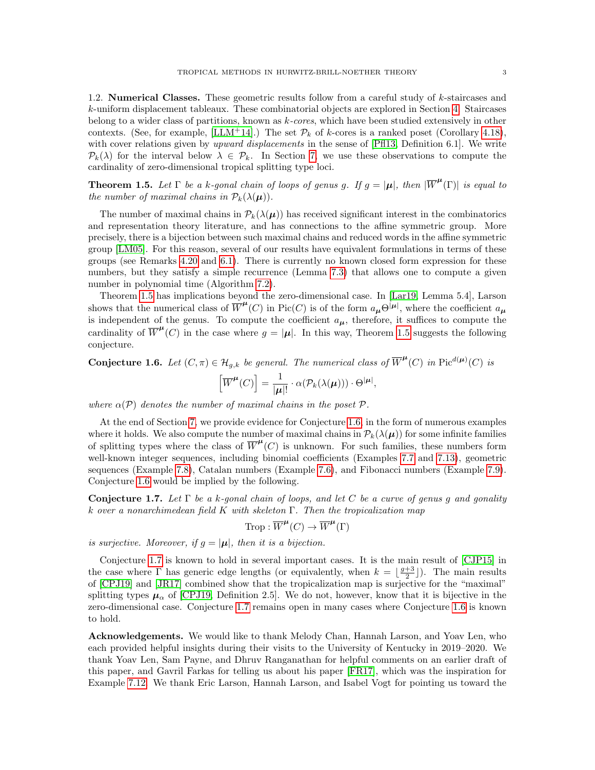1.2. **Numerical Classes.** These geometric results follow from a careful study of $k$-staircases and $k$-uniform displacement tableaux. These combinatorial objects are explored in Section 4. Staircases belong to a wider class of partitions, known as *$k$-cores*, which have been studied extensively in other contexts. (See, for example, [LLM+14].) The set $\mathcal{P}_k$ of $k$-cores is a ranked poset (Corollary 4.18), with cover relations given by *upward displacements* in the sense of [Pfl13, Definition 6.1]. We write $\mathcal{P}_k(\lambda)$ for the interval below $\lambda \in \mathcal{P}_k$. In Section 7, we use these observations to compute the cardinality of zero-dimensional tropical splitting type loci.

**Theorem 1.5.** *Let $\Gamma$ be a $k$-gonal chain of loops of genus $g$. If $g = |\boldsymbol{\mu}|$, then $|\overline{W}^{\boldsymbol{\mu}}(\Gamma)|$ is equal to the number of maximal chains in $\mathcal{P}_k(\lambda(\boldsymbol{\mu}))$.*

The number of maximal chains in $\mathcal{P}_k(\lambda(\boldsymbol{\mu}))$ has received significant interest in the combinatorics and representation theory literature, and has connections to the affine symmetric group. More precisely, there is a bijection between such maximal chains and reduced words in the affine symmetric group [LM05]. For this reason, several of our results have equivalent formulations in terms of these groups (see Remarks 4.20 and 6.1). There is currently no known closed form expression for these numbers, but they satisfy a simple recurrence (Lemma 7.3) that allows one to compute a given number in polynomial time (Algorithm 7.2).

Theorem 1.5 has implications beyond the zero-dimensional case. In [Lar19, Lemma 5.4], Larson shows that the numerical class of $\overline{W}^{\boldsymbol{\mu}}(C)$ in $\mathrm{Pic}(C)$ is of the form $a_{\boldsymbol{\mu}}\Theta^{|\boldsymbol{\mu}|}$, where the coefficient $a_{\boldsymbol{\mu}}$ is independent of the genus. To compute the coefficient $a_{\boldsymbol{\mu}}$, therefore, it suffices to compute the cardinality of $\overline{W}^{\boldsymbol{\mu}}(C)$ in the case where $g = |\boldsymbol{\mu}|$. In this way, Theorem 1.5 suggests the following conjecture.

**Conjecture 1.6.** *Let $(C, \pi) \in \mathcal{H}_{g,k}$ be general. The numerical class of $\overline{W}^{\boldsymbol{\mu}}(C)$ in $\mathrm{Pic}^{d(\boldsymbol{\mu})}(C)$ is*

$$\left[\overline{W}^{\boldsymbol{\mu}}(C)\right] = \frac{1}{|\boldsymbol{\mu}|!} \cdot \alpha(\mathcal{P}_k(\lambda(\boldsymbol{\mu}))) \cdot \Theta^{|\boldsymbol{\mu}|},$$

*where $\alpha(\mathcal{P})$ denotes the number of maximal chains in the poset $\mathcal{P}$.*

At the end of Section 7, we provide evidence for Conjecture 1.6, in the form of numerous examples where it holds. We also compute the number of maximal chains in $\mathcal{P}_k(\lambda(\boldsymbol{\mu}))$ for some infinite families of splitting types where the class of $\overline{W}^{\boldsymbol{\mu}}(C)$ is unknown. For such families, these numbers form well-known integer sequences, including binomial coefficients (Examples 7.7 and 7.13), geometric sequences (Example 7.8), Catalan numbers (Example 7.6), and Fibonacci numbers (Example 7.9). Conjecture 1.6 would be implied by the following.

**Conjecture 1.7.** *Let $\Gamma$ be a $k$-gonal chain of loops, and let $C$ be a curve of genus $g$ and gonality $k$ over a nonarchimedean field $K$ with skeleton $\Gamma$. Then the tropicalization map*

$$\mathrm{Trop} : \overline{W}^{\boldsymbol{\mu}}(C) \to \overline{W}^{\boldsymbol{\mu}}(\Gamma)$$

*is surjective. Moreover, if $g = |\boldsymbol{\mu}|$, then it is a bijection.*

Conjecture 1.7 is known to hold in several important cases. It is the main result of [CJP15] in the case where $\Gamma$ has generic edge lengths (or equivalently, when $k = \lfloor \frac{g+3}{2} \rfloor$). The main results of [CPJ19] and [JR17] combined show that the tropicalization map is surjective for the "maximal" splitting types $\boldsymbol{\mu}_\alpha$ of [CPJ19, Definition 2.5]. We do not, however, know that it is bijective in the zero-dimensional case. Conjecture 1.7 remains open in many cases where Conjecture 1.6 is known to hold.

**Acknowledgements.** We would like to thank Melody Chan, Hannah Larson, and Yoav Len, who each provided helpful insights during their visits to the University of Kentucky in 2019–2020. We thank Yoav Len, Sam Payne, and Dhruv Ranganathan for helpful comments on an earlier draft of this paper, and Gavril Farkas for telling us about his paper [FR17], which was the inspiration for Example 7.12. We thank Eric Larson, Hannah Larson, and Isabel Vogt for pointing us toward the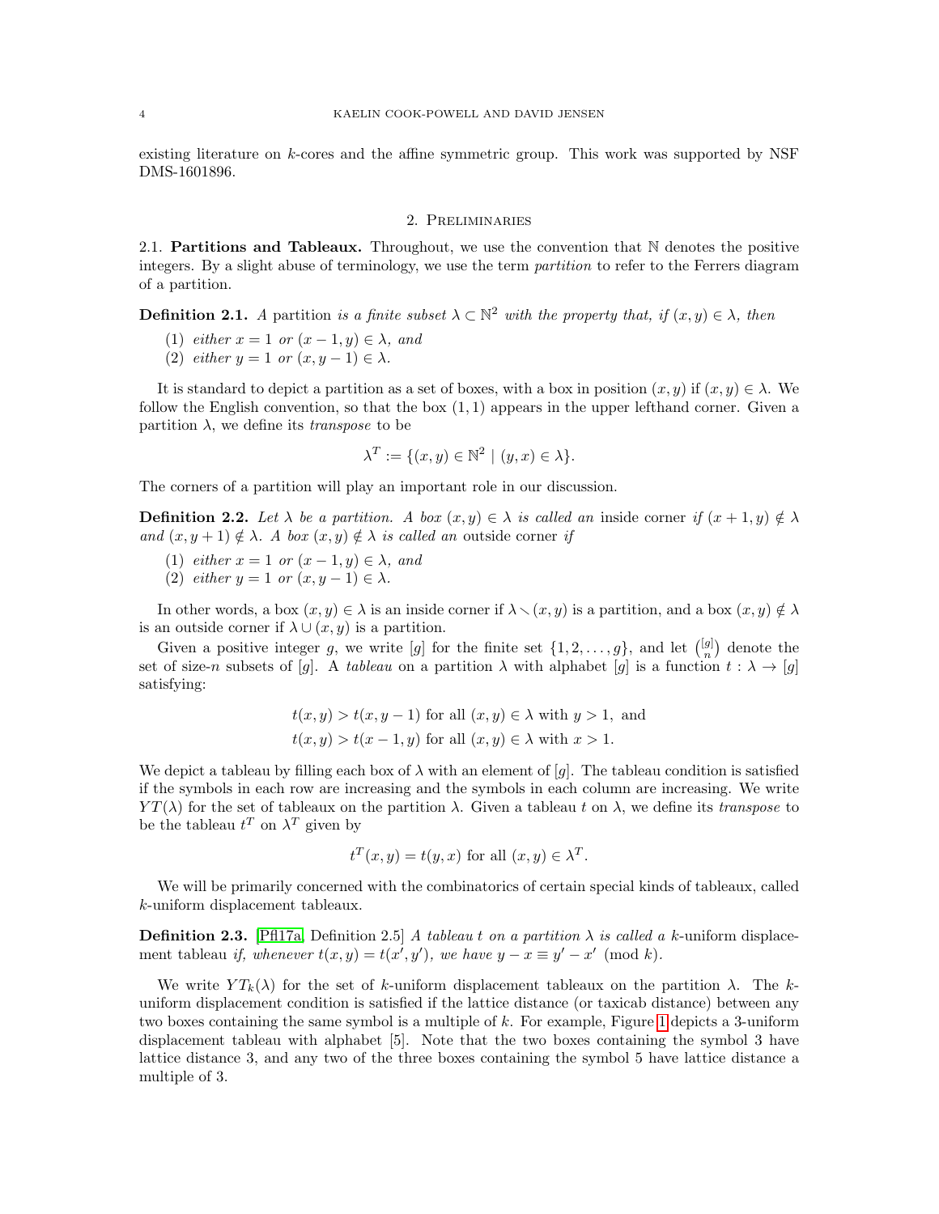existing literature on $k$-cores and the affine symmetric group. This work was supported by NSF DMS-1601896.

## 2. Preliminaries

### 2.1. Partitions and Tableaux.

Throughout, we use the convention that $\mathbb{N}$ denotes the positive integers. By a slight abuse of terminology, we use the term *partition* to refer to the Ferrers diagram of a partition.

**Definition 2.1.** *A* partition *is a finite subset $\lambda \subset \mathbb{N}^2$ with the property that, if $(x,y) \in \lambda$, then*

1. *either $x = 1$ or $(x-1,y) \in \lambda$, and*
2. *either $y = 1$ or $(x,y-1) \in \lambda$.*

It is standard to depict a partition as a set of boxes, with a box in position $(x,y)$ if $(x,y) \in \lambda$. We follow the English convention, so that the box $(1,1)$ appears in the upper lefthand corner. Given a partition $\lambda$, we define its *transpose* to be

$$\lambda^T := \{(x,y) \in \mathbb{N}^2 \mid (y,x) \in \lambda\}.$$

The corners of a partition will play an important role in our discussion.

**Definition 2.2.** *Let $\lambda$ be a partition. A box $(x,y) \in \lambda$ is called an* inside corner *if $(x+1,y) \notin \lambda$ and $(x,y+1) \notin \lambda$. A box $(x,y) \notin \lambda$ is called an* outside corner *if*

1. *either $x = 1$ or $(x-1,y) \in \lambda$, and*
2. *either $y = 1$ or $(x,y-1) \in \lambda$.*

In other words, a box $(x,y) \in \lambda$ is an inside corner if $\lambda \smallsetminus (x,y)$ is a partition, and a box $(x,y) \notin \lambda$ is an outside corner if $\lambda \cup (x,y)$ is a partition.

Given a positive integer $g$, we write $[g]$ for the finite set $\{1,2,\ldots,g\}$, and let $\binom{[g]}{n}$ denote the set of size-$n$ subsets of $[g]$. A *tableau* on a partition $\lambda$ with alphabet $[g]$ is a function $t : \lambda \to [g]$ satisfying:

$$t(x,y) > t(x,y-1) \text{ for all } (x,y) \in \lambda \text{ with } y > 1, \text{ and}$$
$$t(x,y) > t(x-1,y) \text{ for all } (x,y) \in \lambda \text{ with } x > 1.$$

We depict a tableau by filling each box of $\lambda$ with an element of $[g]$. The tableau condition is satisfied if the symbols in each row are increasing and the symbols in each column are increasing. We write $YT(\lambda)$ for the set of tableaux on the partition $\lambda$. Given a tableau $t$ on $\lambda$, we define its *transpose* to be the tableau $t^T$ on $\lambda^T$ given by

$$t^T(x,y) = t(y,x) \text{ for all } (x,y) \in \lambda^T.$$

We will be primarily concerned with the combinatorics of certain special kinds of tableaux, called $k$-uniform displacement tableaux.

**Definition 2.3.** [Pfl17a, Definition 2.5] *A tableau $t$ on a partition $\lambda$ is called a $k$-*uniform displacement tableau *if, whenever $t(x,y) = t(x',y')$, we have $y - x \equiv y' - x' \pmod{k}$.*

We write $YT_k(\lambda)$ for the set of $k$-uniform displacement tableaux on the partition $\lambda$. The $k$-uniform displacement condition is satisfied if the lattice distance (or taxicab distance) between any two boxes containing the same symbol is a multiple of $k$. For example, Figure 1 depicts a 3-uniform displacement tableau with alphabet $[5]$. Note that the two boxes containing the symbol 3 have lattice distance 3, and any two of the three boxes containing the symbol 5 have lattice distance a multiple of 3.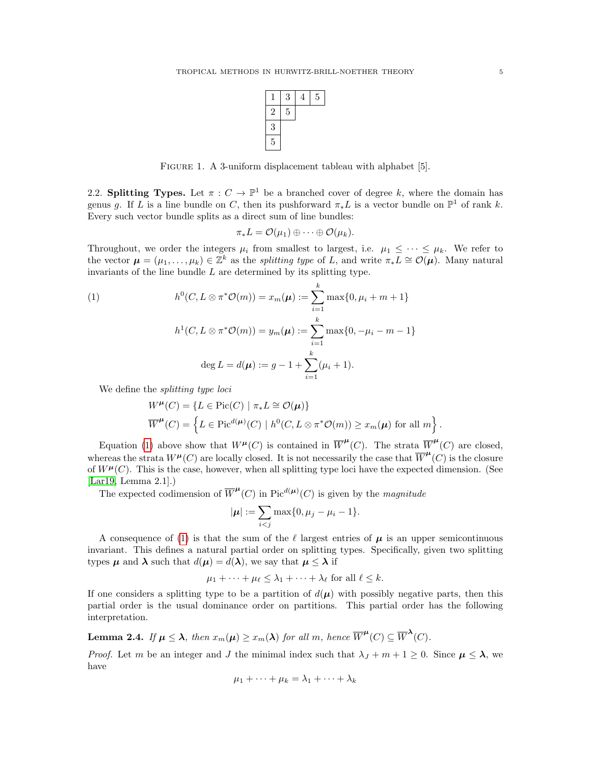| 1 | 3 | 4 | 5 |
|---|---|---|---|
| 2 | 5 | | |
| 3 | | | |
| 5 | | | |

FIGURE 1. A 3-uniform displacement tableau with alphabet [5].

### 2.2. Splitting Types.

Let $\pi : C \to \mathbb{P}^1$ be a branched cover of degree $k$, where the domain has genus $g$. If $L$ is a line bundle on $C$, then its pushforward $\pi_* L$ is a vector bundle on $\mathbb{P}^1$ of rank $k$. Every such vector bundle splits as a direct sum of line bundles:

$$\pi_* L = \mathcal{O}(\mu_1) \oplus \cdots \oplus \mathcal{O}(\mu_k).$$

Throughout, we order the integers $\mu_i$ from smallest to largest, i.e. $\mu_1 \leq \cdots \leq \mu_k$. We refer to the vector $\boldsymbol{\mu} = (\mu_1, \ldots, \mu_k) \in \mathbb{Z}^k$ as the *splitting type* of $L$, and write $\pi_* L \cong \mathcal{O}(\boldsymbol{\mu})$. Many natural invariants of the line bundle $L$ are determined by its splitting type.

$$h^0(C, L \otimes \pi^* \mathcal{O}(m)) = x_m(\boldsymbol{\mu}) := \sum_{i=1}^{k} \max\{0, \mu_i + m + 1\} \tag{1}$$

$$h^1(C, L \otimes \pi^* \mathcal{O}(m)) = y_m(\boldsymbol{\mu}) := \sum_{i=1}^{k} \max\{0, -\mu_i - m - 1\}$$

$$\deg L = d(\boldsymbol{\mu}) := g - 1 + \sum_{i=1}^{k} (\mu_i + 1).$$

We define the *splitting type loci*

$$W^{\boldsymbol{\mu}}(C) = \{L \in \mathrm{Pic}(C) \mid \pi_* L \cong \mathcal{O}(\boldsymbol{\mu})\}$$

$$\overline{W}^{\boldsymbol{\mu}}(C) = \left\{L \in \mathrm{Pic}^{d(\boldsymbol{\mu})}(C) \mid h^0(C, L \otimes \pi^* \mathcal{O}(m)) \geq x_m(\boldsymbol{\mu}) \text{ for all } m\right\}.$$

Equation (1) above show that $W^{\boldsymbol{\mu}}(C)$ is contained in $\overline{W}^{\boldsymbol{\mu}}(C)$. The strata $\overline{W}^{\boldsymbol{\mu}}(C)$ are closed, whereas the strata $W^{\boldsymbol{\mu}}(C)$ are locally closed. It is not necessarily the case that $\overline{W}^{\boldsymbol{\mu}}(C)$ is the closure of $W^{\boldsymbol{\mu}}(C)$. This is the case, however, when all splitting type loci have the expected dimension. (See [Lar19, Lemma 2.1].)

The expected codimension of $\overline{W}^{\boldsymbol{\mu}}(C)$ in $\mathrm{Pic}^{d(\boldsymbol{\mu})}(C)$ is given by the *magnitude*

$$|\boldsymbol{\mu}| := \sum_{i<j} \max\{0, \mu_j - \mu_i - 1\}.$$

A consequence of (1) is that the sum of the $\ell$ largest entries of $\boldsymbol{\mu}$ is an upper semicontinuous invariant. This defines a natural partial order on splitting types. Specifically, given two splitting types $\boldsymbol{\mu}$ and $\boldsymbol{\lambda}$ such that $d(\boldsymbol{\mu}) = d(\boldsymbol{\lambda})$, we say that $\boldsymbol{\mu} \leq \boldsymbol{\lambda}$ if

$$\mu_1 + \cdots + \mu_\ell \leq \lambda_1 + \cdots + \lambda_\ell \text{ for all } \ell \leq k.$$

If one considers a splitting type to be a partition of $d(\boldsymbol{\mu})$ with possibly negative parts, then this partial order is the usual dominance order on partitions. This partial order has the following interpretation.

**Lemma 2.4.** *If $\boldsymbol{\mu} \leq \boldsymbol{\lambda}$, then $x_m(\boldsymbol{\mu}) \geq x_m(\boldsymbol{\lambda})$ for all $m$, hence $\overline{W}^{\boldsymbol{\mu}}(C) \subseteq \overline{W}^{\boldsymbol{\lambda}}(C)$.*

*Proof.* Let $m$ be an integer and $J$ the minimal index such that $\lambda_J + m + 1 \geq 0$. Since $\boldsymbol{\mu} \leq \boldsymbol{\lambda}$, we have

$$\mu_1 + \cdots + \mu_k = \lambda_1 + \cdots + \lambda_k$$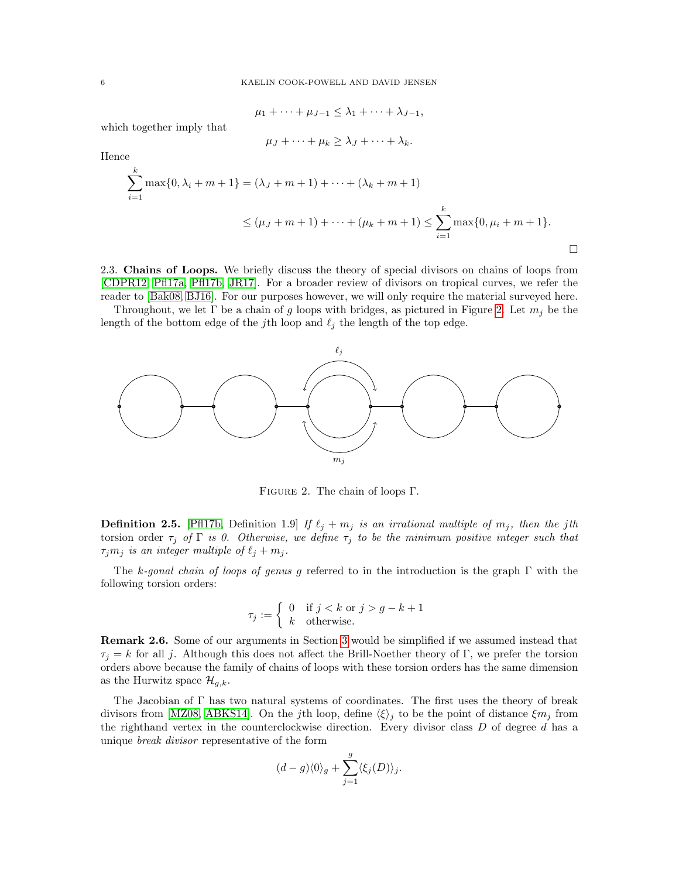$$\mu_1 + \cdots + \mu_{J-1} \leq \lambda_1 + \cdots + \lambda_{J-1},$$

which together imply that

$$\mu_J + \cdots + \mu_k \geq \lambda_J + \cdots + \lambda_k.$$

Hence

$$\sum_{i=1}^{k} \max\{0, \lambda_i + m + 1\} = (\lambda_J + m + 1) + \cdots + (\lambda_k + m + 1)$$

$$\leq (\mu_J + m + 1) + \cdots + (\mu_k + m + 1) \leq \sum_{i=1}^{k} \max\{0, \mu_i + m + 1\}.$$

□

### 2.3. Chains of Loops.

We briefly discuss the theory of special divisors on chains of loops from [CDPR12, Pfl17a, Pfl17b, JR17]. For a broader review of divisors on tropical curves, we refer the reader to [Bak08, BJ16]. For our purposes however, we will only require the material surveyed here.

Throughout, we let $\Gamma$ be a chain of $g$ loops with bridges, as pictured in Figure 2. Let $m_j$ be the length of the bottom edge of the $j$th loop and $\ell_j$ the length of the top edge.

Figure 2. The chain of loops $\Gamma$.

**Definition 2.5.** [Pfl17b, Definition 1.9] *If $\ell_j + m_j$ is an irrational multiple of $m_j$, then the $j$th* torsion order *$\tau_j$ of $\Gamma$ is 0. Otherwise, we define $\tau_j$ to be the minimum positive integer such that $\tau_j m_j$ is an integer multiple of $\ell_j + m_j$.*

The *$k$-gonal chain of loops of genus $g$* referred to in the introduction is the graph $\Gamma$ with the following torsion orders:

$$\tau_j := \begin{cases} 0 & \text{if } j < k \text{ or } j > g - k + 1 \\ k & \text{otherwise.} \end{cases}$$

**Remark 2.6.** Some of our arguments in Section 3 would be simplified if we assumed instead that $\tau_j = k$ for all $j$. Although this does not affect the Brill-Noether theory of $\Gamma$, we prefer the torsion orders above because the family of chains of loops with these torsion orders has the same dimension as the Hurwitz space $\mathcal{H}_{g,k}$.

The Jacobian of $\Gamma$ has two natural systems of coordinates. The first uses the theory of break divisors from [MZ08, ABKS14]. On the $j$th loop, define $\langle \xi \rangle_j$ to be the point of distance $\xi m_j$ from the righthand vertex in the counterclockwise direction. Every divisor class $D$ of degree $d$ has a unique *break divisor* representative of the form

$$(d - g)\langle 0 \rangle_g + \sum_{j=1}^{g} \langle \xi_j(D) \rangle_j.$$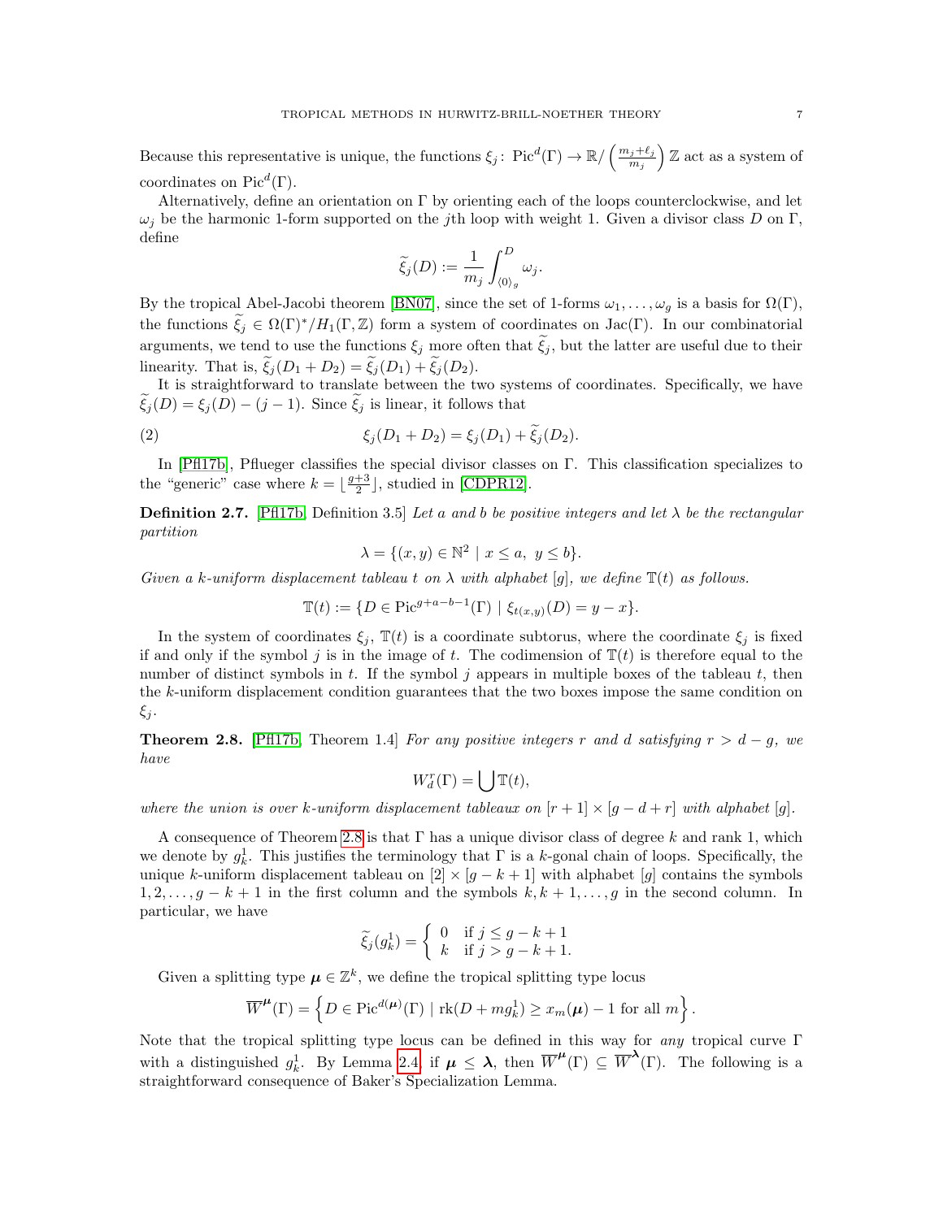Because this representative is unique, the functions $\xi_j \colon \operatorname{Pic}^d(\Gamma) \to \mathbb{R}/\left(\frac{m_j+\ell_j}{m_j}\right)\mathbb{Z}$ act as a system of coordinates on $\operatorname{Pic}^d(\Gamma)$.

Alternatively, define an orientation on $\Gamma$ by orienting each of the loops counterclockwise, and let $\omega_j$ be the harmonic 1-form supported on the $j$th loop with weight 1. Given a divisor class $D$ on $\Gamma$, define

$$\widetilde{\xi}_j(D) := \frac{1}{m_j}\int_{\langle 0\rangle_g}^{D} \omega_j.$$

By the tropical Abel-Jacobi theorem [BN07], since the set of 1-forms $\omega_1, \ldots, \omega_g$ is a basis for $\Omega(\Gamma)$, the functions $\widetilde{\xi}_j \in \Omega(\Gamma)^*/H_1(\Gamma, \mathbb{Z})$ form a system of coordinates on $\operatorname{Jac}(\Gamma)$. In our combinatorial arguments, we tend to use the functions $\xi_j$ more often that $\widetilde{\xi}_j$, but the latter are useful due to their linearity. That is, $\widetilde{\xi}_j(D_1 + D_2) = \widetilde{\xi}_j(D_1) + \widetilde{\xi}_j(D_2)$.

It is straightforward to translate between the two systems of coordinates. Specifically, we have $\widetilde{\xi}_j(D) = \xi_j(D) - (j-1)$. Since $\widetilde{\xi}_j$ is linear, it follows that

$$\xi_j(D_1 + D_2) = \xi_j(D_1) + \widetilde{\xi}_j(D_2). \tag{2}$$

In [Pfl17b], Pflueger classifies the special divisor classes on $\Gamma$. This classification specializes to the "generic" case where $k = \lfloor \frac{g+3}{2} \rfloor$, studied in [CDPR12].

**Definition 2.7.** [Pfl17b, Definition 3.5] *Let $a$ and $b$ be positive integers and let $\lambda$ be the rectangular partition*

$$\lambda = \{(x, y) \in \mathbb{N}^2 \mid x \leq a,\ y \leq b\}.$$

*Given a $k$-uniform displacement tableau $t$ on $\lambda$ with alphabet $[g]$, we define $\mathbb{T}(t)$ as follows.*

$$\mathbb{T}(t) := \{D \in \operatorname{Pic}^{g+a-b-1}(\Gamma) \mid \xi_{t(x,y)}(D) = y - x\}.$$

In the system of coordinates $\xi_j$, $\mathbb{T}(t)$ is a coordinate subtorus, where the coordinate $\xi_j$ is fixed if and only if the symbol $j$ is in the image of $t$. The codimension of $\mathbb{T}(t)$ is therefore equal to the number of distinct symbols in $t$. If the symbol $j$ appears in multiple boxes of the tableau $t$, then the $k$-uniform displacement condition guarantees that the two boxes impose the same condition on $\xi_j$.

**Theorem 2.8.** [Pfl17b, Theorem 1.4] *For any positive integers $r$ and $d$ satisfying $r > d - g$, we have*

$$W^r_d(\Gamma) = \bigcup \mathbb{T}(t),$$

*where the union is over $k$-uniform displacement tableaux on $[r+1] \times [g-d+r]$ with alphabet $[g]$.*

A consequence of Theorem 2.8 is that $\Gamma$ has a unique divisor class of degree $k$ and rank 1, which we denote by $g^1_k$. This justifies the terminology that $\Gamma$ is a $k$-gonal chain of loops. Specifically, the unique $k$-uniform displacement tableau on $[2] \times [g-k+1]$ with alphabet $[g]$ contains the symbols $1, 2, \ldots, g-k+1$ in the first column and the symbols $k, k+1, \ldots, g$ in the second column. In particular, we have

$$\widetilde{\xi}_j(g^1_k) = \begin{cases} 0 & \text{if } j \leq g-k+1 \\ k & \text{if } j > g-k+1. \end{cases}$$

Given a splitting type $\boldsymbol{\mu} \in \mathbb{Z}^k$, we define the tropical splitting type locus

$$\overline{W}^{\boldsymbol{\mu}}(\Gamma) = \left\{ D \in \operatorname{Pic}^{d(\boldsymbol{\mu})}(\Gamma) \mid \operatorname{rk}(D + m g^1_k) \geq x_m(\boldsymbol{\mu}) - 1 \text{ for all } m \right\}.$$

Note that the tropical splitting type locus can be defined in this way for *any* tropical curve $\Gamma$ with a distinguished $g^1_k$. By Lemma 2.4, if $\boldsymbol{\mu} \leq \boldsymbol{\lambda}$, then $\overline{W}^{\boldsymbol{\mu}}(\Gamma) \subseteq \overline{W}^{\boldsymbol{\lambda}}(\Gamma)$. The following is a straightforward consequence of Baker's Specialization Lemma.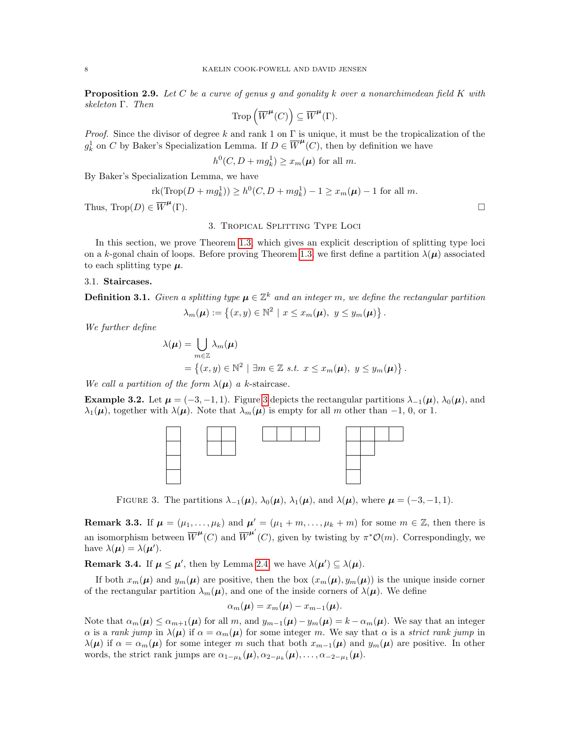**Proposition 2.9.** *Let $C$ be a curve of genus $g$ and gonality $k$ over a nonarchimedean field $K$ with skeleton $\Gamma$. Then*

$$\operatorname{Trop}\left(\overline{W}^{\boldsymbol{\mu}}(C)\right) \subseteq \overline{W}^{\boldsymbol{\mu}}(\Gamma).$$

*Proof.* Since the divisor of degree $k$ and rank 1 on $\Gamma$ is unique, it must be the tropicalization of the $g^1_k$ on $C$ by Baker's Specialization Lemma. If $D \in \overline{W}^{\boldsymbol{\mu}}(C)$, then by definition we have

$$h^0(C, D + mg^1_k) \geq x_m(\boldsymbol{\mu}) \text{ for all } m.$$

By Baker's Specialization Lemma, we have

$$\operatorname{rk}(\operatorname{Trop}(D + mg^1_k)) \geq h^0(C, D + mg^1_k) - 1 \geq x_m(\boldsymbol{\mu}) - 1 \text{ for all } m.$$

Thus, $\operatorname{Trop}(D) \in \overline{W}^{\boldsymbol{\mu}}(\Gamma)$. $\square$

## 3. Tropical Splitting Type Loci

In this section, we prove Theorem 1.3, which gives an explicit description of splitting type loci on a $k$-gonal chain of loops. Before proving Theorem 1.3, we first define a partition $\lambda(\boldsymbol{\mu})$ associated to each splitting type $\boldsymbol{\mu}$.

### 3.1. Staircases.

**Definition 3.1.** *Given a splitting type $\boldsymbol{\mu} \in \mathbb{Z}^k$ and an integer $m$, we define the rectangular partition*

$$\lambda_m(\boldsymbol{\mu}) := \left\{(x, y) \in \mathbb{N}^2 \mid x \leq x_m(\boldsymbol{\mu}),\ y \leq y_m(\boldsymbol{\mu})\right\}.$$

*We further define*

$$\begin{aligned}
\lambda(\boldsymbol{\mu}) &= \bigcup_{m \in \mathbb{Z}} \lambda_m(\boldsymbol{\mu}) \\
&= \left\{(x, y) \in \mathbb{N}^2 \mid \exists m \in \mathbb{Z} \text{ s.t. } x \leq x_m(\boldsymbol{\mu}),\ y \leq y_m(\boldsymbol{\mu})\right\}.
\end{aligned}$$

*We call a partition of the form $\lambda(\boldsymbol{\mu})$ a $k$*-staircase.

**Example 3.2.** Let $\boldsymbol{\mu} = (-3, -1, 1)$. Figure 3 depicts the rectangular partitions $\lambda_{-1}(\boldsymbol{\mu})$, $\lambda_0(\boldsymbol{\mu})$, and $\lambda_1(\boldsymbol{\mu})$, together with $\lambda(\boldsymbol{\mu})$. Note that $\lambda_m(\boldsymbol{\mu})$ is empty for all $m$ other than $-1$, $0$, or $1$.

Figure 3. The partitions $\lambda_{-1}(\boldsymbol{\mu})$, $\lambda_0(\boldsymbol{\mu})$, $\lambda_1(\boldsymbol{\mu})$, and $\lambda(\boldsymbol{\mu})$, where $\boldsymbol{\mu} = (-3, -1, 1)$.

**Remark 3.3.** If $\boldsymbol{\mu} = (\mu_1, \ldots, \mu_k)$ and $\boldsymbol{\mu}' = (\mu_1 + m, \ldots, \mu_k + m)$ for some $m \in \mathbb{Z}$, then there is an isomorphism between $\overline{W}^{\boldsymbol{\mu}}(C)$ and $\overline{W}^{\boldsymbol{\mu}'}(C)$, given by twisting by $\pi^*\mathcal{O}(m)$. Correspondingly, we have $\lambda(\boldsymbol{\mu}) = \lambda(\boldsymbol{\mu}')$.

**Remark 3.4.** If $\boldsymbol{\mu} \leq \boldsymbol{\mu}'$, then by Lemma 2.4, we have $\lambda(\boldsymbol{\mu}') \subseteq \lambda(\boldsymbol{\mu})$.

If both $x_m(\boldsymbol{\mu})$ and $y_m(\boldsymbol{\mu})$ are positive, then the box $(x_m(\boldsymbol{\mu}), y_m(\boldsymbol{\mu}))$ is the unique inside corner of the rectangular partition $\lambda_m(\boldsymbol{\mu})$, and one of the inside corners of $\lambda(\boldsymbol{\mu})$. We define

$$\alpha_m(\boldsymbol{\mu}) = x_m(\boldsymbol{\mu}) - x_{m-1}(\boldsymbol{\mu}).$$

Note that $\alpha_m(\boldsymbol{\mu}) \leq \alpha_{m+1}(\boldsymbol{\mu})$ for all $m$, and $y_{m-1}(\boldsymbol{\mu}) - y_m(\boldsymbol{\mu}) = k - \alpha_m(\boldsymbol{\mu})$. We say that an integer $\alpha$ is a *rank jump* in $\lambda(\boldsymbol{\mu})$ if $\alpha = \alpha_m(\boldsymbol{\mu})$ for some integer $m$. We say that $\alpha$ is a *strict rank jump* in $\lambda(\boldsymbol{\mu})$ if $\alpha = \alpha_m(\boldsymbol{\mu})$ for some integer $m$ such that both $x_{m-1}(\boldsymbol{\mu})$ and $y_m(\boldsymbol{\mu})$ are positive. In other words, the strict rank jumps are $\alpha_{1-\mu_k}(\boldsymbol{\mu}), \alpha_{2-\mu_k}(\boldsymbol{\mu}), \ldots, \alpha_{-2-\mu_1}(\boldsymbol{\mu})$.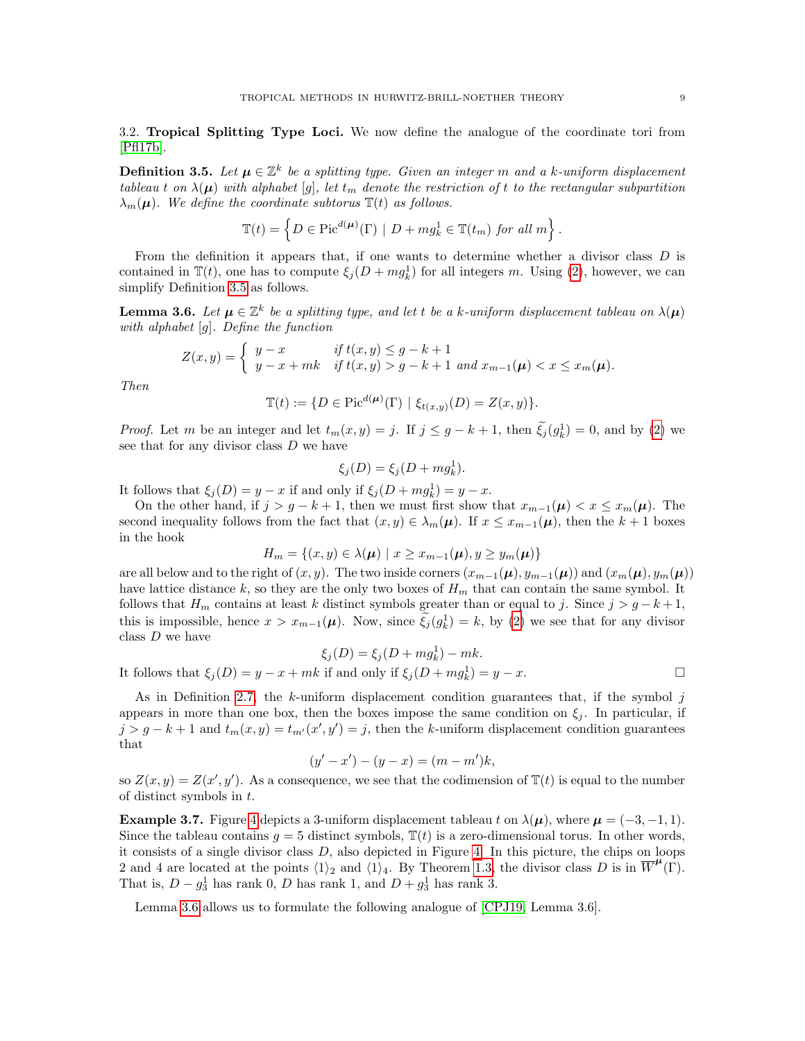3.2. **Tropical Splitting Type Loci.** We now define the analogue of the coordinate tori from [Pfl17b].

**Definition 3.5.** *Let $\boldsymbol{\mu} \in \mathbb{Z}^k$ be a splitting type. Given an integer $m$ and a $k$-uniform displacement tableau $t$ on $\lambda(\boldsymbol{\mu})$ with alphabet $[g]$, let $t_m$ denote the restriction of $t$ to the rectangular subpartition $\lambda_m(\boldsymbol{\mu})$. We define the coordinate subtorus $\mathbb{T}(t)$ as follows.*

$$\mathbb{T}(t) = \left\{ D \in \operatorname{Pic}^{d(\boldsymbol{\mu})}(\Gamma) \mid D + mg^1_k \in \mathbb{T}(t_m) \text{ for all } m \right\}.$$

From the definition it appears that, if one wants to determine whether a divisor class $D$ is contained in $\mathbb{T}(t)$, one has to compute $\xi_j(D + mg^1_k)$ for all integers $m$. Using (2), however, we can simplify Definition 3.5 as follows.

**Lemma 3.6.** *Let $\boldsymbol{\mu} \in \mathbb{Z}^k$ be a splitting type, and let $t$ be a $k$-uniform displacement tableau on $\lambda(\boldsymbol{\mu})$ with alphabet $[g]$. Define the function*

$$Z(x,y) = \begin{cases} y - x & \text{if } t(x,y) \leq g-k+1 \\ y - x + mk & \text{if } t(x,y) > g-k+1 \text{ and } x_{m-1}(\boldsymbol{\mu}) < x \leq x_m(\boldsymbol{\mu}). \end{cases}$$

*Then*

$$\mathbb{T}(t) := \{ D \in \operatorname{Pic}^{d(\boldsymbol{\mu})}(\Gamma) \mid \xi_{t(x,y)}(D) = Z(x,y) \}.$$

*Proof.* Let $m$ be an integer and let $t_m(x,y) = j$. If $j \leq g-k+1$, then $\widetilde{\xi}_j(g^1_k) = 0$, and by (2) we see that for any divisor class $D$ we have

$$\xi_j(D) = \xi_j(D + mg^1_k).$$

It follows that $\xi_j(D) = y - x$ if and only if $\xi_j(D + mg^1_k) = y - x$.

On the other hand, if $j > g-k+1$, then we must first show that $x_{m-1}(\boldsymbol{\mu}) < x \leq x_m(\boldsymbol{\mu})$. The second inequality follows from the fact that $(x,y) \in \lambda_m(\boldsymbol{\mu})$. If $x \leq x_{m-1}(\boldsymbol{\mu})$, then the $k+1$ boxes in the hook

$$H_m = \{ (x,y) \in \lambda(\boldsymbol{\mu}) \mid x \geq x_{m-1}(\boldsymbol{\mu}), y \geq y_m(\boldsymbol{\mu}) \}$$

are all below and to the right of $(x,y)$. The two inside corners $(x_{m-1}(\boldsymbol{\mu}), y_{m-1}(\boldsymbol{\mu}))$ and $(x_m(\boldsymbol{\mu}), y_m(\boldsymbol{\mu}))$ have lattice distance $k$, so they are the only two boxes of $H_m$ that can contain the same symbol. It follows that $H_m$ contains at least $k$ distinct symbols greater than or equal to $j$. Since $j > g-k+1$, this is impossible, hence $x > x_{m-1}(\boldsymbol{\mu})$. Now, since $\widetilde{\xi}_j(g^1_k) = k$, by (2) we see that for any divisor class $D$ we have

$$\xi_j(D) = \xi_j(D + mg^1_k) - mk.$$

It follows that $\xi_j(D) = y - x + mk$ if and only if $\xi_j(D + mg^1_k) = y - x$. $\square$

As in Definition 2.7, the $k$-uniform displacement condition guarantees that, if the symbol $j$ appears in more than one box, then the boxes impose the same condition on $\xi_j$. In particular, if $j > g-k+1$ and $t_m(x,y) = t_{m'}(x',y') = j$, then the $k$-uniform displacement condition guarantees that

$$(y' - x') - (y - x) = (m - m')k,$$

so $Z(x,y) = Z(x',y')$. As a consequence, we see that the codimension of $\mathbb{T}(t)$ is equal to the number of distinct symbols in $t$.

**Example 3.7.** Figure 4 depicts a 3-uniform displacement tableau $t$ on $\lambda(\boldsymbol{\mu})$, where $\boldsymbol{\mu} = (-3,-1,1)$. Since the tableau contains $g = 5$ distinct symbols, $\mathbb{T}(t)$ is a zero-dimensional torus. In other words, it consists of a single divisor class $D$, also depicted in Figure 4. In this picture, the chips on loops 2 and 4 are located at the points $\langle 1 \rangle_2$ and $\langle 1 \rangle_4$. By Theorem 1.3, the divisor class $D$ is in $\overline{W}^{\boldsymbol{\mu}}(\Gamma)$. That is, $D - g^1_3$ has rank 0, $D$ has rank 1, and $D + g^1_3$ has rank 3.

Lemma 3.6 allows us to formulate the following analogue of [CPJ19, Lemma 3.6].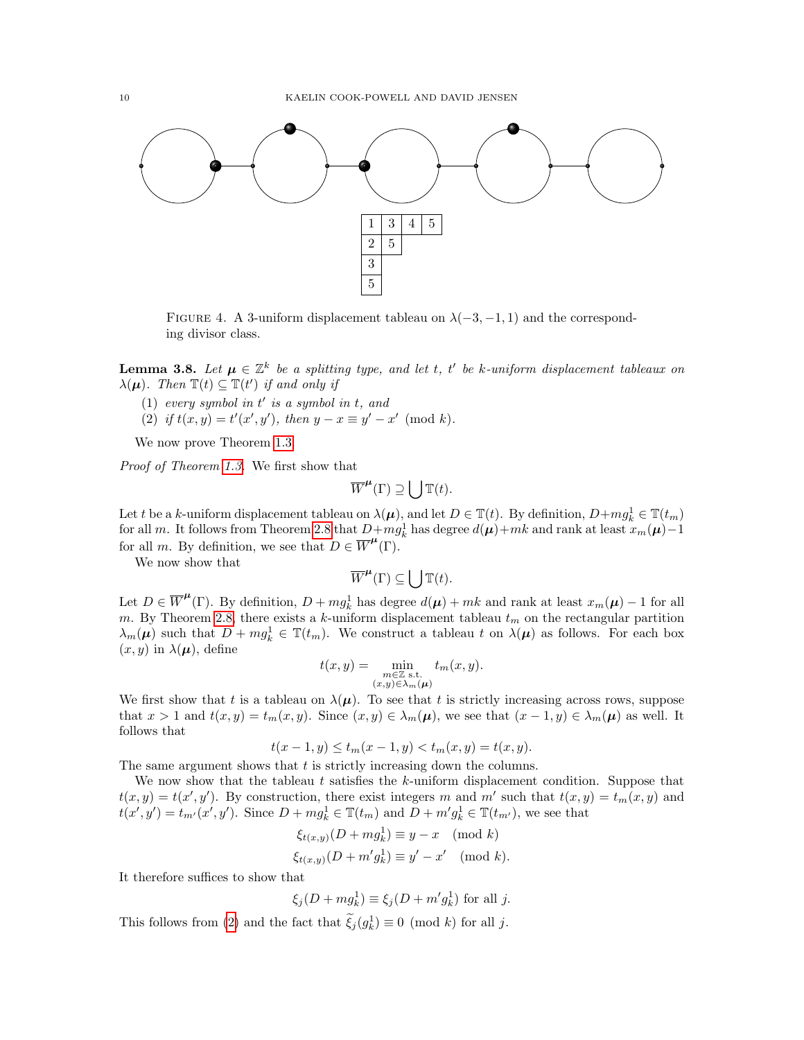| 1 | 3 | 4 | 5 |
|---|---|---|---|
| 2 | 5 | | |
| 3 | | | |
| 5 | | | |

Figure 4. A 3-uniform displacement tableau on $\lambda(-3,-1,1)$ and the corresponding divisor class.

**Lemma 3.8.** *Let $\boldsymbol{\mu} \in \mathbb{Z}^k$ be a splitting type, and let $t$, $t'$ be $k$-uniform displacement tableaux on $\lambda(\boldsymbol{\mu})$. Then $\mathbb{T}(t) \subseteq \mathbb{T}(t')$ if and only if*

1. *every symbol in $t'$ is a symbol in $t$, and*
2. *if $t(x,y) = t'(x',y')$, then $y - x \equiv y' - x' \pmod{k}$.*

We now prove Theorem 1.3.

*Proof of Theorem 1.3.* We first show that

$$\overline{W}^{\boldsymbol{\mu}}(\Gamma) \supseteq \bigcup \mathbb{T}(t).$$

Let $t$ be a $k$-uniform displacement tableau on $\lambda(\boldsymbol{\mu})$, and let $D \in \mathbb{T}(t)$. By definition, $D + mg^1_k \in \mathbb{T}(t_m)$ for all $m$. It follows from Theorem 2.8 that $D + mg^1_k$ has degree $d(\boldsymbol{\mu}) + mk$ and rank at least $x_m(\boldsymbol{\mu}) - 1$ for all $m$. By definition, we see that $D \in \overline{W}^{\boldsymbol{\mu}}(\Gamma)$.

We now show that

$$\overline{W}^{\boldsymbol{\mu}}(\Gamma) \subseteq \bigcup \mathbb{T}(t).$$

Let $D \in \overline{W}^{\boldsymbol{\mu}}(\Gamma)$. By definition, $D + mg^1_k$ has degree $d(\boldsymbol{\mu}) + mk$ and rank at least $x_m(\boldsymbol{\mu}) - 1$ for all $m$. By Theorem 2.8, there exists a $k$-uniform displacement tableau $t_m$ on the rectangular partition $\lambda_m(\boldsymbol{\mu})$ such that $D + mg^1_k \in \mathbb{T}(t_m)$. We construct a tableau $t$ on $\lambda(\boldsymbol{\mu})$ as follows. For each box $(x,y)$ in $\lambda(\boldsymbol{\mu})$, define

$$t(x,y) = \min_{\substack{m \in \mathbb{Z} \text{ s.t.} \\ (x,y) \in \lambda_m(\boldsymbol{\mu})}} t_m(x,y).$$

We first show that $t$ is a tableau on $\lambda(\boldsymbol{\mu})$. To see that $t$ is strictly increasing across rows, suppose that $x > 1$ and $t(x,y) = t_m(x,y)$. Since $(x,y) \in \lambda_m(\boldsymbol{\mu})$, we see that $(x-1,y) \in \lambda_m(\boldsymbol{\mu})$ as well. It follows that

$$t(x-1,y) \leq t_m(x-1,y) < t_m(x,y) = t(x,y).$$

The same argument shows that $t$ is strictly increasing down the columns.

We now show that the tableau $t$ satisfies the $k$-uniform displacement condition. Suppose that $t(x,y) = t(x',y')$. By construction, there exist integers $m$ and $m'$ such that $t(x,y) = t_m(x,y)$ and $t(x',y') = t_{m'}(x',y')$. Since $D + mg^1_k \in \mathbb{T}(t_m)$ and $D + m'g^1_k \in \mathbb{T}(t_{m'})$, we see that

$$\xi_{t(x,y)}(D + mg^1_k) \equiv y - x \pmod{k}$$
$$\xi_{t(x,y)}(D + m'g^1_k) \equiv y' - x' \pmod{k}.$$

It therefore suffices to show that

$$\xi_j(D + mg^1_k) \equiv \xi_j(D + m'g^1_k) \text{ for all } j.$$

This follows from (2) and the fact that $\widetilde{\xi}_j(g^1_k) \equiv 0 \pmod{k}$ for all $j$.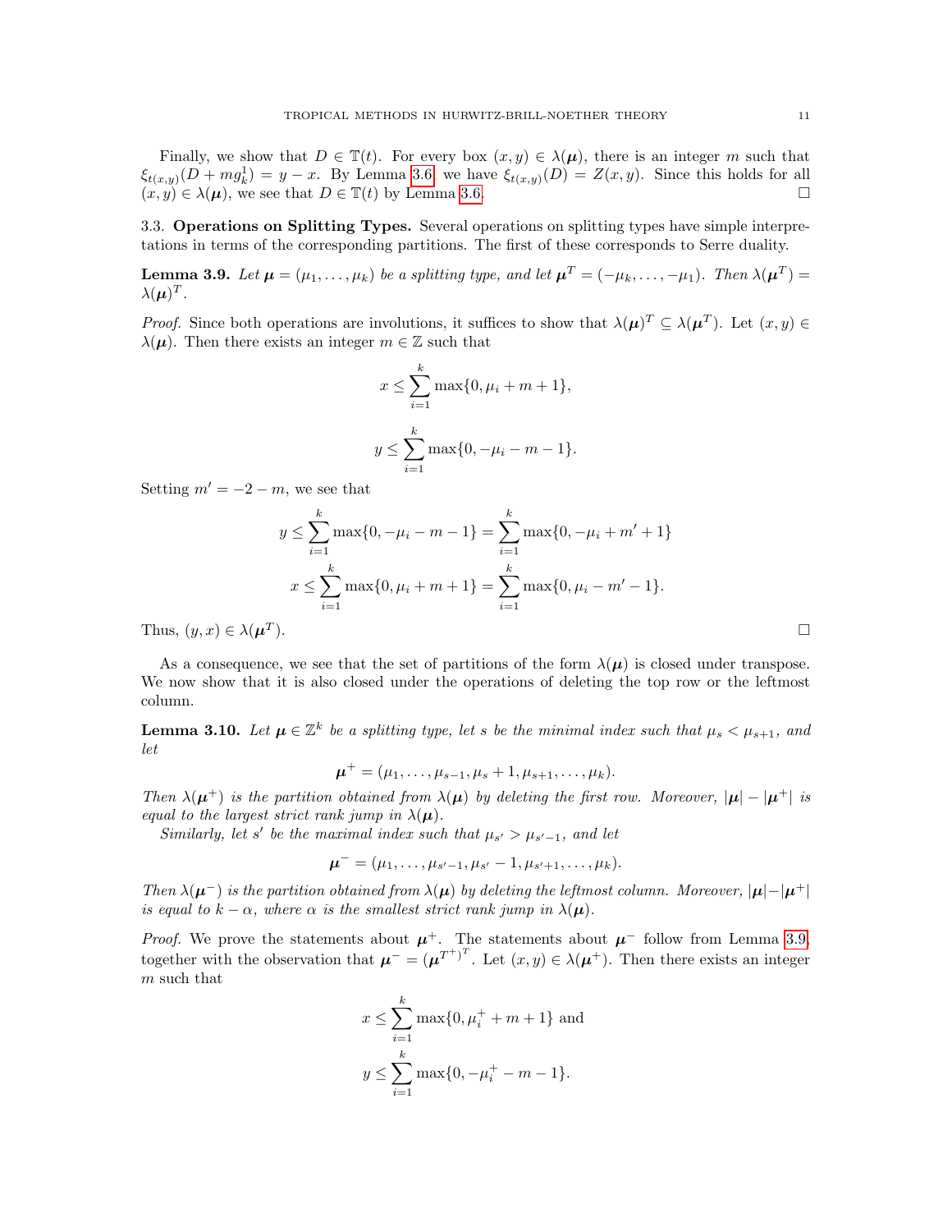Finally, we show that $D \in \mathbb{T}(t)$. For every box $(x,y) \in \lambda(\boldsymbol{\mu})$, there is an integer $m$ such that $\xi_{t(x,y)}(D + mg^1_k) = y - x$. By Lemma 3.6, we have $\xi_{t(x,y)}(D) = Z(x,y)$. Since this holds for all $(x,y) \in \lambda(\boldsymbol{\mu})$, we see that $D \in \mathbb{T}(t)$ by Lemma 3.6. □

### 3.3. Operations on Splitting Types.

Several operations on splitting types have simple interpretations in terms of the corresponding partitions. The first of these corresponds to Serre duality.

**Lemma 3.9.** *Let $\boldsymbol{\mu} = (\mu_1, \ldots, \mu_k)$ be a splitting type, and let $\boldsymbol{\mu}^T = (-\mu_k, \ldots, -\mu_1)$. Then $\lambda(\boldsymbol{\mu}^T) = \lambda(\boldsymbol{\mu})^T$.*

*Proof.* Since both operations are involutions, it suffices to show that $\lambda(\boldsymbol{\mu})^T \subseteq \lambda(\boldsymbol{\mu}^T)$. Let $(x,y) \in \lambda(\boldsymbol{\mu})$. Then there exists an integer $m \in \mathbb{Z}$ such that

$$x \leq \sum_{i=1}^{k} \max\{0, \mu_i + m + 1\},$$

$$y \leq \sum_{i=1}^{k} \max\{0, -\mu_i - m - 1\}.$$

Setting $m' = -2 - m$, we see that

$$y \leq \sum_{i=1}^{k} \max\{0, -\mu_i - m - 1\} = \sum_{i=1}^{k} \max\{0, -\mu_i + m' + 1\}$$

$$x \leq \sum_{i=1}^{k} \max\{0, \mu_i + m + 1\} = \sum_{i=1}^{k} \max\{0, \mu_i - m' - 1\}.$$

Thus, $(y,x) \in \lambda(\boldsymbol{\mu}^T)$. □

As a consequence, we see that the set of partitions of the form $\lambda(\boldsymbol{\mu})$ is closed under transpose. We now show that it is also closed under the operations of deleting the top row or the leftmost column.

**Lemma 3.10.** *Let $\boldsymbol{\mu} \in \mathbb{Z}^k$ be a splitting type, let $s$ be the minimal index such that $\mu_s < \mu_{s+1}$, and let*

$$\boldsymbol{\mu}^+ = (\mu_1, \ldots, \mu_{s-1}, \mu_s + 1, \mu_{s+1}, \ldots, \mu_k).$$

*Then $\lambda(\boldsymbol{\mu}^+)$ is the partition obtained from $\lambda(\boldsymbol{\mu})$ by deleting the first row. Moreover, $|\boldsymbol{\mu}| - |\boldsymbol{\mu}^+|$ is equal to the largest strict rank jump in $\lambda(\boldsymbol{\mu})$.*

*Similarly, let $s'$ be the maximal index such that $\mu_{s'} > \mu_{s'-1}$, and let*

$$\boldsymbol{\mu}^- = (\mu_1, \ldots, \mu_{s'-1}, \mu_{s'} - 1, \mu_{s'+1}, \ldots, \mu_k).$$

*Then $\lambda(\boldsymbol{\mu}^-)$ is the partition obtained from $\lambda(\boldsymbol{\mu})$ by deleting the leftmost column. Moreover, $|\boldsymbol{\mu}| - |\boldsymbol{\mu}^+|$ is equal to $k - \alpha$, where $\alpha$ is the smallest strict rank jump in $\lambda(\boldsymbol{\mu})$.*

*Proof.* We prove the statements about $\boldsymbol{\mu}^+$. The statements about $\boldsymbol{\mu}^-$ follow from Lemma 3.9, together with the observation that $\boldsymbol{\mu}^- = ({\boldsymbol{\mu}^{T}}^{+})^T$. Let $(x,y) \in \lambda(\boldsymbol{\mu}^+)$. Then there exists an integer $m$ such that

$$x \leq \sum_{i=1}^{k} \max\{0, \mu_i^+ + m + 1\} \text{ and}$$

$$y \leq \sum_{i=1}^{k} \max\{0, -\mu_i^+ - m - 1\}.$$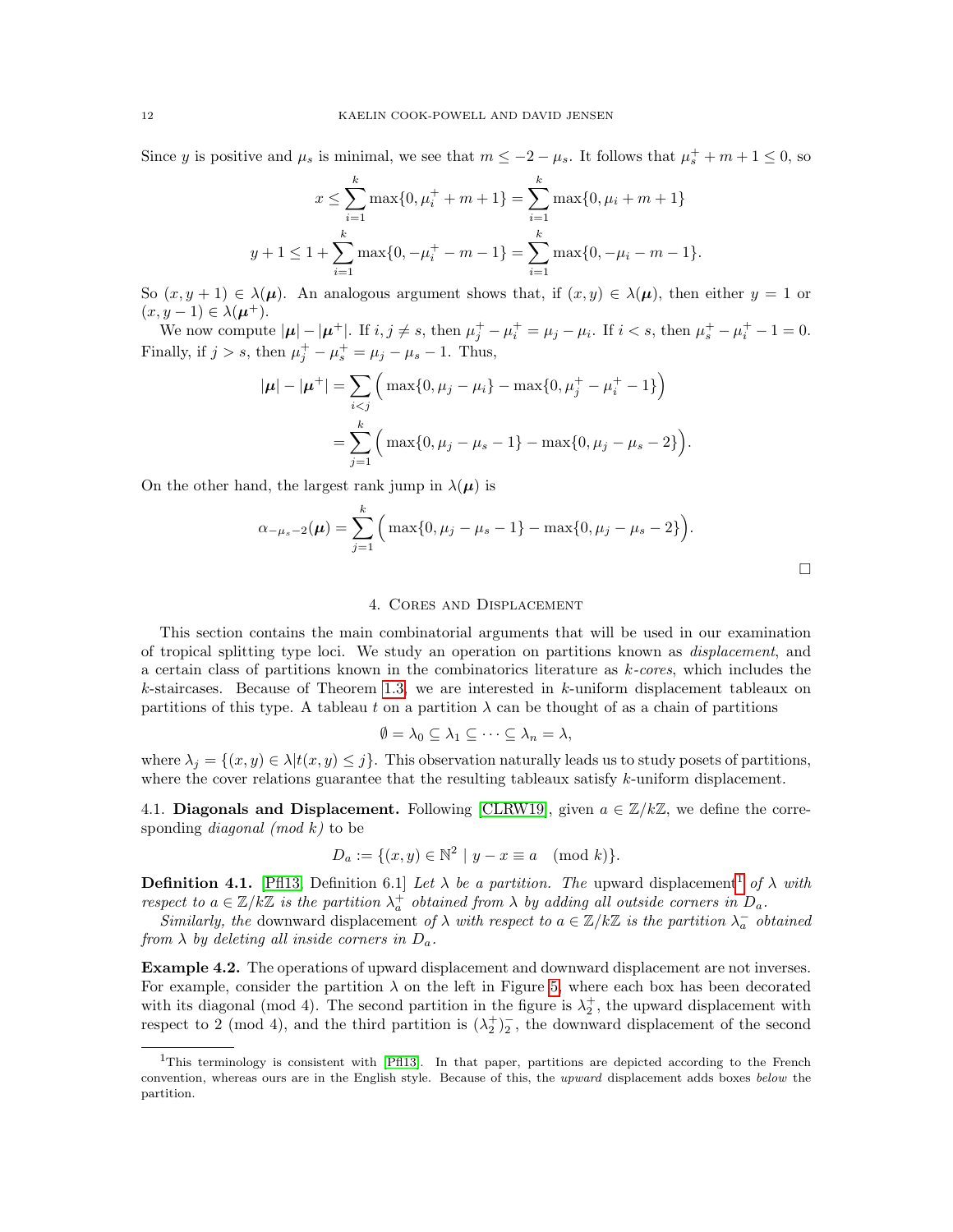Since $y$ is positive and $\mu_s$ is minimal, we see that $m \leq -2 - \mu_s$. It follows that $\mu_s^+ + m + 1 \leq 0$, so

$$x \leq \sum_{i=1}^{k} \max\{0, \mu_i^+ + m + 1\} = \sum_{i=1}^{k} \max\{0, \mu_i + m + 1\}$$

$$y + 1 \leq 1 + \sum_{i=1}^{k} \max\{0, -\mu_i^+ - m - 1\} = \sum_{i=1}^{k} \max\{0, -\mu_i - m - 1\}.$$

So $(x, y+1) \in \lambda(\boldsymbol{\mu})$. An analogous argument shows that, if $(x, y) \in \lambda(\boldsymbol{\mu})$, then either $y = 1$ or $(x, y-1) \in \lambda(\boldsymbol{\mu}^+)$.

We now compute $|\boldsymbol{\mu}| - |\boldsymbol{\mu}^+|$. If $i, j \neq s$, then $\mu_j^+ - \mu_i^+ = \mu_j - \mu_i$. If $i < s$, then $\mu_s^+ - \mu_i^+ - 1 = 0$. Finally, if $j > s$, then $\mu_j^+ - \mu_s^+ = \mu_j - \mu_s - 1$. Thus,

$$\begin{aligned}
|\boldsymbol{\mu}| - |\boldsymbol{\mu}^+| &= \sum_{i<j} \Big( \max\{0, \mu_j - \mu_i\} - \max\{0, \mu_j^+ - \mu_i^+ - 1\} \Big) \\
&= \sum_{j=1}^{k} \Big( \max\{0, \mu_j - \mu_s - 1\} - \max\{0, \mu_j - \mu_s - 2\} \Big).
\end{aligned}$$

On the other hand, the largest rank jump in $\lambda(\boldsymbol{\mu})$ is

$$\alpha_{-\mu_s - 2}(\boldsymbol{\mu}) = \sum_{j=1}^{k} \Big( \max\{0, \mu_j - \mu_s - 1\} - \max\{0, \mu_j - \mu_s - 2\} \Big).$$

$\square$

## 4. Cores and Displacement

This section contains the main combinatorial arguments that will be used in our examination of tropical splitting type loci. We study an operation on partitions known as *displacement*, and a certain class of partitions known in the combinatorics literature as $k$-*cores*, which includes the $k$-staircases. Because of Theorem 1.3, we are interested in $k$-uniform displacement tableaux on partitions of this type. A tableau $t$ on a partition $\lambda$ can be thought of as a chain of partitions

$$\emptyset = \lambda_0 \subseteq \lambda_1 \subseteq \cdots \subseteq \lambda_n = \lambda,$$

where $\lambda_j = \{(x, y) \in \lambda | t(x, y) \leq j\}$. This observation naturally leads us to study posets of partitions, where the cover relations guarantee that the resulting tableaux satisfy $k$-uniform displacement.

### 4.1. Diagonals and Displacement.

Following [CLRW19], given $a \in \mathbb{Z}/k\mathbb{Z}$, we define the corresponding *diagonal (mod k)* to be

$$D_a := \{(x, y) \in \mathbb{N}^2 \mid y - x \equiv a \pmod{k}\}.$$

**Definition 4.1.** [Pfl13, Definition 6.1] *Let $\lambda$ be a partition. The* upward displacement[1] *of $\lambda$ with respect to $a \in \mathbb{Z}/k\mathbb{Z}$ is the partition $\lambda_a^+$ obtained from $\lambda$ by adding all outside corners in $D_a$.*

*Similarly, the* downward displacement *of $\lambda$ with respect to $a \in \mathbb{Z}/k\mathbb{Z}$ is the partition $\lambda_a^-$ obtained from $\lambda$ by deleting all inside corners in $D_a$.*

**Example 4.2.** The operations of upward displacement and downward displacement are not inverses. For example, consider the partition $\lambda$ on the left in Figure 5, where each box has been decorated with its diagonal (mod 4). The second partition in the figure is $\lambda_2^+$, the upward displacement with respect to 2 (mod 4), and the third partition is $(\lambda_2^+)_2^-$, the downward displacement of the second

---

[1] This terminology is consistent with [Pfl13]. In that paper, partitions are depicted according to the French convention, whereas ours are in the English style. Because of this, the *upward* displacement adds boxes *below* the partition.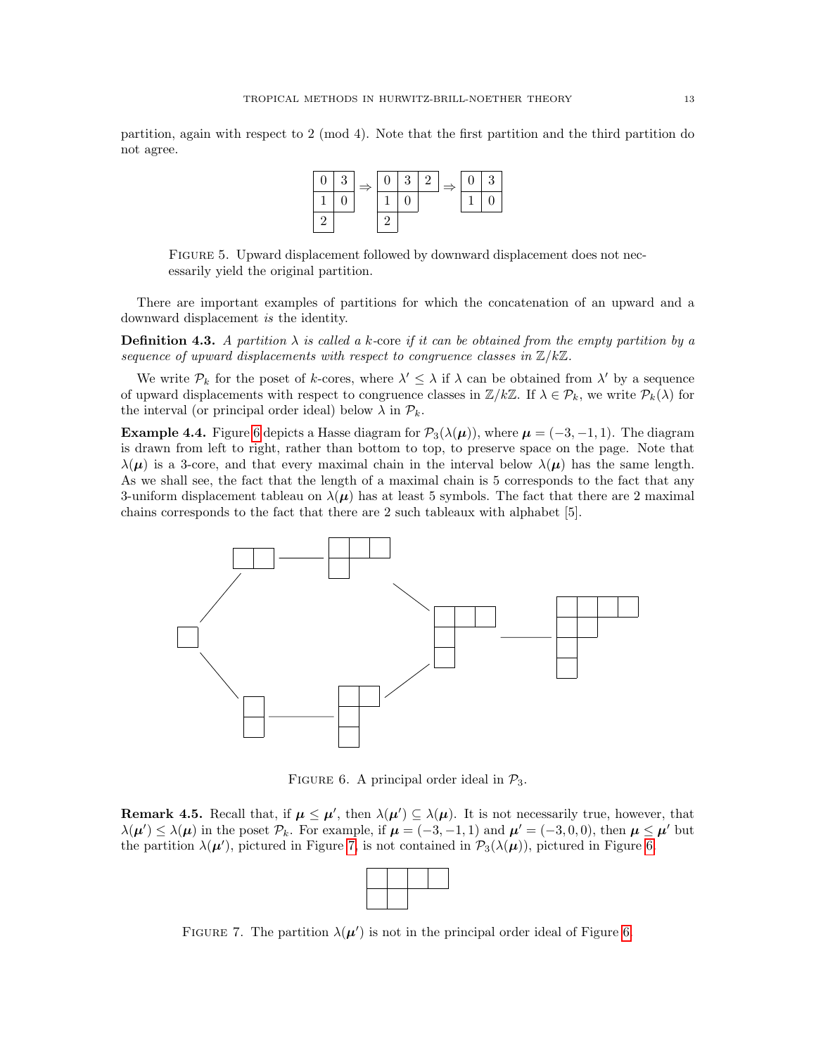partition, again with respect to 2 (mod 4). Note that the first partition and the third partition do not agree.

| 0 | 3 |
|---|---|
| 1 | 0 |
| 2 | |

$\Rightarrow$

| 0 | 3 | 2 |
|---|---|---|
| 1 | 0 | |
| 2 | | |

$\Rightarrow$

| 0 | 3 |
|---|---|
| 1 | 0 |

FIGURE 5. Upward displacement followed by downward displacement does not necessarily yield the original partition.

There are important examples of partitions for which the concatenation of an upward and a downward displacement *is* the identity.

**Definition 4.3.** *A partition $\lambda$ is called a $k$-core if it can be obtained from the empty partition by a sequence of upward displacements with respect to congruence classes in $\mathbb{Z}/k\mathbb{Z}$.*

We write $\mathcal{P}_k$ for the poset of $k$-cores, where $\lambda' \leq \lambda$ if $\lambda$ can be obtained from $\lambda'$ by a sequence of upward displacements with respect to congruence classes in $\mathbb{Z}/k\mathbb{Z}$. If $\lambda \in \mathcal{P}_k$, we write $\mathcal{P}_k(\lambda)$ for the interval (or principal order ideal) below $\lambda$ in $\mathcal{P}_k$.

**Example 4.4.** Figure 6 depicts a Hasse diagram for $\mathcal{P}_3(\lambda(\boldsymbol{\mu}))$, where $\boldsymbol{\mu} = (-3, -1, 1)$. The diagram is drawn from left to right, rather than bottom to top, to preserve space on the page. Note that $\lambda(\boldsymbol{\mu})$ is a 3-core, and that every maximal chain in the interval below $\lambda(\boldsymbol{\mu})$ has the same length. As we shall see, the fact that the length of a maximal chain is 5 corresponds to the fact that any 3-uniform displacement tableau on $\lambda(\boldsymbol{\mu})$ has at least 5 symbols. The fact that there are 2 maximal chains corresponds to the fact that there are 2 such tableaux with alphabet [5].

FIGURE 6. A principal order ideal in $\mathcal{P}_3$.

**Remark 4.5.** Recall that, if $\boldsymbol{\mu} \leq \boldsymbol{\mu}'$, then $\lambda(\boldsymbol{\mu}') \subseteq \lambda(\boldsymbol{\mu})$. It is not necessarily true, however, that $\lambda(\boldsymbol{\mu}') \leq \lambda(\boldsymbol{\mu})$ in the poset $\mathcal{P}_k$. For example, if $\boldsymbol{\mu} = (-3, -1, 1)$ and $\boldsymbol{\mu}' = (-3, 0, 0)$, then $\boldsymbol{\mu} \leq \boldsymbol{\mu}'$ but the partition $\lambda(\boldsymbol{\mu}')$, pictured in Figure 7, is not contained in $\mathcal{P}_3(\lambda(\boldsymbol{\mu}))$, pictured in Figure 6.

FIGURE 7. The partition $\lambda(\boldsymbol{\mu}')$ is not in the principal order ideal of Figure 6.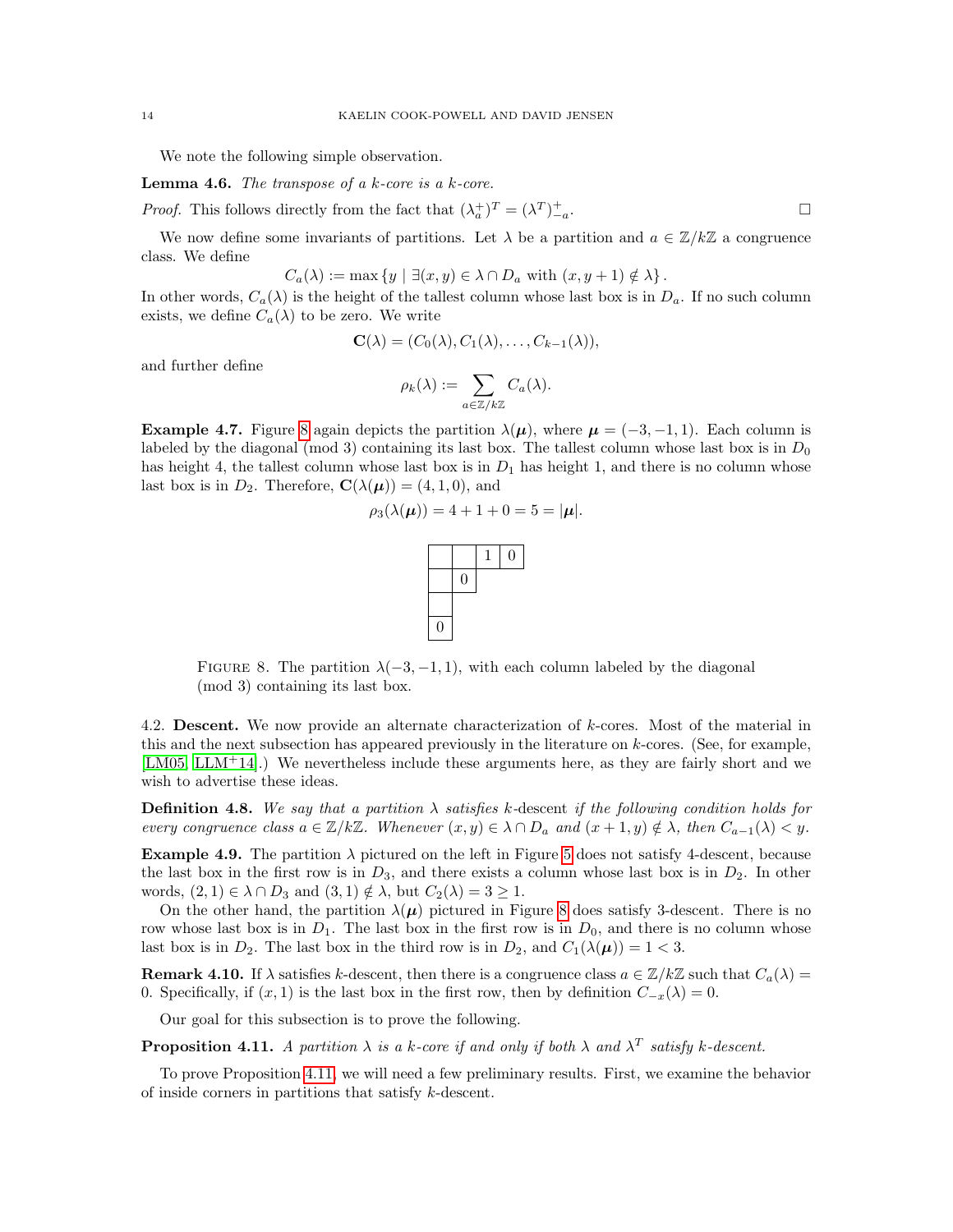We note the following simple observation.

**Lemma 4.6.** *The transpose of a $k$-core is a $k$-core.*

*Proof.* This follows directly from the fact that $(\lambda_a^+)^T = (\lambda^T)_{-a}^+$. □

We now define some invariants of partitions. Let $\lambda$ be a partition and $a \in \mathbb{Z}/k\mathbb{Z}$ a congruence class. We define

$$C_a(\lambda) := \max \{ y \mid \exists (x, y) \in \lambda \cap D_a \text{ with } (x, y+1) \notin \lambda \}.$$

In other words, $C_a(\lambda)$ is the height of the tallest column whose last box is in $D_a$. If no such column exists, we define $C_a(\lambda)$ to be zero. We write

$$\mathbf{C}(\lambda) = (C_0(\lambda), C_1(\lambda), \ldots, C_{k-1}(\lambda)),$$

and further define

$$\rho_k(\lambda) := \sum_{a \in \mathbb{Z}/k\mathbb{Z}} C_a(\lambda).$$

**Example 4.7.** Figure 8 again depicts the partition $\lambda(\boldsymbol{\mu})$, where $\boldsymbol{\mu} = (-3, -1, 1)$. Each column is labeled by the diagonal (mod 3) containing its last box. The tallest column whose last box is in $D_0$ has height 4, the tallest column whose last box is in $D_1$ has height 1, and there is no column whose last box is in $D_2$. Therefore, $\mathbf{C}(\lambda(\boldsymbol{\mu})) = (4, 1, 0)$, and

$$\rho_3(\lambda(\boldsymbol{\mu})) = 4 + 1 + 0 = 5 = |\boldsymbol{\mu}|.$$

| | | | |
|---|---|---|---|
| | | 1 | 0 |
| | 0 | | |
| | | | |
| 0 | | | |

FIGURE 8. The partition $\lambda(-3, -1, 1)$, with each column labeled by the diagonal (mod 3) containing its last box.

4.2. **Descent.** We now provide an alternate characterization of $k$-cores. Most of the material in this and the next subsection has appeared previously in the literature on $k$-cores. (See, for example, [LM05, LLM+14].) We nevertheless include these arguments here, as they are fairly short and we wish to advertise these ideas.

**Definition 4.8.** *We say that a partition $\lambda$ satisfies $k$-descent if the following condition holds for every congruence class $a \in \mathbb{Z}/k\mathbb{Z}$. Whenever $(x, y) \in \lambda \cap D_a$ and $(x+1, y) \notin \lambda$, then $C_{a-1}(\lambda) < y$.*

**Example 4.9.** The partition $\lambda$ pictured on the left in Figure 5 does not satisfy 4-descent, because the last box in the first row is in $D_3$, and there exists a column whose last box is in $D_2$. In other words, $(2, 1) \in \lambda \cap D_3$ and $(3, 1) \notin \lambda$, but $C_2(\lambda) = 3 \geq 1$.

On the other hand, the partition $\lambda(\boldsymbol{\mu})$ pictured in Figure 8 does satisfy 3-descent. There is no row whose last box is in $D_1$. The last box in the first row is in $D_0$, and there is no column whose last box is in $D_2$. The last box in the third row is in $D_2$, and $C_1(\lambda(\boldsymbol{\mu})) = 1 < 3$.

**Remark 4.10.** If $\lambda$ satisfies $k$-descent, then there is a congruence class $a \in \mathbb{Z}/k\mathbb{Z}$ such that $C_a(\lambda) = 0$. Specifically, if $(x, 1)$ is the last box in the first row, then by definition $C_{-x}(\lambda) = 0$.

Our goal for this subsection is to prove the following.

**Proposition 4.11.** *A partition $\lambda$ is a $k$-core if and only if both $\lambda$ and $\lambda^T$ satisfy $k$-descent.*

To prove Proposition 4.11, we will need a few preliminary results. First, we examine the behavior of inside corners in partitions that satisfy $k$-descent.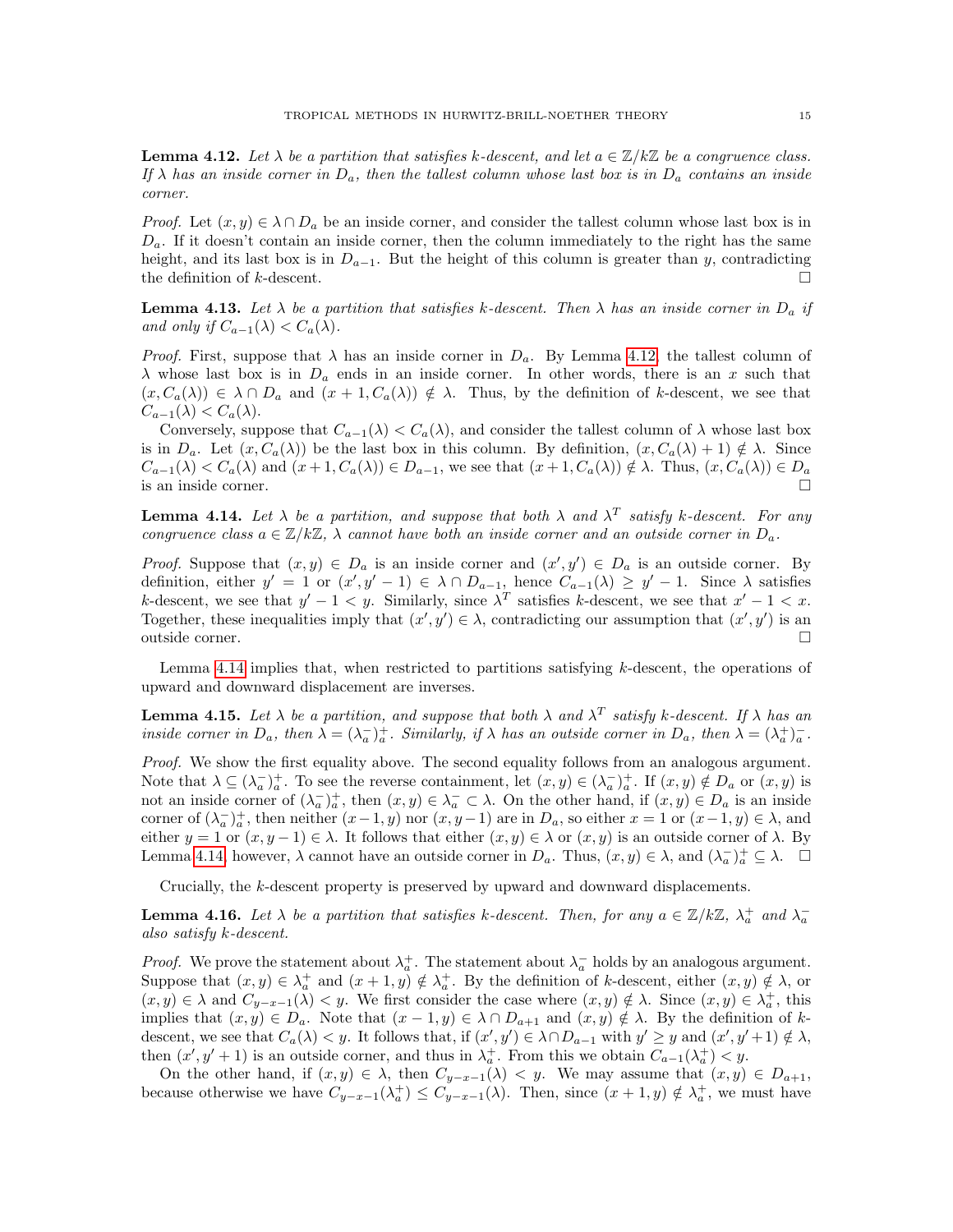**Lemma 4.12.** *Let $\lambda$ be a partition that satisfies $k$-descent, and let $a \in \mathbb{Z}/k\mathbb{Z}$ be a congruence class. If $\lambda$ has an inside corner in $D_a$, then the tallest column whose last box is in $D_a$ contains an inside corner.*

*Proof.* Let $(x, y) \in \lambda \cap D_a$ be an inside corner, and consider the tallest column whose last box is in $D_a$. If it doesn't contain an inside corner, then the column immediately to the right has the same height, and its last box is in $D_{a-1}$. But the height of this column is greater than $y$, contradicting the definition of $k$-descent. □

**Lemma 4.13.** *Let $\lambda$ be a partition that satisfies $k$-descent. Then $\lambda$ has an inside corner in $D_a$ if and only if $C_{a-1}(\lambda) < C_a(\lambda)$.*

*Proof.* First, suppose that $\lambda$ has an inside corner in $D_a$. By Lemma 4.12, the tallest column of $\lambda$ whose last box is in $D_a$ ends in an inside corner. In other words, there is an $x$ such that $(x, C_a(\lambda)) \in \lambda \cap D_a$ and $(x + 1, C_a(\lambda)) \notin \lambda$. Thus, by the definition of $k$-descent, we see that $C_{a-1}(\lambda) < C_a(\lambda)$.

Conversely, suppose that $C_{a-1}(\lambda) < C_a(\lambda)$, and consider the tallest column of $\lambda$ whose last box is in $D_a$. Let $(x, C_a(\lambda))$ be the last box in this column. By definition, $(x, C_a(\lambda) + 1) \notin \lambda$. Since $C_{a-1}(\lambda) < C_a(\lambda)$ and $(x + 1, C_a(\lambda)) \in D_{a-1}$, we see that $(x + 1, C_a(\lambda)) \notin \lambda$. Thus, $(x, C_a(\lambda)) \in D_a$ is an inside corner. □

**Lemma 4.14.** *Let $\lambda$ be a partition, and suppose that both $\lambda$ and $\lambda^T$ satisfy $k$-descent. For any congruence class $a \in \mathbb{Z}/k\mathbb{Z}$, $\lambda$ cannot have both an inside corner and an outside corner in $D_a$.*

*Proof.* Suppose that $(x, y) \in D_a$ is an inside corner and $(x', y') \in D_a$ is an outside corner. By definition, either $y' = 1$ or $(x', y' - 1) \in \lambda \cap D_{a-1}$, hence $C_{a-1}(\lambda) \geq y' - 1$. Since $\lambda$ satisfies $k$-descent, we see that $y' - 1 < y$. Similarly, since $\lambda^T$ satisfies $k$-descent, we see that $x' - 1 < x$. Together, these inequalities imply that $(x', y') \in \lambda$, contradicting our assumption that $(x', y')$ is an outside corner. □

Lemma 4.14 implies that, when restricted to partitions satisfying $k$-descent, the operations of upward and downward displacement are inverses.

**Lemma 4.15.** *Let $\lambda$ be a partition, and suppose that both $\lambda$ and $\lambda^T$ satisfy $k$-descent. If $\lambda$ has an inside corner in $D_a$, then $\lambda = (\lambda_a^-)_a^+$. Similarly, if $\lambda$ has an outside corner in $D_a$, then $\lambda = (\lambda_a^+)_a^-$.*

*Proof.* We show the first equality above. The second equality follows from an analogous argument. Note that $\lambda \subseteq (\lambda_a^-)_a^+$. To see the reverse containment, let $(x, y) \in (\lambda_a^-)_a^+$. If $(x, y) \notin D_a$ or $(x, y)$ is not an inside corner of $(\lambda_a^-)_a^+$, then $(x, y) \in \lambda_a^- \subset \lambda$. On the other hand, if $(x, y) \in D_a$ is an inside corner of $(\lambda_a^-)_a^+$, then neither $(x-1, y)$ nor $(x, y-1)$ are in $D_a$, so either $x = 1$ or $(x-1, y) \in \lambda$, and either $y = 1$ or $(x, y-1) \in \lambda$. It follows that either $(x, y) \in \lambda$ or $(x, y)$ is an outside corner of $\lambda$. By Lemma 4.14, however, $\lambda$ cannot have an outside corner in $D_a$. Thus, $(x, y) \in \lambda$, and $(\lambda_a^-)_a^+ \subseteq \lambda$. □

Crucially, the $k$-descent property is preserved by upward and downward displacements.

**Lemma 4.16.** *Let $\lambda$ be a partition that satisfies $k$-descent. Then, for any $a \in \mathbb{Z}/k\mathbb{Z}$, $\lambda_a^+$ and $\lambda_a^-$ also satisfy $k$-descent.*

*Proof.* We prove the statement about $\lambda_a^+$. The statement about $\lambda_a^-$ holds by an analogous argument. Suppose that $(x, y) \in \lambda_a^+$ and $(x + 1, y) \notin \lambda_a^+$. By the definition of $k$-descent, either $(x, y) \notin \lambda$, or $(x, y) \in \lambda$ and $C_{y-x-1}(\lambda) < y$. We first consider the case where $(x, y) \notin \lambda$. Since $(x, y) \in \lambda_a^+$, this implies that $(x, y) \in D_a$. Note that $(x - 1, y) \in \lambda \cap D_{a+1}$ and $(x, y) \notin \lambda$. By the definition of $k$-descent, we see that $C_a(\lambda) < y$. It follows that, if $(x', y') \in \lambda \cap D_{a-1}$ with $y' \geq y$ and $(x', y' + 1) \notin \lambda$, then $(x', y' + 1)$ is an outside corner, and thus in $\lambda_a^+$. From this we obtain $C_{a-1}(\lambda_a^+) < y$.

On the other hand, if $(x, y) \in \lambda$, then $C_{y-x-1}(\lambda) < y$. We may assume that $(x, y) \in D_{a+1}$, because otherwise we have $C_{y-x-1}(\lambda_a^+) \leq C_{y-x-1}(\lambda)$. Then, since $(x + 1, y) \notin \lambda_a^+$, we must have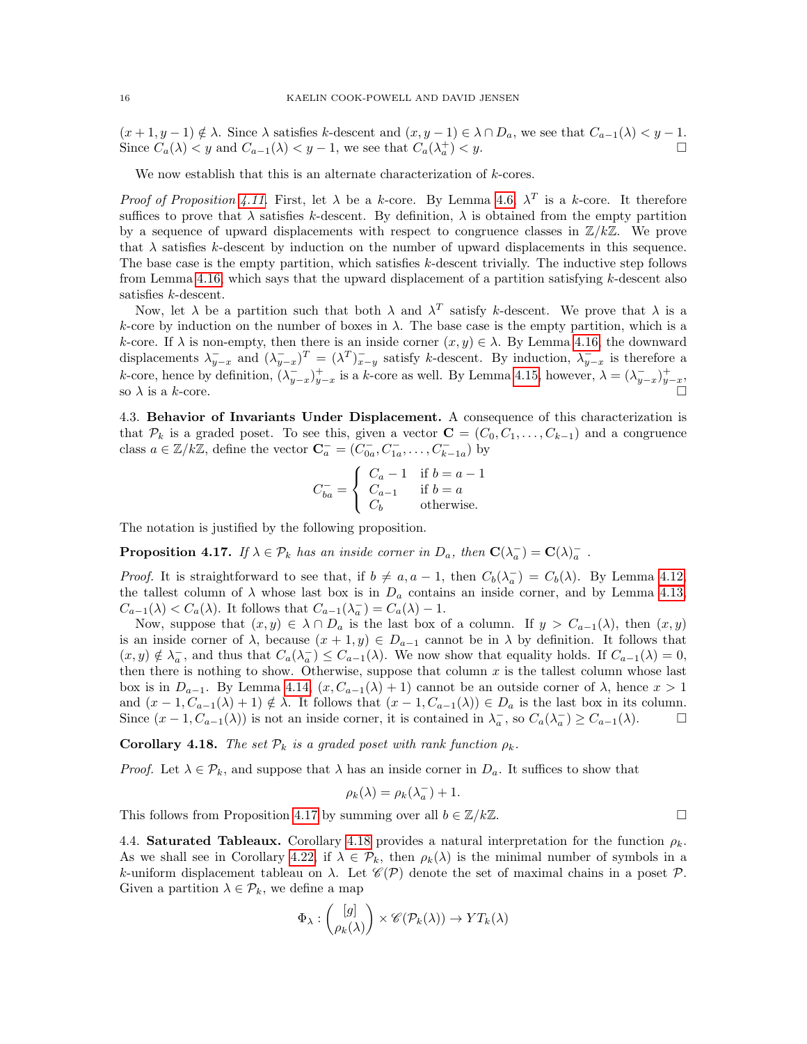$(x+1, y-1) \notin \lambda$. Since $\lambda$ satisfies $k$-descent and $(x, y-1) \in \lambda \cap D_a$, we see that $C_{a-1}(\lambda) < y-1$. Since $C_a(\lambda) < y$ and $C_{a-1}(\lambda) < y-1$, we see that $C_a(\lambda_a^+) < y$. □

We now establish that this is an alternate characterization of $k$-cores.

*Proof of Proposition 4.11.* First, let $\lambda$ be a $k$-core. By Lemma 4.6, $\lambda^T$ is a $k$-core. It therefore suffices to prove that $\lambda$ satisfies $k$-descent. By definition, $\lambda$ is obtained from the empty partition by a sequence of upward displacements with respect to congruence classes in $\mathbb{Z}/k\mathbb{Z}$. We prove that $\lambda$ satisfies $k$-descent by induction on the number of upward displacements in this sequence. The base case is the empty partition, which satisfies $k$-descent trivially. The inductive step follows from Lemma 4.16, which says that the upward displacement of a partition satisfying $k$-descent also satisfies $k$-descent.

Now, let $\lambda$ be a partition such that both $\lambda$ and $\lambda^T$ satisfy $k$-descent. We prove that $\lambda$ is a $k$-core by induction on the number of boxes in $\lambda$. The base case is the empty partition, which is a $k$-core. If $\lambda$ is non-empty, then there is an inside corner $(x, y) \in \lambda$. By Lemma 4.16, the downward displacements $\lambda_{y-x}^-$ and $(\lambda_{y-x}^-)^T = (\lambda^T)_{x-y}^-$ satisfy $k$-descent. By induction, $\lambda_{y-x}^-$ is therefore a $k$-core, hence by definition, $(\lambda_{y-x}^-)_{y-x}^+$ is a $k$-core as well. By Lemma 4.15, however, $\lambda = (\lambda_{y-x}^-)_{y-x}^+$, so $\lambda$ is a $k$-core. □

4.3. **Behavior of Invariants Under Displacement.** A consequence of this characterization is that $\mathcal{P}_k$ is a graded poset. To see this, given a vector $\mathbf{C} = (C_0, C_1, \ldots, C_{k-1})$ and a congruence class $a \in \mathbb{Z}/k\mathbb{Z}$, define the vector $\mathbf{C}_a^- = (C_{0a}^-, C_{1a}^-, \ldots, C_{k-1a}^-)$ by

$$C_{ba}^- = \begin{cases} C_a - 1 & \text{if } b = a-1 \\ C_{a-1} & \text{if } b = a \\ C_b & \text{otherwise.} \end{cases}$$

The notation is justified by the following proposition.

**Proposition 4.17.** *If $\lambda \in \mathcal{P}_k$ has an inside corner in $D_a$, then $\mathbf{C}(\lambda_a^-) = \mathbf{C}(\lambda)_a^-$ .*

*Proof.* It is straightforward to see that, if $b \neq a, a-1$, then $C_b(\lambda_a^-) = C_b(\lambda)$. By Lemma 4.12, the tallest column of $\lambda$ whose last box is in $D_a$ contains an inside corner, and by Lemma 4.13, $C_{a-1}(\lambda) < C_a(\lambda)$. It follows that $C_{a-1}(\lambda_a^-) = C_a(\lambda) - 1$.

Now, suppose that $(x, y) \in \lambda \cap D_a$ is the last box of a column. If $y > C_{a-1}(\lambda)$, then $(x, y)$ is an inside corner of $\lambda$, because $(x+1, y) \in D_{a-1}$ cannot be in $\lambda$ by definition. It follows that $(x, y) \notin \lambda_a^-$, and thus that $C_a(\lambda_a^-) \leq C_{a-1}(\lambda)$. We now show that equality holds. If $C_{a-1}(\lambda) = 0$, then there is nothing to show. Otherwise, suppose that column $x$ is the tallest column whose last box is in $D_{a-1}$. By Lemma 4.14, $(x, C_{a-1}(\lambda)+1)$ cannot be an outside corner of $\lambda$, hence $x > 1$ and $(x-1, C_{a-1}(\lambda)+1) \notin \lambda$. It follows that $(x-1, C_{a-1}(\lambda)) \in D_a$ is the last box in its column. Since $(x-1, C_{a-1}(\lambda))$ is not an inside corner, it is contained in $\lambda_a^-$, so $C_a(\lambda_a^-) \geq C_{a-1}(\lambda)$. □

**Corollary 4.18.** *The set $\mathcal{P}_k$ is a graded poset with rank function $\rho_k$.*

*Proof.* Let $\lambda \in \mathcal{P}_k$, and suppose that $\lambda$ has an inside corner in $D_a$. It suffices to show that

$$\rho_k(\lambda) = \rho_k(\lambda_a^-) + 1.$$

This follows from Proposition 4.17 by summing over all $b \in \mathbb{Z}/k\mathbb{Z}$. □

4.4. **Saturated Tableaux.** Corollary 4.18 provides a natural interpretation for the function $\rho_k$. As we shall see in Corollary 4.22, if $\lambda \in \mathcal{P}_k$, then $\rho_k(\lambda)$ is the minimal number of symbols in a $k$-uniform displacement tableau on $\lambda$. Let $\mathscr{C}(\mathcal{P})$ denote the set of maximal chains in a poset $\mathcal{P}$. Given a partition $\lambda \in \mathcal{P}_k$, we define a map

$$\Phi_\lambda : \binom{[g]}{\rho_k(\lambda)} \times \mathscr{C}(\mathcal{P}_k(\lambda)) \to YT_k(\lambda)$$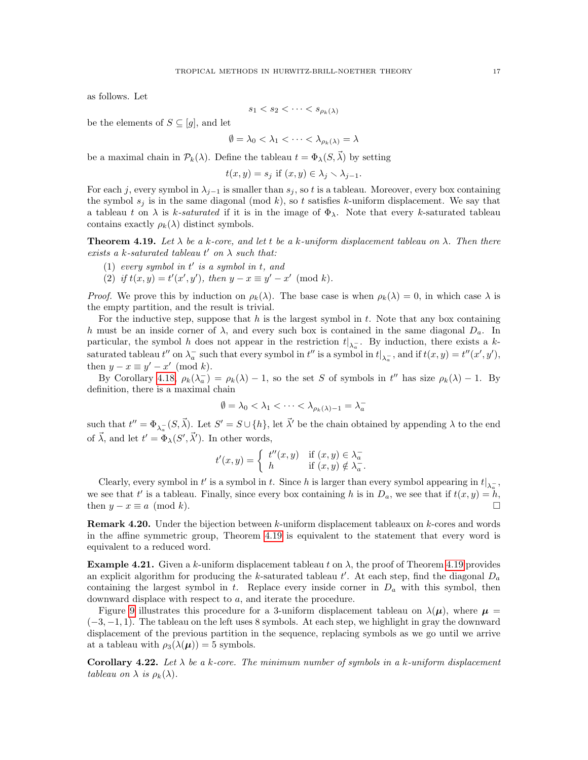as follows. Let

$$s_1 < s_2 < \cdots < s_{\rho_k(\lambda)}$$

be the elements of $S \subseteq [g]$, and let

$$\emptyset = \lambda_0 < \lambda_1 < \cdots < \lambda_{\rho_k(\lambda)} = \lambda$$

be a maximal chain in $\mathcal{P}_k(\lambda)$. Define the tableau $t = \Phi_\lambda(S, \vec{\lambda})$ by setting

$$t(x, y) = s_j \text{ if } (x, y) \in \lambda_j \smallsetminus \lambda_{j-1}.$$

For each $j$, every symbol in $\lambda_{j-1}$ is smaller than $s_j$, so $t$ is a tableau. Moreover, every box containing the symbol $s_j$ is in the same diagonal (mod $k$), so $t$ satisfies $k$-uniform displacement. We say that a tableau $t$ on $\lambda$ is *$k$-saturated* if it is in the image of $\Phi_\lambda$. Note that every $k$-saturated tableau contains exactly $\rho_k(\lambda)$ distinct symbols.

**Theorem 4.19.** *Let $\lambda$ be a $k$-core, and let $t$ be a $k$-uniform displacement tableau on $\lambda$. Then there exists a $k$-saturated tableau $t'$ on $\lambda$ such that:*

1. *every symbol in $t'$ is a symbol in $t$, and*
2. *if $t(x, y) = t'(x', y')$, then $y - x \equiv y' - x' \pmod{k}$.*

*Proof.* We prove this by induction on $\rho_k(\lambda)$. The base case is when $\rho_k(\lambda) = 0$, in which case $\lambda$ is the empty partition, and the result is trivial.

For the inductive step, suppose that $h$ is the largest symbol in $t$. Note that any box containing $h$ must be an inside corner of $\lambda$, and every such box is contained in the same diagonal $D_a$. In particular, the symbol $h$ does not appear in the restriction $t|_{\lambda_a^-}$. By induction, there exists a $k$-saturated tableau $t''$ on $\lambda_a^-$ such that every symbol in $t''$ is a symbol in $t|_{\lambda_a^-}$, and if $t(x, y) = t''(x', y')$, then $y - x \equiv y' - x' \pmod{k}$.

By Corollary 4.18, $\rho_k(\lambda_a^-) = \rho_k(\lambda) - 1$, so the set $S$ of symbols in $t''$ has size $\rho_k(\lambda) - 1$. By definition, there is a maximal chain

$$\emptyset = \lambda_0 < \lambda_1 < \cdots < \lambda_{\rho_k(\lambda)-1} = \lambda_a^-$$

such that $t'' = \Phi_{\lambda_a^-}(S, \vec{\lambda})$. Let $S' = S \cup \{h\}$, let $\vec{\lambda}'$ be the chain obtained by appending $\lambda$ to the end of $\vec{\lambda}$, and let $t' = \Phi_\lambda(S', \vec{\lambda}')$. In other words,

$$t'(x, y) = \begin{cases} t''(x, y) & \text{if } (x, y) \in \lambda_a^- \\ h & \text{if } (x, y) \notin \lambda_a^-. \end{cases}$$

Clearly, every symbol in $t'$ is a symbol in $t$. Since $h$ is larger than every symbol appearing in $t|_{\lambda_a^-}$, we see that $t'$ is a tableau. Finally, since every box containing $h$ is in $D_a$, we see that if $t(x, y) = h$, then $y - x \equiv a \pmod{k}$. $\square$

**Remark 4.20.** Under the bijection between $k$-uniform displacement tableaux on $k$-cores and words in the affine symmetric group, Theorem 4.19 is equivalent to the statement that every word is equivalent to a reduced word.

**Example 4.21.** Given a $k$-uniform displacement tableau $t$ on $\lambda$, the proof of Theorem 4.19 provides an explicit algorithm for producing the $k$-saturated tableau $t'$. At each step, find the diagonal $D_a$ containing the largest symbol in $t$. Replace every inside corner in $D_a$ with this symbol, then downward displace with respect to $a$, and iterate the procedure.

Figure 9 illustrates this procedure for a 3-uniform displacement tableau on $\lambda(\boldsymbol{\mu})$, where $\boldsymbol{\mu} = (-3, -1, 1)$. The tableau on the left uses 8 symbols. At each step, we highlight in gray the downward displacement of the previous partition in the sequence, replacing symbols as we go until we arrive at a tableau with $\rho_3(\lambda(\boldsymbol{\mu})) = 5$ symbols.

**Corollary 4.22.** *Let $\lambda$ be a $k$-core. The minimum number of symbols in a $k$-uniform displacement tableau on $\lambda$ is $\rho_k(\lambda)$.*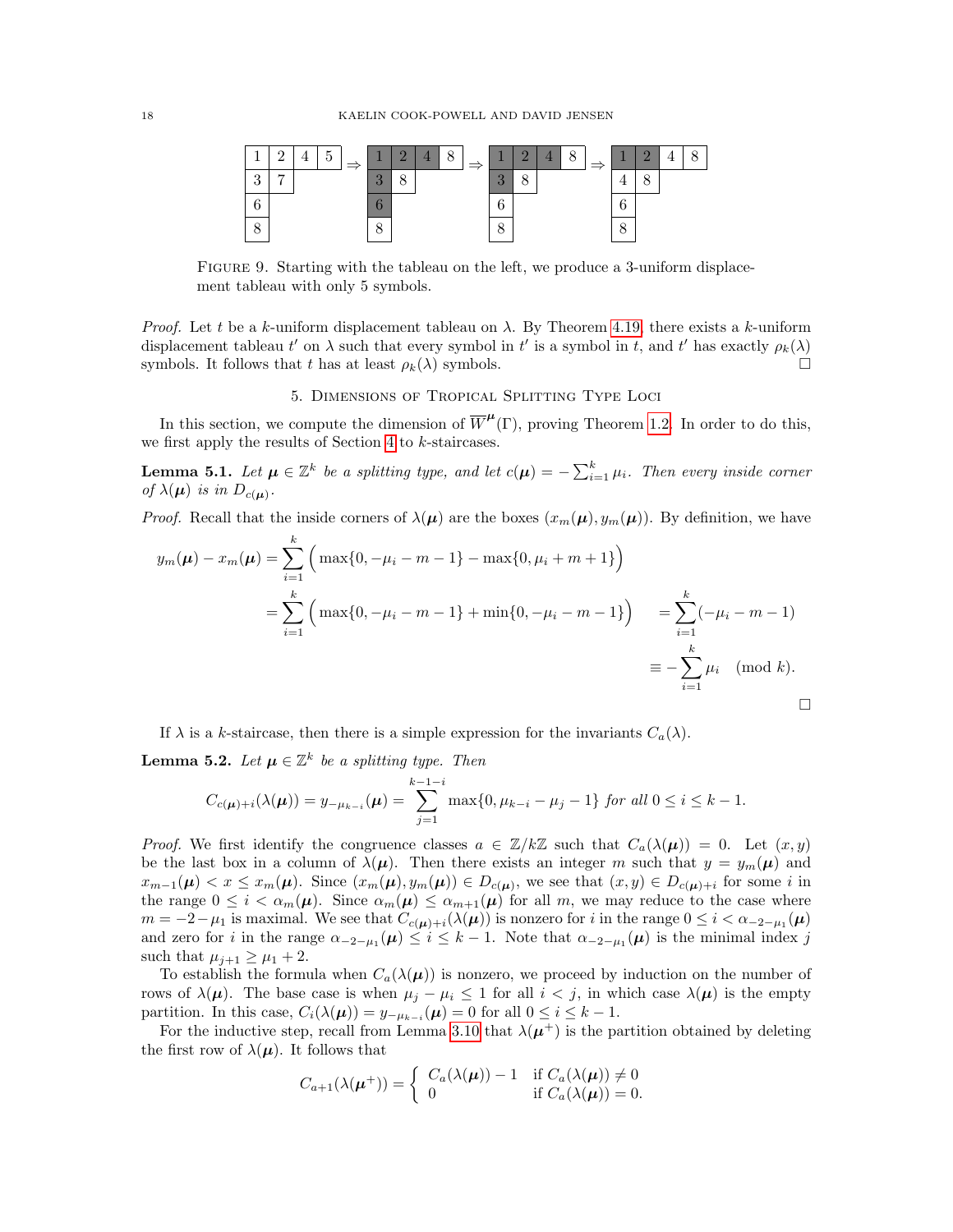FIGURE 9. Starting with the tableau on the left, we produce a 3-uniform displacement tableau with only 5 symbols.

*Proof.* Let $t$ be a $k$-uniform displacement tableau on $\lambda$. By Theorem 4.19, there exists a $k$-uniform displacement tableau $t'$ on $\lambda$ such that every symbol in $t'$ is a symbol in $t$, and $t'$ has exactly $\rho_k(\lambda)$ symbols. It follows that $t$ has at least $\rho_k(\lambda)$ symbols. $\square$

## 5. Dimensions of Tropical Splitting Type Loci

In this section, we compute the dimension of $\overline{W}^{\boldsymbol{\mu}}(\Gamma)$, proving Theorem 1.2. In order to do this, we first apply the results of Section 4 to $k$-staircases.

**Lemma 5.1.** *Let $\boldsymbol{\mu} \in \mathbb{Z}^k$ be a splitting type, and let $c(\boldsymbol{\mu}) = -\sum_{i=1}^{k} \mu_i$. Then every inside corner of $\lambda(\boldsymbol{\mu})$ is in $D_{c(\boldsymbol{\mu})}$.*

*Proof.* Recall that the inside corners of $\lambda(\boldsymbol{\mu})$ are the boxes $(x_m(\boldsymbol{\mu}), y_m(\boldsymbol{\mu}))$. By definition, we have

$$
\begin{aligned}
y_m(\boldsymbol{\mu}) - x_m(\boldsymbol{\mu}) &= \sum_{i=1}^{k} \Big( \max\{0, -\mu_i - m - 1\} - \max\{0, \mu_i + m + 1\} \Big) \\
&= \sum_{i=1}^{k} \Big( \max\{0, -\mu_i - m - 1\} + \min\{0, -\mu_i - m - 1\} \Big) \quad = \sum_{i=1}^{k} (-\mu_i - m - 1) \\
&\equiv -\sum_{i=1}^{k} \mu_i \pmod{k}.
\end{aligned}
$$

$\square$

If $\lambda$ is a $k$-staircase, then there is a simple expression for the invariants $C_a(\lambda)$.

**Lemma 5.2.** *Let $\boldsymbol{\mu} \in \mathbb{Z}^k$ be a splitting type. Then*

$$C_{c(\boldsymbol{\mu})+i}(\lambda(\boldsymbol{\mu})) = y_{-\mu_{k-i}}(\boldsymbol{\mu}) = \sum_{j=1}^{k-1-i} \max\{0, \mu_{k-i} - \mu_j - 1\} \text{ for all } 0 \leq i \leq k-1.$$

*Proof.* We first identify the congruence classes $a \in \mathbb{Z}/k\mathbb{Z}$ such that $C_a(\lambda(\boldsymbol{\mu})) = 0$. Let $(x, y)$ be the last box in a column of $\lambda(\boldsymbol{\mu})$. Then there exists an integer $m$ such that $y = y_m(\boldsymbol{\mu})$ and $x_{m-1}(\boldsymbol{\mu}) < x \leq x_m(\boldsymbol{\mu})$. Since $(x_m(\boldsymbol{\mu}), y_m(\boldsymbol{\mu})) \in D_{c(\boldsymbol{\mu})}$, we see that $(x, y) \in D_{c(\boldsymbol{\mu})+i}$ for some $i$ in the range $0 \leq i < \alpha_m(\boldsymbol{\mu})$. Since $\alpha_m(\boldsymbol{\mu}) \leq \alpha_{m+1}(\boldsymbol{\mu})$ for all $m$, we may reduce to the case where $m = -2 - \mu_1$ is maximal. We see that $C_{c(\boldsymbol{\mu})+i}(\lambda(\boldsymbol{\mu}))$ is nonzero for $i$ in the range $0 \leq i < \alpha_{-2-\mu_1}(\boldsymbol{\mu})$ and zero for $i$ in the range $\alpha_{-2-\mu_1}(\boldsymbol{\mu}) \leq i \leq k-1$. Note that $\alpha_{-2-\mu_1}(\boldsymbol{\mu})$ is the minimal index $j$ such that $\mu_{j+1} \geq \mu_1 + 2$.

To establish the formula when $C_a(\lambda(\boldsymbol{\mu}))$ is nonzero, we proceed by induction on the number of rows of $\lambda(\boldsymbol{\mu})$. The base case is when $\mu_j - \mu_i \leq 1$ for all $i < j$, in which case $\lambda(\boldsymbol{\mu})$ is the empty partition. In this case, $C_i(\lambda(\boldsymbol{\mu})) = y_{-\mu_{k-i}}(\boldsymbol{\mu}) = 0$ for all $0 \leq i \leq k-1$.

For the inductive step, recall from Lemma 3.10 that $\lambda(\boldsymbol{\mu}^+)$ is the partition obtained by deleting the first row of $\lambda(\boldsymbol{\mu})$. It follows that

$$C_{a+1}(\lambda(\boldsymbol{\mu}^+)) = \begin{cases} C_a(\lambda(\boldsymbol{\mu})) - 1 & \text{if } C_a(\lambda(\boldsymbol{\mu})) \neq 0 \\ 0 & \text{if } C_a(\lambda(\boldsymbol{\mu})) = 0. \end{cases}$$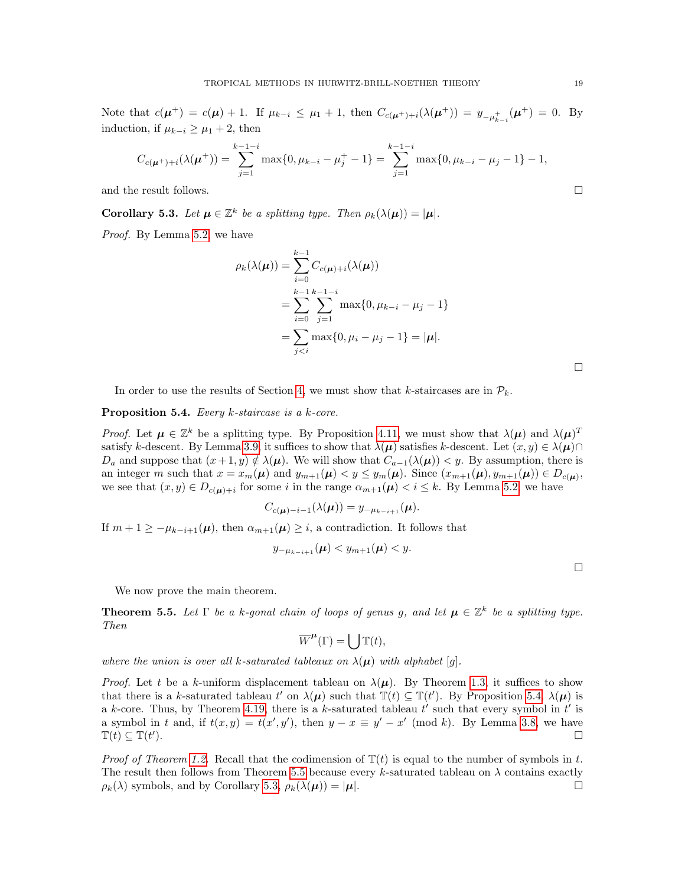Note that $c(\boldsymbol{\mu}^+) = c(\boldsymbol{\mu}) + 1$. If $\mu_{k-i} \le \mu_1 + 1$, then $C_{c(\boldsymbol{\mu}^+)+i}(\lambda(\boldsymbol{\mu}^+)) = y_{-\mu^+_{k-i}}(\boldsymbol{\mu}^+) = 0$. By induction, if $\mu_{k-i} \ge \mu_1 + 2$, then

$$C_{c(\boldsymbol{\mu}^+)+i}(\lambda(\boldsymbol{\mu}^+)) = \sum_{j=1}^{k-1-i} \max\{0, \mu_{k-i} - \mu^+_j - 1\} = \sum_{j=1}^{k-1-i} \max\{0, \mu_{k-i} - \mu_j - 1\} - 1,$$

and the result follows. □

**Corollary 5.3.** *Let $\boldsymbol{\mu} \in \mathbb{Z}^k$ be a splitting type. Then $\rho_k(\lambda(\boldsymbol{\mu})) = |\boldsymbol{\mu}|$.*

*Proof.* By Lemma 5.2, we have

$$\begin{aligned}
\rho_k(\lambda(\boldsymbol{\mu})) &= \sum_{i=0}^{k-1} C_{c(\boldsymbol{\mu})+i}(\lambda(\boldsymbol{\mu})) \\
&= \sum_{i=0}^{k-1} \sum_{j=1}^{k-1-i} \max\{0, \mu_{k-i} - \mu_j - 1\} \\
&= \sum_{j<i} \max\{0, \mu_i - \mu_j - 1\} = |\boldsymbol{\mu}|.
\end{aligned}$$

□

In order to use the results of Section 4, we must show that $k$-staircases are in $\mathcal{P}_k$.

**Proposition 5.4.** *Every $k$-staircase is a $k$-core.*

*Proof.* Let $\boldsymbol{\mu} \in \mathbb{Z}^k$ be a splitting type. By Proposition 4.11, we must show that $\lambda(\boldsymbol{\mu})$ and $\lambda(\boldsymbol{\mu})^T$ satisfy $k$-descent. By Lemma 3.9, it suffices to show that $\lambda(\boldsymbol{\mu})$ satisfies $k$-descent. Let $(x, y) \in \lambda(\boldsymbol{\mu}) \cap D_a$ and suppose that $(x+1, y) \notin \lambda(\boldsymbol{\mu})$. We will show that $C_{a-1}(\lambda(\boldsymbol{\mu})) < y$. By assumption, there is an integer $m$ such that $x = x_m(\boldsymbol{\mu})$ and $y_{m+1}(\boldsymbol{\mu}) < y \le y_m(\boldsymbol{\mu})$. Since $(x_{m+1}(\boldsymbol{\mu}), y_{m+1}(\boldsymbol{\mu})) \in D_{c(\boldsymbol{\mu})}$, we see that $(x, y) \in D_{c(\boldsymbol{\mu})+i}$ for some $i$ in the range $\alpha_{m+1}(\boldsymbol{\mu}) < i \le k$. By Lemma 5.2, we have

$$C_{c(\boldsymbol{\mu})-i-1}(\lambda(\boldsymbol{\mu})) = y_{-\mu_{k-i+1}}(\boldsymbol{\mu}).$$

If $m + 1 \ge -\mu_{k-i+1}(\boldsymbol{\mu})$, then $\alpha_{m+1}(\boldsymbol{\mu}) \ge i$, a contradiction. It follows that

$$y_{-\mu_{k-i+1}}(\boldsymbol{\mu}) < y_{m+1}(\boldsymbol{\mu}) < y.$$

□

We now prove the main theorem.

**Theorem 5.5.** *Let $\Gamma$ be a $k$-gonal chain of loops of genus $g$, and let $\boldsymbol{\mu} \in \mathbb{Z}^k$ be a splitting type. Then*

$$\overline{W}^{\boldsymbol{\mu}}(\Gamma) = \bigcup \mathbb{T}(t),$$

*where the union is over all $k$-saturated tableaux on $\lambda(\boldsymbol{\mu})$ with alphabet $[g]$.*

*Proof.* Let $t$ be a $k$-uniform displacement tableau on $\lambda(\boldsymbol{\mu})$. By Theorem 1.3, it suffices to show that there is a $k$-saturated tableau $t'$ on $\lambda(\boldsymbol{\mu})$ such that $\mathbb{T}(t) \subseteq \mathbb{T}(t')$. By Proposition 5.4, $\lambda(\boldsymbol{\mu})$ is a $k$-core. Thus, by Theorem 4.19, there is a $k$-saturated tableau $t'$ such that every symbol in $t'$ is a symbol in $t$ and, if $t(x, y) = t(x', y')$, then $y - x \equiv y' - x' \pmod{k}$. By Lemma 3.8, we have $\mathbb{T}(t) \subseteq \mathbb{T}(t')$. □

*Proof of Theorem 1.2.* Recall that the codimension of $\mathbb{T}(t)$ is equal to the number of symbols in $t$. The result then follows from Theorem 5.5 because every $k$-saturated tableau on $\lambda$ contains exactly $\rho_k(\lambda)$ symbols, and by Corollary 5.3, $\rho_k(\lambda(\boldsymbol{\mu})) = |\boldsymbol{\mu}|$. □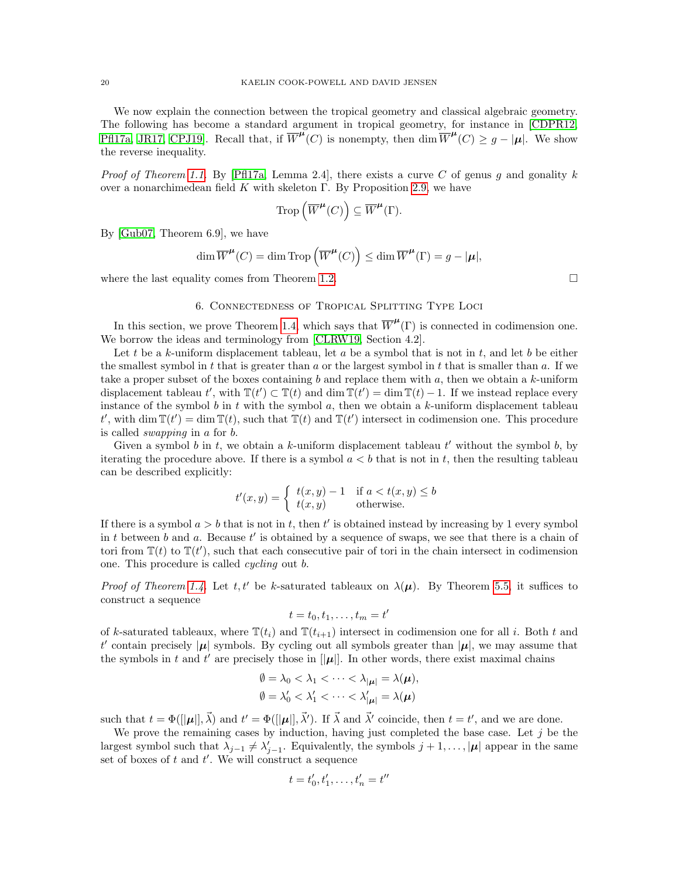We now explain the connection between the tropical geometry and classical algebraic geometry. The following has become a standard argument in tropical geometry, for instance in [CDPR12, Pfl17a, JR17, CPJ19]. Recall that, if $\overline{W}^{\boldsymbol{\mu}}(C)$ is nonempty, then $\dim \overline{W}^{\boldsymbol{\mu}}(C) \geq g - |\boldsymbol{\mu}|$. We show the reverse inequality.

*Proof of Theorem 1.1.* By [Pfl17a, Lemma 2.4], there exists a curve $C$ of genus $g$ and gonality $k$ over a nonarchimedean field $K$ with skeleton $\Gamma$. By Proposition 2.9, we have

$$\operatorname{Trop}\left(\overline{W}^{\boldsymbol{\mu}}(C)\right) \subseteq \overline{W}^{\boldsymbol{\mu}}(\Gamma).$$

By [Gub07, Theorem 6.9], we have

$$\dim \overline{W}^{\boldsymbol{\mu}}(C) = \dim \operatorname{Trop}\left(\overline{W}^{\boldsymbol{\mu}}(C)\right) \leq \dim \overline{W}^{\boldsymbol{\mu}}(\Gamma) = g - |\boldsymbol{\mu}|,$$

where the last equality comes from Theorem 1.2. □

## 6. Connectedness of Tropical Splitting Type Loci

In this section, we prove Theorem 1.4, which says that $\overline{W}^{\boldsymbol{\mu}}(\Gamma)$ is connected in codimension one. We borrow the ideas and terminology from [CLRW19, Section 4.2].

Let $t$ be a $k$-uniform displacement tableau, let $a$ be a symbol that is not in $t$, and let $b$ be either the smallest symbol in $t$ that is greater than $a$ or the largest symbol in $t$ that is smaller than $a$. If we take a proper subset of the boxes containing $b$ and replace them with $a$, then we obtain a $k$-uniform displacement tableau $t'$, with $\mathbb{T}(t') \subset \mathbb{T}(t)$ and $\dim \mathbb{T}(t') = \dim \mathbb{T}(t) - 1$. If we instead replace every instance of the symbol $b$ in $t$ with the symbol $a$, then we obtain a $k$-uniform displacement tableau $t'$, with $\dim \mathbb{T}(t') = \dim \mathbb{T}(t)$, such that $\mathbb{T}(t)$ and $\mathbb{T}(t')$ intersect in codimension one. This procedure is called *swapping* in $a$ for $b$.

Given a symbol $b$ in $t$, we obtain a $k$-uniform displacement tableau $t'$ without the symbol $b$, by iterating the procedure above. If there is a symbol $a < b$ that is not in $t$, then the resulting tableau can be described explicitly:

$$t'(x,y) = \begin{cases} t(x,y) - 1 & \text{if } a < t(x,y) \leq b \\ t(x,y) & \text{otherwise.} \end{cases}$$

If there is a symbol $a > b$ that is not in $t$, then $t'$ is obtained instead by increasing by 1 every symbol in $t$ between $b$ and $a$. Because $t'$ is obtained by a sequence of swaps, we see that there is a chain of tori from $\mathbb{T}(t)$ to $\mathbb{T}(t')$, such that each consecutive pair of tori in the chain intersect in codimension one. This procedure is called *cycling* out $b$.

*Proof of Theorem 1.4.* Let $t, t'$ be $k$-saturated tableaux on $\lambda(\boldsymbol{\mu})$. By Theorem 5.5, it suffices to construct a sequence

$$t = t_0, t_1, \ldots, t_m = t'$$

of $k$-saturated tableaux, where $\mathbb{T}(t_i)$ and $\mathbb{T}(t_{i+1})$ intersect in codimension one for all $i$. Both $t$ and $t'$ contain precisely $|\boldsymbol{\mu}|$ symbols. By cycling out all symbols greater than $|\boldsymbol{\mu}|$, we may assume that the symbols in $t$ and $t'$ are precisely those in $[|\boldsymbol{\mu}|]$. In other words, there exist maximal chains

$$\emptyset = \lambda_0 < \lambda_1 < \cdots < \lambda_{|\boldsymbol{\mu}|} = \lambda(\boldsymbol{\mu}),$$
$$\emptyset = \lambda'_0 < \lambda'_1 < \cdots < \lambda'_{|\boldsymbol{\mu}|} = \lambda(\boldsymbol{\mu})$$

such that $t = \Phi([|\boldsymbol{\mu}|], \vec{\lambda})$ and $t' = \Phi([|\boldsymbol{\mu}|], \vec{\lambda}')$. If $\vec{\lambda}$ and $\vec{\lambda}'$ coincide, then $t = t'$, and we are done.

We prove the remaining cases by induction, having just completed the base case. Let $j$ be the largest symbol such that $\lambda_{j-1} \neq \lambda'_{j-1}$. Equivalently, the symbols $j+1, \ldots, |\boldsymbol{\mu}|$ appear in the same set of boxes of $t$ and $t'$. We will construct a sequence

$$t = t'_0, t'_1, \ldots, t'_n = t''$$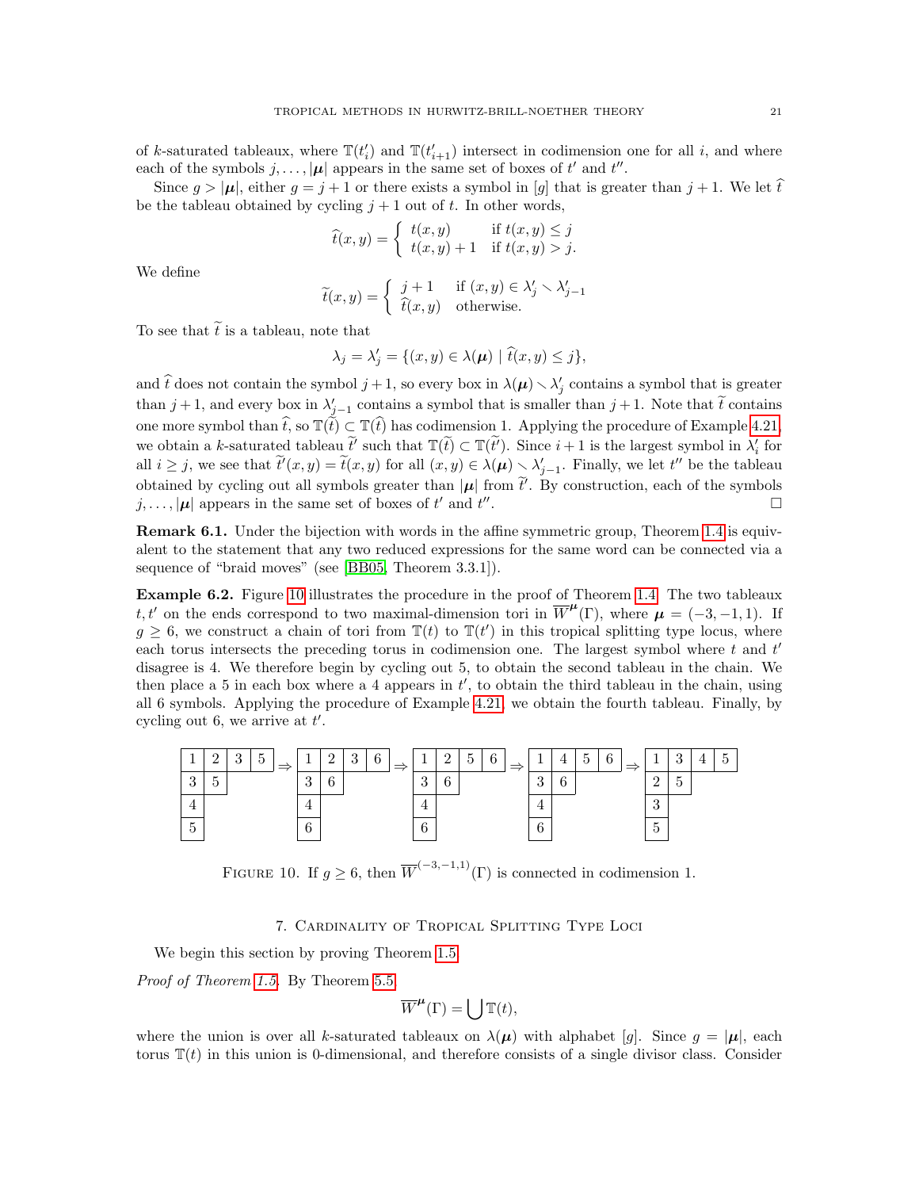of $k$-saturated tableaux, where $\mathbb{T}(t'_i)$ and $\mathbb{T}(t'_{i+1})$ intersect in codimension one for all $i$, and where each of the symbols $j, \ldots, |\boldsymbol{\mu}|$ appears in the same set of boxes of $t'$ and $t''$.

Since $g > |\boldsymbol{\mu}|$, either $g = j+1$ or there exists a symbol in $[g]$ that is greater than $j+1$. We let $\widehat{t}$ be the tableau obtained by cycling $j+1$ out of $t$. In other words,

$$\widehat{t}(x,y) = \begin{cases} t(x,y) & \text{if } t(x,y) \leq j \\ t(x,y)+1 & \text{if } t(x,y) > j. \end{cases}$$

We define

$$\widetilde{t}(x,y) = \begin{cases} j+1 & \text{if } (x,y) \in \lambda'_j \smallsetminus \lambda'_{j-1} \\ \widehat{t}(x,y) & \text{otherwise.} \end{cases}$$

To see that $\widetilde{t}$ is a tableau, note that

$$\lambda_j = \lambda'_j = \{(x,y) \in \lambda(\boldsymbol{\mu}) \mid \widehat{t}(x,y) \leq j\},$$

and $\widehat{t}$ does not contain the symbol $j+1$, so every box in $\lambda(\boldsymbol{\mu}) \smallsetminus \lambda'_j$ contains a symbol that is greater than $j+1$, and every box in $\lambda'_{j-1}$ contains a symbol that is smaller than $j+1$. Note that $\widetilde{t}$ contains one more symbol than $\widehat{t}$, so $\mathbb{T}(\widetilde{t}) \subset \mathbb{T}(\widehat{t})$ has codimension 1. Applying the procedure of Example 4.21, we obtain a $k$-saturated tableau $\widetilde{t}'$ such that $\mathbb{T}(\widetilde{t}) \subset \mathbb{T}(\widetilde{t}')$. Since $i+1$ is the largest symbol in $\lambda'_i$ for all $i \geq j$, we see that $\widetilde{t}'(x,y) = \widetilde{t}(x,y)$ for all $(x,y) \in \lambda(\boldsymbol{\mu}) \smallsetminus \lambda'_{j-1}$. Finally, we let $t''$ be the tableau obtained by cycling out all symbols greater than $|\boldsymbol{\mu}|$ from $\widetilde{t}'$. By construction, each of the symbols $j, \ldots, |\boldsymbol{\mu}|$ appears in the same set of boxes of $t'$ and $t''$. □

**Remark 6.1.** Under the bijection with words in the affine symmetric group, Theorem 1.4 is equivalent to the statement that any two reduced expressions for the same word can be connected via a sequence of "braid moves" (see [BB05, Theorem 3.3.1]).

**Example 6.2.** Figure 10 illustrates the procedure in the proof of Theorem 1.4. The two tableaux $t, t'$ on the ends correspond to two maximal-dimension tori in $\overline{W}^{\boldsymbol{\mu}}(\Gamma)$, where $\boldsymbol{\mu} = (-3,-1,1)$. If $g \geq 6$, we construct a chain of tori from $\mathbb{T}(t)$ to $\mathbb{T}(t')$ in this tropical splitting type locus, where each torus intersects the preceding torus in codimension one. The largest symbol where $t$ and $t'$ disagree is 4. We therefore begin by cycling out 5, to obtain the second tableau in the chain. We then place a 5 in each box where a 4 appears in $t'$, to obtain the third tableau in the chain, using all 6 symbols. Applying the procedure of Example 4.21, we obtain the fourth tableau. Finally, by cycling out 6, we arrive at $t'$.

| 1 | 2 | 3 | 5 |
|---|---|---|---|
| 3 | 5 | | |
| 4 | | | |
| 5 | | | |

⇒

| 1 | 2 | 3 | 6 |
|---|---|---|---|
| 3 | 6 | | |
| 4 | | | |
| 6 | | | |

⇒

| 1 | 2 | 5 | 6 |
|---|---|---|---|
| 3 | 6 | | |
| 4 | | | |
| 6 | | | |

⇒

| 1 | 4 | 5 | 6 |
|---|---|---|---|
| 3 | 6 | | |
| 4 | | | |
| 6 | | | |

⇒

| 1 | 3 | 4 | 5 |
|---|---|---|---|
| 2 | 5 | | |
| 3 | | | |
| 5 | | | |

FIGURE 10. If $g \geq 6$, then $\overline{W}^{(-3,-1,1)}(\Gamma)$ is connected in codimension 1.

## 7. Cardinality of Tropical Splitting Type Loci

We begin this section by proving Theorem 1.5.

*Proof of Theorem 1.5.* By Theorem 5.5

$$\overline{W}^{\boldsymbol{\mu}}(\Gamma) = \bigcup \mathbb{T}(t),$$

where the union is over all $k$-saturated tableaux on $\lambda(\boldsymbol{\mu})$ with alphabet $[g]$. Since $g = |\boldsymbol{\mu}|$, each torus $\mathbb{T}(t)$ in this union is 0-dimensional, and therefore consists of a single divisor class. Consider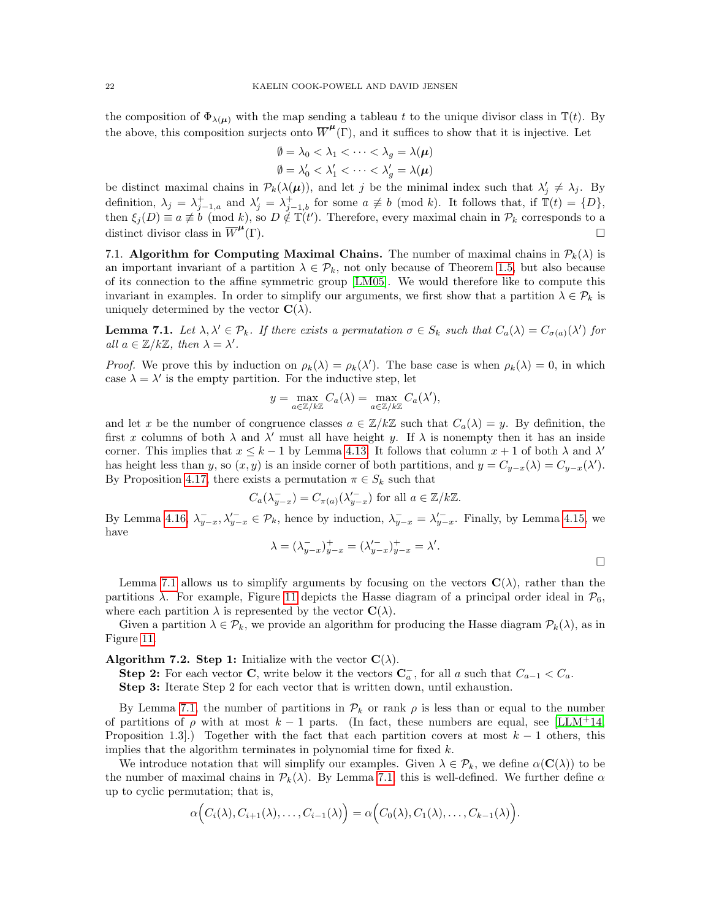the composition of $\Phi_{\lambda(\boldsymbol{\mu})}$ with the map sending a tableau $t$ to the unique divisor class in $\mathbb{T}(t)$. By the above, this composition surjects onto $\overline{W}^{\boldsymbol{\mu}}(\Gamma)$, and it suffices to show that it is injective. Let

$$\emptyset = \lambda_0 < \lambda_1 < \cdots < \lambda_g = \lambda(\boldsymbol{\mu})$$
$$\emptyset = \lambda'_0 < \lambda'_1 < \cdots < \lambda'_g = \lambda(\boldsymbol{\mu})$$

be distinct maximal chains in $\mathcal{P}_k(\lambda(\boldsymbol{\mu}))$, and let $j$ be the minimal index such that $\lambda'_j \neq \lambda_j$. By definition, $\lambda_j = \lambda^+_{j-1,a}$ and $\lambda'_j = \lambda^+_{j-1,b}$ for some $a \not\equiv b \pmod{k}$. It follows that, if $\mathbb{T}(t) = \{D\}$, then $\xi_j(D) \equiv a \not\equiv b \pmod{k}$, so $D \notin \mathbb{T}(t')$. Therefore, every maximal chain in $\mathcal{P}_k$ corresponds to a distinct divisor class in $\overline{W}^{\boldsymbol{\mu}}(\Gamma)$. □

### 7.1. Algorithm for Computing Maximal Chains.

The number of maximal chains in $\mathcal{P}_k(\lambda)$ is an important invariant of a partition $\lambda \in \mathcal{P}_k$, not only because of Theorem 1.5, but also because of its connection to the affine symmetric group [LM05]. We would therefore like to compute this invariant in examples. In order to simplify our arguments, we first show that a partition $\lambda \in \mathcal{P}_k$ is uniquely determined by the vector $\mathbf{C}(\lambda)$.

**Lemma 7.1.** *Let $\lambda, \lambda' \in \mathcal{P}_k$. If there exists a permutation $\sigma \in S_k$ such that $C_a(\lambda) = C_{\sigma(a)}(\lambda')$ for all $a \in \mathbb{Z}/k\mathbb{Z}$, then $\lambda = \lambda'$.*

*Proof.* We prove this by induction on $\rho_k(\lambda) = \rho_k(\lambda')$. The base case is when $\rho_k(\lambda) = 0$, in which case $\lambda = \lambda'$ is the empty partition. For the inductive step, let

$$y = \max_{a \in \mathbb{Z}/k\mathbb{Z}} C_a(\lambda) = \max_{a \in \mathbb{Z}/k\mathbb{Z}} C_a(\lambda'),$$

and let $x$ be the number of congruence classes $a \in \mathbb{Z}/k\mathbb{Z}$ such that $C_a(\lambda) = y$. By definition, the first $x$ columns of both $\lambda$ and $\lambda'$ must all have height $y$. If $\lambda$ is nonempty then it has an inside corner. This implies that $x \leq k-1$ by Lemma 4.13. It follows that column $x+1$ of both $\lambda$ and $\lambda'$ has height less than $y$, so $(x, y)$ is an inside corner of both partitions, and $y = C_{y-x}(\lambda) = C_{y-x}(\lambda')$. By Proposition 4.17, there exists a permutation $\pi \in S_k$ such that

$$C_a(\lambda^-_{y-x}) = C_{\pi(a)}(\lambda'^-_{y-x}) \text{ for all } a \in \mathbb{Z}/k\mathbb{Z}.$$

By Lemma 4.16, $\lambda^-_{y-x}, \lambda'^-_{y-x} \in \mathcal{P}_k$, hence by induction, $\lambda^-_{y-x} = \lambda'^-_{y-x}$. Finally, by Lemma 4.15, we have

$$\lambda = (\lambda^-_{y-x})^+_{y-x} = (\lambda'^-_{y-x})^+_{y-x} = \lambda'.$$

□

Lemma 7.1 allows us to simplify arguments by focusing on the vectors $\mathbf{C}(\lambda)$, rather than the partitions $\lambda$. For example, Figure 11 depicts the Hasse diagram of a principal order ideal in $\mathcal{P}_6$, where each partition $\lambda$ is represented by the vector $\mathbf{C}(\lambda)$.

Given a partition $\lambda \in \mathcal{P}_k$, we provide an algorithm for producing the Hasse diagram $\mathcal{P}_k(\lambda)$, as in Figure 11.

**Algorithm 7.2. Step 1:** Initialize with the vector $\mathbf{C}(\lambda)$.

**Step 2:** For each vector $\mathbf{C}$, write below it the vectors $\mathbf{C}^-_a$, for all $a$ such that $C_{a-1} < C_a$.

**Step 3:** Iterate Step 2 for each vector that is written down, until exhaustion.

By Lemma 7.1, the number of partitions in $\mathcal{P}_k$ or rank $\rho$ is less than or equal to the number of partitions of $\rho$ with at most $k-1$ parts. (In fact, these numbers are equal, see [LLM+14, Proposition 1.3].) Together with the fact that each partition covers at most $k-1$ others, this implies that the algorithm terminates in polynomial time for fixed $k$.

We introduce notation that will simplify our examples. Given $\lambda \in \mathcal{P}_k$, we define $\alpha(\mathbf{C}(\lambda))$ to be the number of maximal chains in $\mathcal{P}_k(\lambda)$. By Lemma 7.1, this is well-defined. We further define $\alpha$ up to cyclic permutation; that is,

$$\alpha\Big(C_i(\lambda), C_{i+1}(\lambda), \ldots, C_{i-1}(\lambda)\Big) = \alpha\Big(C_0(\lambda), C_1(\lambda), \ldots, C_{k-1}(\lambda)\Big).$$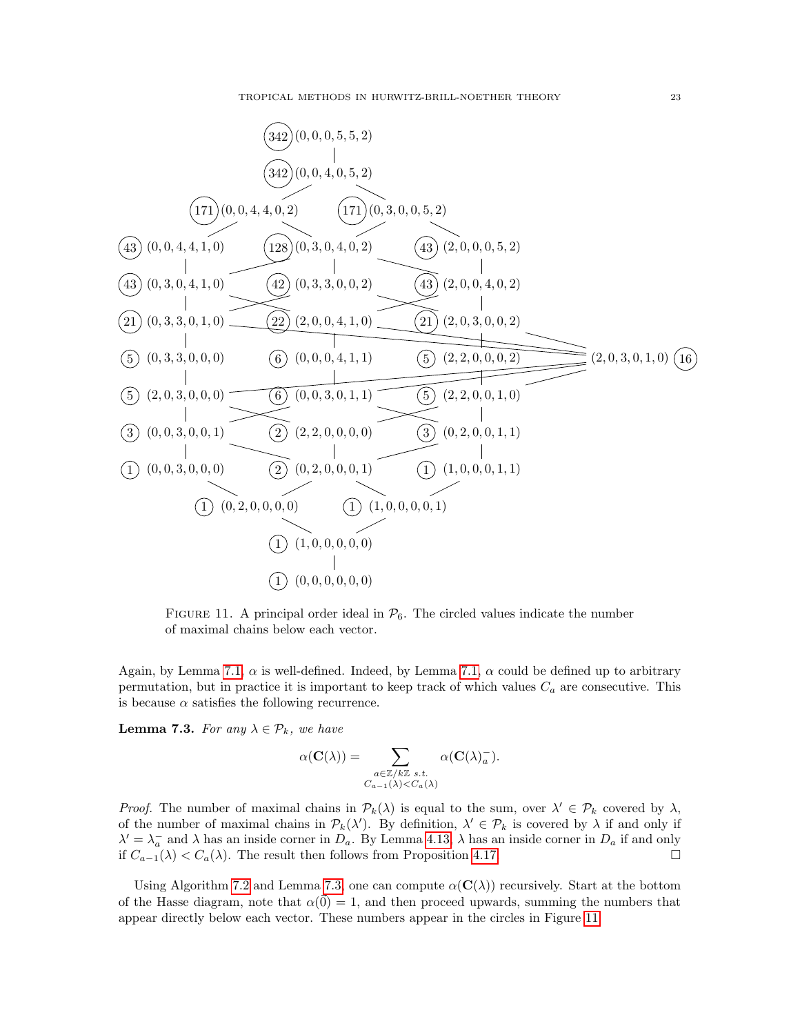FIGURE 11. A principal order ideal in $\mathcal{P}_6$. The circled values indicate the number of maximal chains below each vector.

Again, by Lemma 7.1, $\alpha$ is well-defined. Indeed, by Lemma 7.1, $\alpha$ could be defined up to arbitrary permutation, but in practice it is important to keep track of which values $C_a$ are consecutive. This is because $\alpha$ satisfies the following recurrence.

**Lemma 7.3.** *For any $\lambda \in \mathcal{P}_k$, we have*

$$\alpha(\mathbf{C}(\lambda)) = \sum_{\substack{a \in \mathbb{Z}/k\mathbb{Z} \text{ s.t.} \\ C_{a-1}(\lambda) < C_a(\lambda)}} \alpha(\mathbf{C}(\lambda)_a^-).$$

*Proof.* The number of maximal chains in $\mathcal{P}_k(\lambda)$ is equal to the sum, over $\lambda' \in \mathcal{P}_k$ covered by $\lambda$, of the number of maximal chains in $\mathcal{P}_k(\lambda')$. By definition, $\lambda' \in \mathcal{P}_k$ is covered by $\lambda$ if and only if $\lambda' = \lambda_a^-$ and $\lambda$ has an inside corner in $D_a$. By Lemma 4.13, $\lambda$ has an inside corner in $D_a$ if and only if $C_{a-1}(\lambda) < C_a(\lambda)$. The result then follows from Proposition 4.17. $\square$

Using Algorithm 7.2 and Lemma 7.3, one can compute $\alpha(\mathbf{C}(\lambda))$ recursively. Start at the bottom of the Hasse diagram, note that $\alpha(0) = 1$, and then proceed upwards, summing the numbers that appear directly below each vector. These numbers appear in the circles in Figure 11.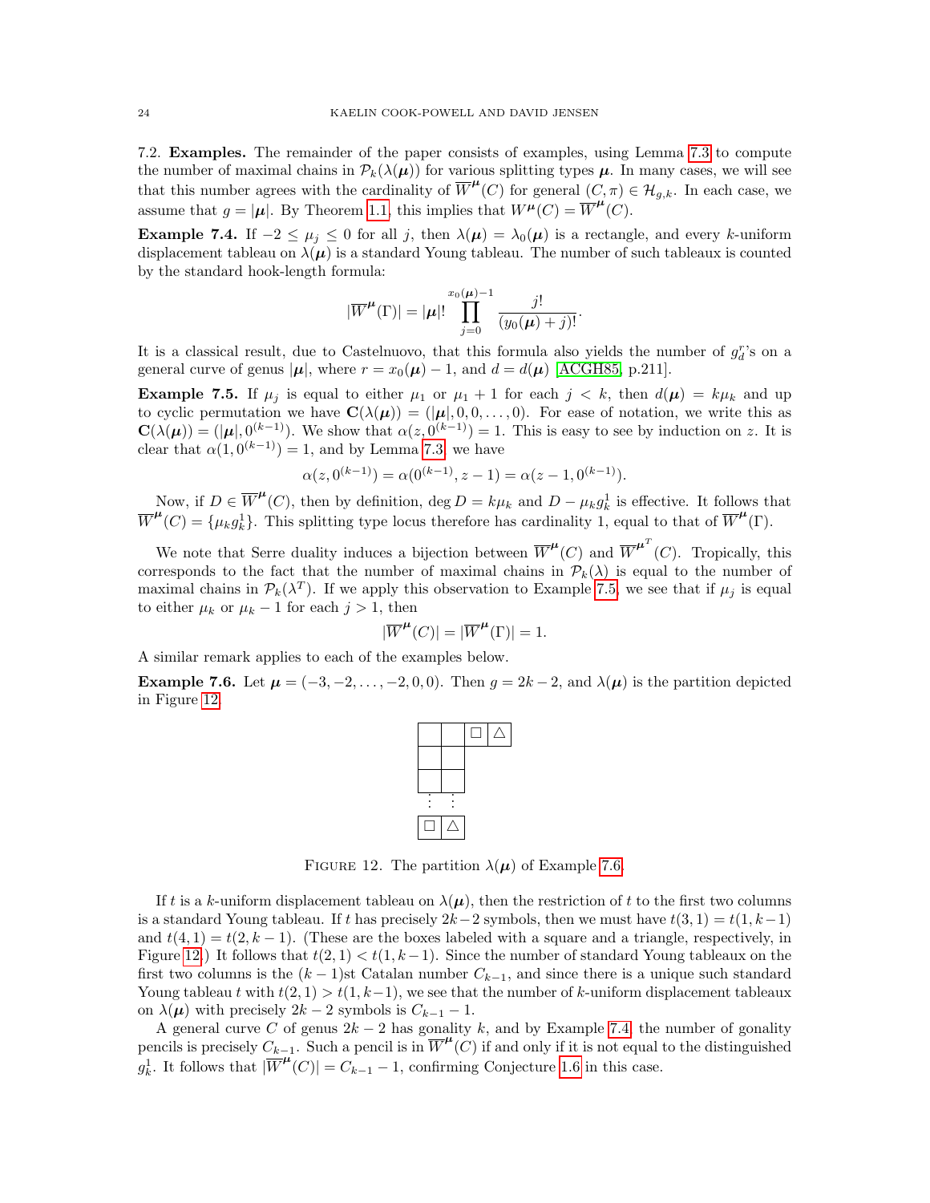7.2. **Examples.** The remainder of the paper consists of examples, using Lemma 7.3 to compute the number of maximal chains in $\mathcal{P}_k(\lambda(\boldsymbol{\mu}))$ for various splitting types $\boldsymbol{\mu}$. In many cases, we will see that this number agrees with the cardinality of $\overline{W}^{\boldsymbol{\mu}}(C)$ for general $(C,\pi) \in \mathcal{H}_{g,k}$. In each case, we assume that $g = |\boldsymbol{\mu}|$. By Theorem 1.1, this implies that $W^{\boldsymbol{\mu}}(C) = \overline{W}^{\boldsymbol{\mu}}(C)$.

**Example 7.4.** If $-2 \leq \mu_j \leq 0$ for all $j$, then $\lambda(\boldsymbol{\mu}) = \lambda_0(\boldsymbol{\mu})$ is a rectangle, and every $k$-uniform displacement tableau on $\lambda(\boldsymbol{\mu})$ is a standard Young tableau. The number of such tableaux is counted by the standard hook-length formula:

$$|\overline{W}^{\boldsymbol{\mu}}(\Gamma)| = |\boldsymbol{\mu}|! \prod_{j=0}^{x_0(\boldsymbol{\mu})-1} \frac{j!}{(y_0(\boldsymbol{\mu})+j)!}.$$

It is a classical result, due to Castelnuovo, that this formula also yields the number of $g^r_d$'s on a general curve of genus $|\boldsymbol{\mu}|$, where $r = x_0(\boldsymbol{\mu}) - 1$, and $d = d(\boldsymbol{\mu})$ [ACGH85, p.211].

**Example 7.5.** If $\mu_j$ is equal to either $\mu_1$ or $\mu_1 + 1$ for each $j < k$, then $d(\boldsymbol{\mu}) = k\mu_k$ and up to cyclic permutation we have $\mathbf{C}(\lambda(\boldsymbol{\mu})) = (|\boldsymbol{\mu}|, 0, 0, \ldots, 0)$. For ease of notation, we write this as $\mathbf{C}(\lambda(\boldsymbol{\mu})) = (|\boldsymbol{\mu}|, 0^{(k-1)})$. We show that $\alpha(z, 0^{(k-1)}) = 1$. This is easy to see by induction on $z$. It is clear that $\alpha(1, 0^{(k-1)}) = 1$, and by Lemma 7.3, we have

$$\alpha(z, 0^{(k-1)}) = \alpha(0^{(k-1)}, z-1) = \alpha(z-1, 0^{(k-1)}).$$

Now, if $D \in \overline{W}^{\boldsymbol{\mu}}(C)$, then by definition, $\deg D = k\mu_k$ and $D - \mu_k g^1_k$ is effective. It follows that $\overline{W}^{\boldsymbol{\mu}}(C) = \{\mu_k g^1_k\}$. This splitting type locus therefore has cardinality 1, equal to that of $\overline{W}^{\boldsymbol{\mu}}(\Gamma)$.

We note that Serre duality induces a bijection between $\overline{W}^{\boldsymbol{\mu}}(C)$ and $\overline{W}^{\boldsymbol{\mu}^T}(C)$. Tropically, this corresponds to the fact that the number of maximal chains in $\mathcal{P}_k(\lambda)$ is equal to the number of maximal chains in $\mathcal{P}_k(\lambda^T)$. If we apply this observation to Example 7.5, we see that if $\mu_j$ is equal to either $\mu_k$ or $\mu_k - 1$ for each $j > 1$, then

$$|\overline{W}^{\boldsymbol{\mu}}(C)| = |\overline{W}^{\boldsymbol{\mu}}(\Gamma)| = 1.$$

A similar remark applies to each of the examples below.

**Example 7.6.** Let $\boldsymbol{\mu} = (-3, -2, \ldots, -2, 0, 0)$. Then $g = 2k - 2$, and $\lambda(\boldsymbol{\mu})$ is the partition depicted in Figure 12.

FIGURE 12. The partition $\lambda(\boldsymbol{\mu})$ of Example 7.6.

If $t$ is a $k$-uniform displacement tableau on $\lambda(\boldsymbol{\mu})$, then the restriction of $t$ to the first two columns is a standard Young tableau. If $t$ has precisely $2k-2$ symbols, then we must have $t(3,1) = t(1,k-1)$ and $t(4,1) = t(2,k-1)$. (These are the boxes labeled with a square and a triangle, respectively, in Figure 12.) It follows that $t(2,1) < t(1,k-1)$. Since the number of standard Young tableaux on the first two columns is the $(k-1)$st Catalan number $C_{k-1}$, and since there is a unique such standard Young tableau $t$ with $t(2,1) > t(1,k-1)$, we see that the number of $k$-uniform displacement tableaux on $\lambda(\boldsymbol{\mu})$ with precisely $2k-2$ symbols is $C_{k-1} - 1$.

A general curve $C$ of genus $2k-2$ has gonality $k$, and by Example 7.4, the number of gonality pencils is precisely $C_{k-1}$. Such a pencil is in $\overline{W}^{\boldsymbol{\mu}}(C)$ if and only if it is not equal to the distinguished $g^1_k$. It follows that $|\overline{W}^{\boldsymbol{\mu}}(C)| = C_{k-1} - 1$, confirming Conjecture 1.6 in this case.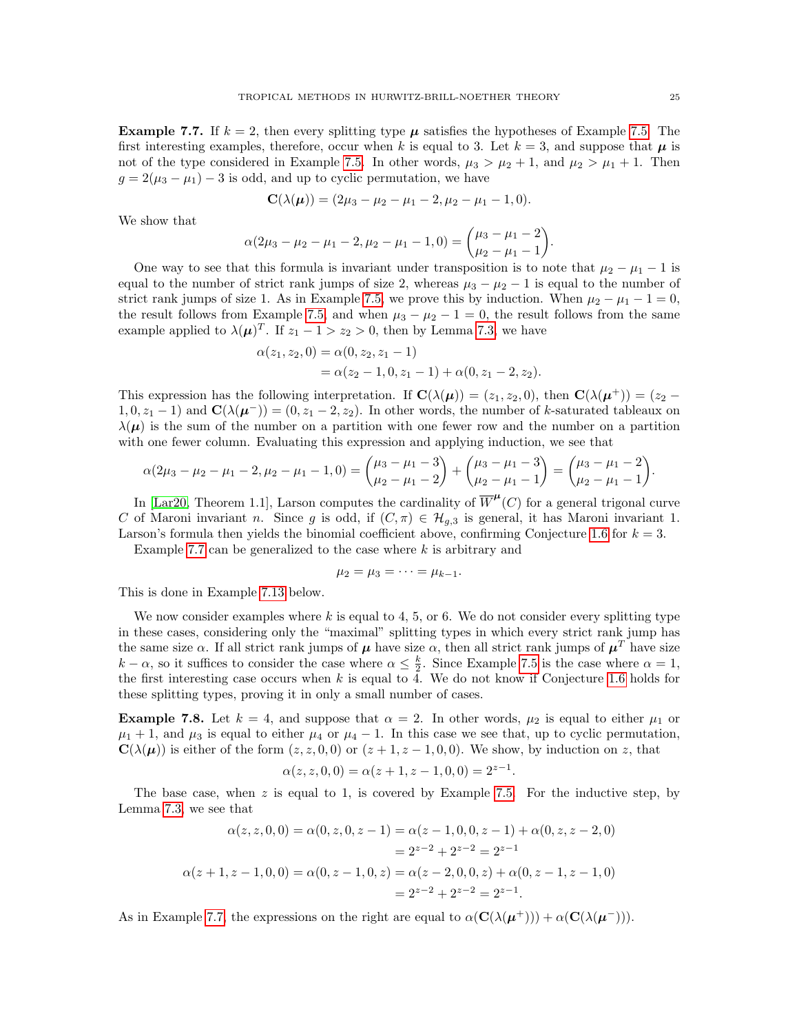**Example 7.7.** If $k = 2$, then every splitting type $\boldsymbol{\mu}$ satisfies the hypotheses of Example 7.5. The first interesting examples, therefore, occur when $k$ is equal to 3. Let $k = 3$, and suppose that $\boldsymbol{\mu}$ is not of the type considered in Example 7.5. In other words, $\mu_3 > \mu_2 + 1$, and $\mu_2 > \mu_1 + 1$. Then $g = 2(\mu_3 - \mu_1) - 3$ is odd, and up to cyclic permutation, we have

$$\mathbf{C}(\lambda(\boldsymbol{\mu})) = (2\mu_3 - \mu_2 - \mu_1 - 2, \mu_2 - \mu_1 - 1, 0).$$

We show that

$$\alpha(2\mu_3 - \mu_2 - \mu_1 - 2, \mu_2 - \mu_1 - 1, 0) = \binom{\mu_3 - \mu_1 - 2}{\mu_2 - \mu_1 - 1}.$$

One way to see that this formula is invariant under transposition is to note that $\mu_2 - \mu_1 - 1$ is equal to the number of strict rank jumps of size 2, whereas $\mu_3 - \mu_2 - 1$ is equal to the number of strict rank jumps of size 1. As in Example 7.5, we prove this by induction. When $\mu_2 - \mu_1 - 1 = 0$, the result follows from Example 7.5, and when $\mu_3 - \mu_2 - 1 = 0$, the result follows from the same example applied to $\lambda(\boldsymbol{\mu})^T$. If $z_1 - 1 > z_2 > 0$, then by Lemma 7.3, we have

$$\begin{aligned}
\alpha(z_1, z_2, 0) &= \alpha(0, z_2, z_1 - 1) \\
&= \alpha(z_2 - 1, 0, z_1 - 1) + \alpha(0, z_1 - 2, z_2).
\end{aligned}$$

This expression has the following interpretation. If $\mathbf{C}(\lambda(\boldsymbol{\mu})) = (z_1, z_2, 0)$, then $\mathbf{C}(\lambda(\boldsymbol{\mu}^+)) = (z_2 - 1, 0, z_1 - 1)$ and $\mathbf{C}(\lambda(\boldsymbol{\mu}^-)) = (0, z_1 - 2, z_2)$. In other words, the number of $k$-saturated tableaux on $\lambda(\boldsymbol{\mu})$ is the sum of the number on a partition with one fewer row and the number on a partition with one fewer column. Evaluating this expression and applying induction, we see that

$$\alpha(2\mu_3 - \mu_2 - \mu_1 - 2, \mu_2 - \mu_1 - 1, 0) = \binom{\mu_3 - \mu_1 - 3}{\mu_2 - \mu_1 - 2} + \binom{\mu_3 - \mu_1 - 3}{\mu_2 - \mu_1 - 1} = \binom{\mu_3 - \mu_1 - 2}{\mu_2 - \mu_1 - 1}.$$

In [Lar20, Theorem 1.1], Larson computes the cardinality of $\overline{W}^{\boldsymbol{\mu}}(C)$ for a general trigonal curve $C$ of Maroni invariant $n$. Since $g$ is odd, if $(C, \pi) \in \mathcal{H}_{g,3}$ is general, it has Maroni invariant 1. Larson's formula then yields the binomial coefficient above, confirming Conjecture 1.6 for $k = 3$.

Example 7.7 can be generalized to the case where $k$ is arbitrary and

$$\mu_2 = \mu_3 = \cdots = \mu_{k-1}.$$

This is done in Example 7.13 below.

We now consider examples where $k$ is equal to 4, 5, or 6. We do not consider every splitting type in these cases, considering only the "maximal" splitting types in which every strict rank jump has the same size $\alpha$. If all strict rank jumps of $\boldsymbol{\mu}$ have size $\alpha$, then all strict rank jumps of $\boldsymbol{\mu}^T$ have size $k - \alpha$, so it suffices to consider the case where $\alpha \leq \frac{k}{2}$. Since Example 7.5 is the case where $\alpha = 1$, the first interesting case occurs when $k$ is equal to 4. We do not know if Conjecture 1.6 holds for these splitting types, proving it in only a small number of cases.

**Example 7.8.** Let $k = 4$, and suppose that $\alpha = 2$. In other words, $\mu_2$ is equal to either $\mu_1$ or $\mu_1 + 1$, and $\mu_3$ is equal to either $\mu_4$ or $\mu_4 - 1$. In this case we see that, up to cyclic permutation, $\mathbf{C}(\lambda(\boldsymbol{\mu}))$ is either of the form $(z, z, 0, 0)$ or $(z + 1, z - 1, 0, 0)$. We show, by induction on $z$, that

$$\alpha(z, z, 0, 0) = \alpha(z + 1, z - 1, 0, 0) = 2^{z-1}.$$

The base case, when $z$ is equal to 1, is covered by Example 7.5. For the inductive step, by Lemma 7.3, we see that

$$\begin{aligned}
\alpha(z, z, 0, 0) = \alpha(0, z, 0, z - 1) &= \alpha(z - 1, 0, 0, z - 1) + \alpha(0, z, z - 2, 0) \\
&= 2^{z-2} + 2^{z-2} = 2^{z-1} \\
\alpha(z + 1, z - 1, 0, 0) = \alpha(0, z - 1, 0, z) &= \alpha(z - 2, 0, 0, z) + \alpha(0, z - 1, z - 1, 0) \\
&= 2^{z-2} + 2^{z-2} = 2^{z-1}.
\end{aligned}$$

As in Example 7.7, the expressions on the right are equal to $\alpha(\mathbf{C}(\lambda(\boldsymbol{\mu}^+))) + \alpha(\mathbf{C}(\lambda(\boldsymbol{\mu}^-)))$.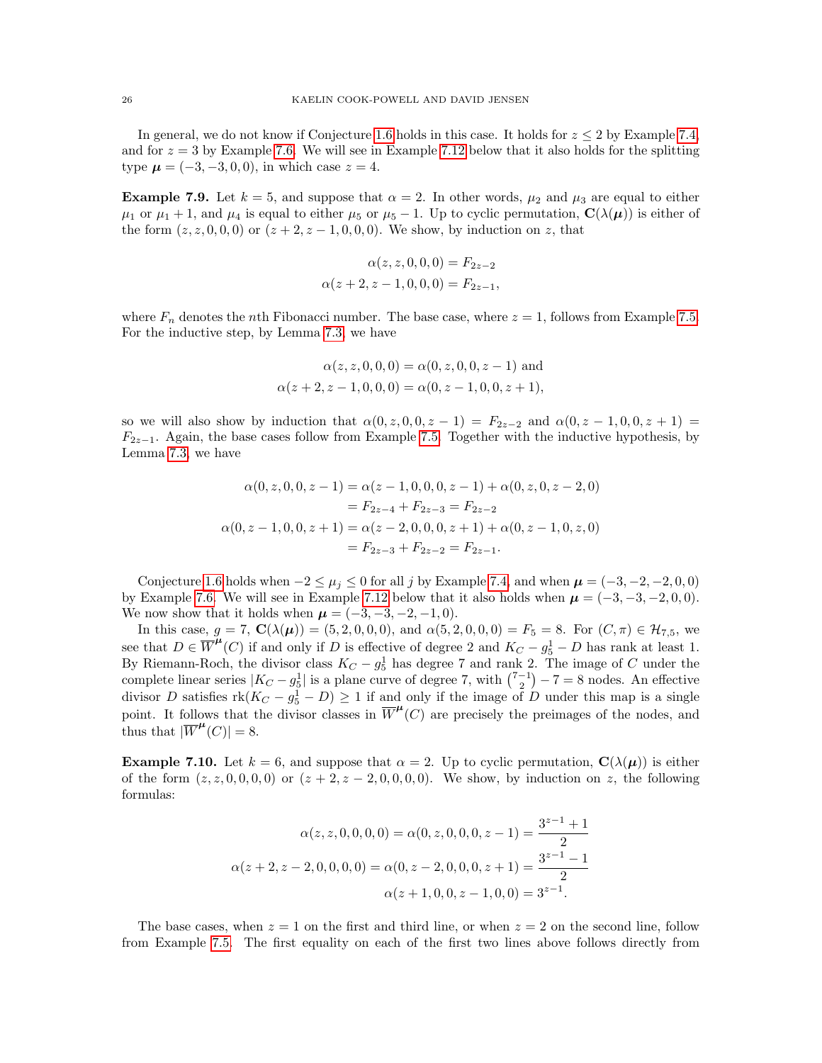In general, we do not know if Conjecture 1.6 holds in this case. It holds for $z \leq 2$ by Example 7.4, and for $z = 3$ by Example 7.6. We will see in Example 7.12 below that it also holds for the splitting type $\boldsymbol{\mu} = (-3, -3, 0, 0)$, in which case $z = 4$.

**Example 7.9.** Let $k = 5$, and suppose that $\alpha = 2$. In other words, $\mu_2$ and $\mu_3$ are equal to either $\mu_1$ or $\mu_1 + 1$, and $\mu_4$ is equal to either $\mu_5$ or $\mu_5 - 1$. Up to cyclic permutation, $\mathbf{C}(\lambda(\boldsymbol{\mu}))$ is either of the form $(z, z, 0, 0, 0)$ or $(z + 2, z - 1, 0, 0, 0)$. We show, by induction on $z$, that

$$\alpha(z, z, 0, 0, 0) = F_{2z-2}$$
$$\alpha(z + 2, z - 1, 0, 0, 0) = F_{2z-1},$$

where $F_n$ denotes the $n$th Fibonacci number. The base case, where $z = 1$, follows from Example 7.5. For the inductive step, by Lemma 7.3, we have

$$\alpha(z, z, 0, 0, 0) = \alpha(0, z, 0, 0, z - 1) \text{ and}$$
$$\alpha(z + 2, z - 1, 0, 0, 0) = \alpha(0, z - 1, 0, 0, z + 1),$$

so we will also show by induction that $\alpha(0, z, 0, 0, z - 1) = F_{2z-2}$ and $\alpha(0, z - 1, 0, 0, z + 1) = F_{2z-1}$. Again, the base cases follow from Example 7.5. Together with the inductive hypothesis, by Lemma 7.3, we have

$$\begin{aligned}
\alpha(0, z, 0, 0, z - 1) &= \alpha(z - 1, 0, 0, 0, z - 1) + \alpha(0, z, 0, z - 2, 0) \\
&= F_{2z-4} + F_{2z-3} = F_{2z-2} \\
\alpha(0, z - 1, 0, 0, z + 1) &= \alpha(z - 2, 0, 0, 0, z + 1) + \alpha(0, z - 1, 0, z, 0) \\
&= F_{2z-3} + F_{2z-2} = F_{2z-1}.
\end{aligned}$$

Conjecture 1.6 holds when $-2 \leq \mu_j \leq 0$ for all $j$ by Example 7.4, and when $\boldsymbol{\mu} = (-3, -2, -2, 0, 0)$ by Example 7.6. We will see in Example 7.12 below that it also holds when $\boldsymbol{\mu} = (-3, -3, -2, 0, 0)$. We now show that it holds when $\boldsymbol{\mu} = (-3, -3, -2, -1, 0)$.

In this case, $g = 7$, $\mathbf{C}(\lambda(\boldsymbol{\mu})) = (5, 2, 0, 0, 0)$, and $\alpha(5, 2, 0, 0, 0) = F_5 = 8$. For $(C, \pi) \in \mathcal{H}_{7,5}$, we see that $D \in \overline{W}^{\boldsymbol{\mu}}(C)$ if and only if $D$ is effective of degree 2 and $K_C - g^1_5 - D$ has rank at least 1. By Riemann-Roch, the divisor class $K_C - g^1_5$ has degree 7 and rank 2. The image of $C$ under the complete linear series $|K_C - g^1_5|$ is a plane curve of degree 7, with $\binom{7-1}{2} - 7 = 8$ nodes. An effective divisor $D$ satisfies $\text{rk}(K_C - g^1_5 - D) \geq 1$ if and only if the image of $D$ under this map is a single point. It follows that the divisor classes in $\overline{W}^{\boldsymbol{\mu}}(C)$ are precisely the preimages of the nodes, and thus that $|\overline{W}^{\boldsymbol{\mu}}(C)| = 8$.

**Example 7.10.** Let $k = 6$, and suppose that $\alpha = 2$. Up to cyclic permutation, $\mathbf{C}(\lambda(\boldsymbol{\mu}))$ is either of the form $(z, z, 0, 0, 0, 0)$ or $(z + 2, z - 2, 0, 0, 0, 0)$. We show, by induction on $z$, the following formulas:

$$\begin{aligned}
\alpha(z, z, 0, 0, 0, 0) = \alpha(0, z, 0, 0, 0, z - 1) &= \frac{3^{z-1} + 1}{2} \\
\alpha(z + 2, z - 2, 0, 0, 0, 0) = \alpha(0, z - 2, 0, 0, 0, z + 1) &= \frac{3^{z-1} - 1}{2} \\
\alpha(z + 1, 0, 0, z - 1, 0, 0) &= 3^{z-1}.
\end{aligned}$$

The base cases, when $z = 1$ on the first and third line, or when $z = 2$ on the second line, follow from Example 7.5. The first equality on each of the first two lines above follows directly from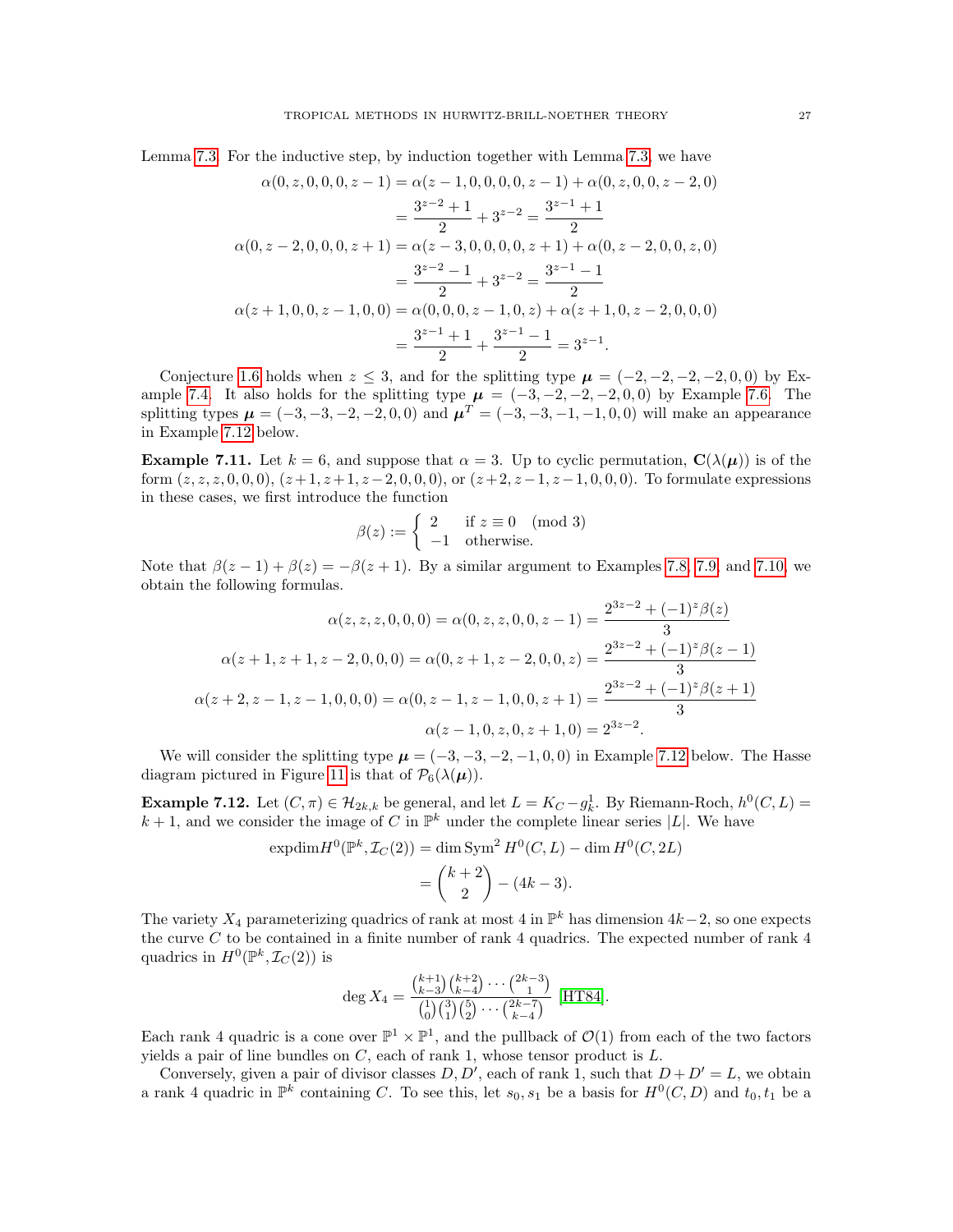Lemma 7.3. For the inductive step, by induction together with Lemma 7.3, we have

$$
\begin{aligned}
\alpha(0,z,0,0,0,z-1) &= \alpha(z-1,0,0,0,0,z-1)+\alpha(0,z,0,0,z-2,0)\\
&= \frac{3^{z-2}+1}{2}+3^{z-2}=\frac{3^{z-1}+1}{2}\\
\alpha(0,z-2,0,0,0,z+1) &= \alpha(z-3,0,0,0,0,z+1)+\alpha(0,z-2,0,0,z,0)\\
&= \frac{3^{z-2}-1}{2}+3^{z-2}=\frac{3^{z-1}-1}{2}\\
\alpha(z+1,0,0,z-1,0,0) &= \alpha(0,0,0,z-1,0,z)+\alpha(z+1,0,z-2,0,0,0)\\
&= \frac{3^{z-1}+1}{2}+\frac{3^{z-1}-1}{2}=3^{z-1}.
\end{aligned}
$$

Conjecture 1.6 holds when $z \leq 3$, and for the splitting type $\boldsymbol{\mu} = (-2,-2,-2,-2,0,0)$ by Example 7.4. It also holds for the splitting type $\boldsymbol{\mu} = (-3,-2,-2,-2,0,0)$ by Example 7.6. The splitting types $\boldsymbol{\mu} = (-3,-3,-2,-2,0,0)$ and $\boldsymbol{\mu}^T = (-3,-3,-1,-1,0,0)$ will make an appearance in Example 7.12 below.

**Example 7.11.** Let $k = 6$, and suppose that $\alpha = 3$. Up to cyclic permutation, $\mathbf{C}(\lambda(\boldsymbol{\mu}))$ is of the form $(z,z,z,0,0,0)$, $(z+1,z+1,z-2,0,0,0)$, or $(z+2,z-1,z-1,0,0,0)$. To formulate expressions in these cases, we first introduce the function

$$
\beta(z) := \begin{cases} 2 & \text{if } z \equiv 0 \pmod 3 \\ -1 & \text{otherwise.} \end{cases}
$$

Note that $\beta(z-1)+\beta(z) = -\beta(z+1)$. By a similar argument to Examples 7.8, 7.9, and 7.10, we obtain the following formulas.

$$
\begin{aligned}
\alpha(z,z,z,0,0,0) = \alpha(0,z,z,0,0,z-1) &= \frac{2^{3z-2}+(-1)^z\beta(z)}{3}\\
\alpha(z+1,z+1,z-2,0,0,0) = \alpha(0,z+1,z-2,0,0,z) &= \frac{2^{3z-2}+(-1)^z\beta(z-1)}{3}\\
\alpha(z+2,z-1,z-1,0,0,0) = \alpha(0,z-1,z-1,0,0,z+1) &= \frac{2^{3z-2}+(-1)^z\beta(z+1)}{3}\\
\alpha(z-1,0,z,0,z+1,0) &= 2^{3z-2}.
\end{aligned}
$$

We will consider the splitting type $\boldsymbol{\mu} = (-3,-3,-2,-1,0,0)$ in Example 7.12 below. The Hasse diagram pictured in Figure 11 is that of $\mathcal{P}_6(\lambda(\boldsymbol{\mu}))$.

**Example 7.12.** Let $(C,\pi) \in \mathcal{H}_{2k,k}$ be general, and let $L = K_C - g^1_k$. By Riemann-Roch, $h^0(C,L) = k+1$, and we consider the image of $C$ in $\mathbb{P}^k$ under the complete linear series $|L|$. We have

$$
\begin{aligned}
\operatorname{expdim} H^0(\mathbb{P}^k, \mathcal{I}_C(2)) &= \dim \operatorname{Sym}^2 H^0(C,L) - \dim H^0(C,2L)\\
&= \binom{k+2}{2} - (4k-3).
\end{aligned}
$$

The variety $X_4$ parameterizing quadrics of rank at most 4 in $\mathbb{P}^k$ has dimension $4k-2$, so one expects the curve $C$ to be contained in a finite number of rank 4 quadrics. The expected number of rank 4 quadrics in $H^0(\mathbb{P}^k, \mathcal{I}_C(2))$ is

$$
\deg X_4 = \frac{\binom{k+1}{k-3}\binom{k+2}{k-4}\cdots\binom{2k-3}{1}}{\binom{1}{0}\binom{3}{1}\binom{5}{2}\cdots\binom{2k-7}{k-4}} \text{ [HT84]}.
$$

Each rank 4 quadric is a cone over $\mathbb{P}^1 \times \mathbb{P}^1$, and the pullback of $\mathcal{O}(1)$ from each of the two factors yields a pair of line bundles on $C$, each of rank 1, whose tensor product is $L$.

Conversely, given a pair of divisor classes $D, D'$, each of rank 1, such that $D + D' = L$, we obtain a rank 4 quadric in $\mathbb{P}^k$ containing $C$. To see this, let $s_0, s_1$ be a basis for $H^0(C,D)$ and $t_0, t_1$ be a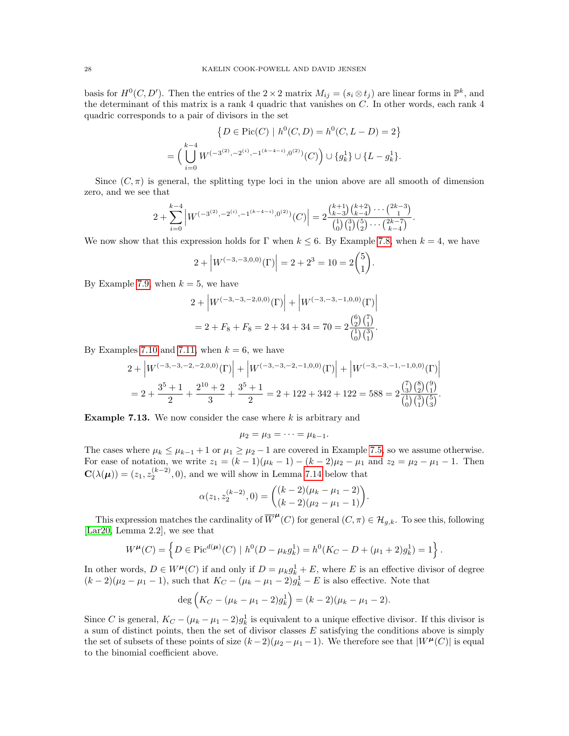basis for $H^0(C, D')$. Then the entries of the $2 \times 2$ matrix $M_{ij} = (s_i \otimes t_j)$ are linear forms in $\mathbb{P}^k$, and the determinant of this matrix is a rank 4 quadric that vanishes on $C$. In other words, each rank 4 quadric corresponds to a pair of divisors in the set

$$\begin{aligned} &\left\{ D \in \operatorname{Pic}(C) \mid h^0(C, D) = h^0(C, L - D) = 2 \right\} \\ &= \Big( \bigcup_{i=0}^{k-4} W^{(-3^{(2)}, -2^{(i)}, -1^{(k-4-i)}, 0^{(2)})}(C) \Big) \cup \{g_k^1\} \cup \{L - g_k^1\}. \end{aligned}$$

Since $(C, \pi)$ is general, the splitting type loci in the union above are all smooth of dimension zero, and we see that

$$2 + \sum_{i=0}^{k-4} \left| W^{(-3^{(2)}, -2^{(i)}, -1^{(k-4-i)}, 0^{(2)})}(C) \right| = 2 \frac{\binom{k+1}{k-3}\binom{k+2}{k-4} \cdots \binom{2k-3}{1}}{\binom{1}{0}\binom{3}{1}\binom{5}{2} \cdots \binom{2k-7}{k-4}}.$$

We now show that this expression holds for $\Gamma$ when $k \leq 6$. By Example 7.8, when $k = 4$, we have

$$2 + \left| W^{(-3,-3,0,0)}(\Gamma) \right| = 2 + 2^3 = 10 = 2\binom{5}{1}.$$

By Example 7.9, when $k = 5$, we have

$$\begin{aligned} &2 + \left| W^{(-3,-3,-2,0,0)}(\Gamma) \right| + \left| W^{(-3,-3,-1,0,0)}(\Gamma) \right| \\ &= 2 + F_8 + F_8 = 2 + 34 + 34 = 70 = 2 \frac{\binom{6}{2}\binom{7}{1}}{\binom{1}{0}\binom{3}{1}}. \end{aligned}$$

By Examples 7.10 and 7.11, when $k = 6$, we have

$$\begin{aligned} &2 + \left| W^{(-3,-3,-2,-2,0,0)}(\Gamma) \right| + \left| W^{(-3,-3,-2,-1,0,0)}(\Gamma) \right| + \left| W^{(-3,-3,-1,-1,0,0)}(\Gamma) \right| \\ &= 2 + \frac{3^5+1}{2} + \frac{2^{10}+2}{3} + \frac{3^5+1}{2} = 2 + 122 + 342 + 122 = 588 = 2 \frac{\binom{7}{3}\binom{8}{2}\binom{9}{1}}{\binom{1}{0}\binom{3}{1}\binom{5}{3}}. \end{aligned}$$

**Example 7.13.** We now consider the case where $k$ is arbitrary and

$$\mu_2 = \mu_3 = \cdots = \mu_{k-1}.$$

The cases where $\mu_k \leq \mu_{k-1} + 1$ or $\mu_1 \geq \mu_2 - 1$ are covered in Example 7.5, so we assume otherwise. For ease of notation, we write $z_1 = (k-1)(\mu_k - 1) - (k-2)\mu_2 - \mu_1$ and $z_2 = \mu_2 - \mu_1 - 1$. Then $\mathbf{C}(\lambda(\boldsymbol{\mu})) = (z_1, z_2^{(k-2)}, 0)$, and we will show in Lemma 7.14 below that

$$\alpha(z_1, z_2^{(k-2)}, 0) = \binom{(k-2)(\mu_k - \mu_1 - 2)}{(k-2)(\mu_2 - \mu_1 - 1)}.$$

This expression matches the cardinality of $\overline{W}^{\boldsymbol{\mu}}(C)$ for general $(C, \pi) \in \mathcal{H}_{g,k}$. To see this, following [Lar20, Lemma 2.2], we see that

$$W^{\boldsymbol{\mu}}(C) = \left\{ D \in \operatorname{Pic}^{d(\boldsymbol{\mu})}(C) \mid h^0(D - \mu_k g_k^1) = h^0(K_C - D + (\mu_1 + 2)g_k^1) = 1 \right\}.$$

In other words, $D \in W^{\boldsymbol{\mu}}(C)$ if and only if $D = \mu_k g_k^1 + E$, where $E$ is an effective divisor of degree $(k-2)(\mu_2 - \mu_1 - 1)$, such that $K_C - (\mu_k - \mu_1 - 2)g_k^1 - E$ is also effective. Note that

$$\deg \left( K_C - (\mu_k - \mu_1 - 2)g_k^1 \right) = (k-2)(\mu_k - \mu_1 - 2).$$

Since $C$ is general, $K_C - (\mu_k - \mu_1 - 2)g_k^1$ is equivalent to a unique effective divisor. If this divisor is a sum of distinct points, then the set of divisor classes $E$ satisfying the conditions above is simply the set of subsets of these points of size $(k-2)(\mu_2 - \mu_1 - 1)$. We therefore see that $|W^{\boldsymbol{\mu}}(C)|$ is equal to the binomial coefficient above.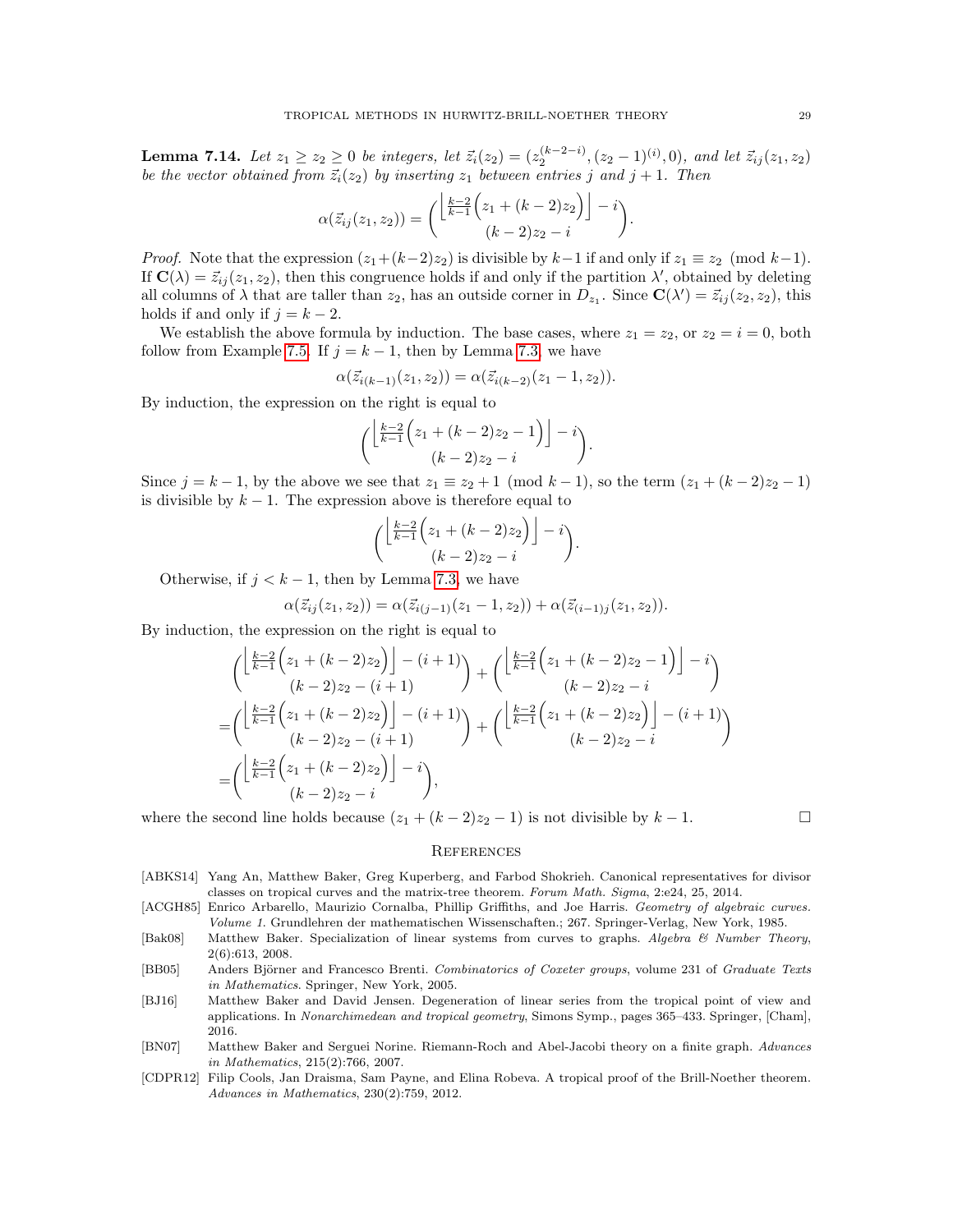**Lemma 7.14.** *Let $z_1 \geq z_2 \geq 0$ be integers, let $\vec{z}_i(z_2) = (z_2^{(k-2-i)}, (z_2-1)^{(i)}, 0)$, and let $\vec{z}_{ij}(z_1, z_2)$ be the vector obtained from $\vec{z}_i(z_2)$ by inserting $z_1$ between entries $j$ and $j+1$. Then*

$$\alpha(\vec{z}_{ij}(z_1, z_2)) = \binom{\left\lfloor \frac{k-2}{k-1}\Big(z_1 + (k-2)z_2\Big) \right\rfloor - i}{(k-2)z_2 - i}.$$

*Proof.* Note that the expression $(z_1+(k-2)z_2)$ is divisible by $k-1$ if and only if $z_1 \equiv z_2 \pmod{k-1}$. If $\mathbf{C}(\lambda) = \vec{z}_{ij}(z_1, z_2)$, then this congruence holds if and only if the partition $\lambda'$, obtained by deleting all columns of $\lambda$ that are taller than $z_2$, has an outside corner in $D_{z_1}$. Since $\mathbf{C}(\lambda') = \vec{z}_{ij}(z_2, z_2)$, this holds if and only if $j = k-2$.

We establish the above formula by induction. The base cases, where $z_1 = z_2$, or $z_2 = i = 0$, both follow from Example 7.5. If $j = k-1$, then by Lemma 7.3, we have

$$\alpha(\vec{z}_{i(k-1)}(z_1, z_2)) = \alpha(\vec{z}_{i(k-2)}(z_1 - 1, z_2)).$$

By induction, the expression on the right is equal to

$$\binom{\left\lfloor \frac{k-2}{k-1}\Big(z_1 + (k-2)z_2 - 1\Big) \right\rfloor - i}{(k-2)z_2 - i}.$$

Since $j = k-1$, by the above we see that $z_1 \equiv z_2 + 1 \pmod{k-1}$, so the term $(z_1 + (k-2)z_2 - 1)$ is divisible by $k-1$. The expression above is therefore equal to

$$\binom{\left\lfloor \frac{k-2}{k-1}\Big(z_1 + (k-2)z_2\Big) \right\rfloor - i}{(k-2)z_2 - i}.$$

Otherwise, if $j < k-1$, then by Lemma 7.3, we have

$$\alpha(\vec{z}_{ij}(z_1, z_2)) = \alpha(\vec{z}_{i(j-1)}(z_1 - 1, z_2)) + \alpha(\vec{z}_{(i-1)j}(z_1, z_2)).$$

By induction, the expression on the right is equal to

$$\begin{aligned}
&\binom{\left\lfloor \frac{k-2}{k-1}\Big(z_1 + (k-2)z_2\Big) \right\rfloor - (i+1)}{(k-2)z_2 - (i+1)} + \binom{\left\lfloor \frac{k-2}{k-1}\Big(z_1 + (k-2)z_2 - 1\Big) \right\rfloor - i}{(k-2)z_2 - i} \\
=&\binom{\left\lfloor \frac{k-2}{k-1}\Big(z_1 + (k-2)z_2\Big) \right\rfloor - (i+1)}{(k-2)z_2 - (i+1)} + \binom{\left\lfloor \frac{k-2}{k-1}\Big(z_1 + (k-2)z_2\Big) \right\rfloor - (i+1)}{(k-2)z_2 - i} \\
=&\binom{\left\lfloor \frac{k-2}{k-1}\Big(z_1 + (k-2)z_2\Big) \right\rfloor - i}{(k-2)z_2 - i},
\end{aligned}$$

where the second line holds because $(z_1 + (k-2)z_2 - 1)$ is not divisible by $k-1$. $\square$

## References

[ABKS14] Yang An, Matthew Baker, Greg Kuperberg, and Farbod Shokrieh. Canonical representatives for divisor classes on tropical curves and the matrix-tree theorem. *Forum Math. Sigma*, 2:e24, 25, 2014.

[ACGH85] Enrico Arbarello, Maurizio Cornalba, Phillip Griffiths, and Joe Harris. *Geometry of algebraic curves. Volume 1*. Grundlehren der mathematischen Wissenschaften.; 267. Springer-Verlag, New York, 1985.

[Bak08] Matthew Baker. Specialization of linear systems from curves to graphs. *Algebra & Number Theory*, 2(6):613, 2008.

[BB05] Anders Björner and Francesco Brenti. *Combinatorics of Coxeter groups*, volume 231 of *Graduate Texts in Mathematics*. Springer, New York, 2005.

[BJ16] Matthew Baker and David Jensen. Degeneration of linear series from the tropical point of view and applications. In *Nonarchimedean and tropical geometry*, Simons Symp., pages 365–433. Springer, [Cham], 2016.

[BN07] Matthew Baker and Serguei Norine. Riemann-Roch and Abel-Jacobi theory on a finite graph. *Advances in Mathematics*, 215(2):766, 2007.

[CDPR12] Filip Cools, Jan Draisma, Sam Payne, and Elina Robeva. A tropical proof of the Brill-Noether theorem. *Advances in Mathematics*, 230(2):759, 2012.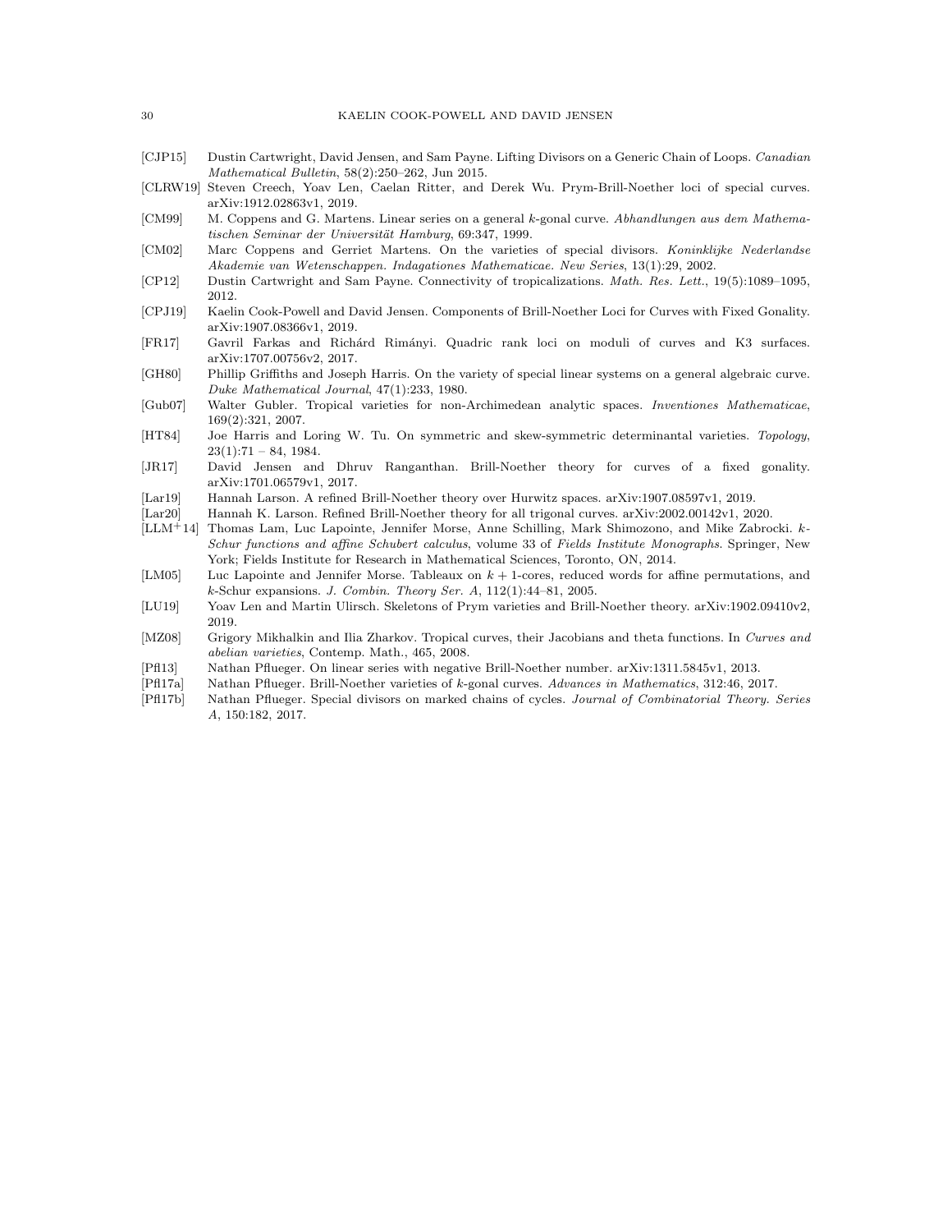- [CJP15] Dustin Cartwright, David Jensen, and Sam Payne. Lifting Divisors on a Generic Chain of Loops. *Canadian Mathematical Bulletin*, 58(2):250–262, Jun 2015.
- [CLRW19] Steven Creech, Yoav Len, Caelan Ritter, and Derek Wu. Prym-Brill-Noether loci of special curves. arXiv:1912.02863v1, 2019.
- [CM99] M. Coppens and G. Martens. Linear series on a general $k$-gonal curve. *Abhandlungen aus dem Mathematischen Seminar der Universität Hamburg*, 69:347, 1999.
- [CM02] Marc Coppens and Gerriet Martens. On the varieties of special divisors. *Koninklijke Nederlandse Akademie van Wetenschappen. Indagationes Mathematicae. New Series*, 13(1):29, 2002.
- [CP12] Dustin Cartwright and Sam Payne. Connectivity of tropicalizations. *Math. Res. Lett.*, 19(5):1089–1095, 2012.
- [CPJ19] Kaelin Cook-Powell and David Jensen. Components of Brill-Noether Loci for Curves with Fixed Gonality. arXiv:1907.08366v1, 2019.
- [FR17] Gavril Farkas and Richárd Rimányi. Quadric rank loci on moduli of curves and K3 surfaces. arXiv:1707.00756v2, 2017.
- [GH80] Phillip Griffiths and Joseph Harris. On the variety of special linear systems on a general algebraic curve. *Duke Mathematical Journal*, 47(1):233, 1980.
- [Gub07] Walter Gubler. Tropical varieties for non-Archimedean analytic spaces. *Inventiones Mathematicae*, 169(2):321, 2007.
- [HT84] Joe Harris and Loring W. Tu. On symmetric and skew-symmetric determinantal varieties. *Topology*, 23(1):71 – 84, 1984.
- [JR17] David Jensen and Dhruv Ranganthan. Brill-Noether theory for curves of a fixed gonality. arXiv:1701.06579v1, 2017.
- [Lar19] Hannah Larson. A refined Brill-Noether theory over Hurwitz spaces. arXiv:1907.08597v1, 2019.
- [Lar20] Hannah K. Larson. Refined Brill-Noether theory for all trigonal curves. arXiv:2002.00142v1, 2020.
- [LLM+14] Thomas Lam, Luc Lapointe, Jennifer Morse, Anne Schilling, Mark Shimozono, and Mike Zabrocki. *k-Schur functions and affine Schubert calculus*, volume 33 of *Fields Institute Monographs*. Springer, New York; Fields Institute for Research in Mathematical Sciences, Toronto, ON, 2014.
- [LM05] Luc Lapointe and Jennifer Morse. Tableaux on $k+1$-cores, reduced words for affine permutations, and $k$-Schur expansions. *J. Combin. Theory Ser. A*, 112(1):44–81, 2005.
- [LU19] Yoav Len and Martin Ulirsch. Skeletons of Prym varieties and Brill-Noether theory. arXiv:1902.09410v2, 2019.
- [MZ08] Grigory Mikhalkin and Ilia Zharkov. Tropical curves, their Jacobians and theta functions. In *Curves and abelian varieties*, Contemp. Math., 465, 2008.
- [Pfl13] Nathan Pflueger. On linear series with negative Brill-Noether number. arXiv:1311.5845v1, 2013.
- [Pfl17a] Nathan Pflueger. Brill-Noether varieties of $k$-gonal curves. *Advances in Mathematics*, 312:46, 2017.
- [Pfl17b] Nathan Pflueger. Special divisors on marked chains of cycles. *Journal of Combinatorial Theory. Series A*, 150:182, 2017.